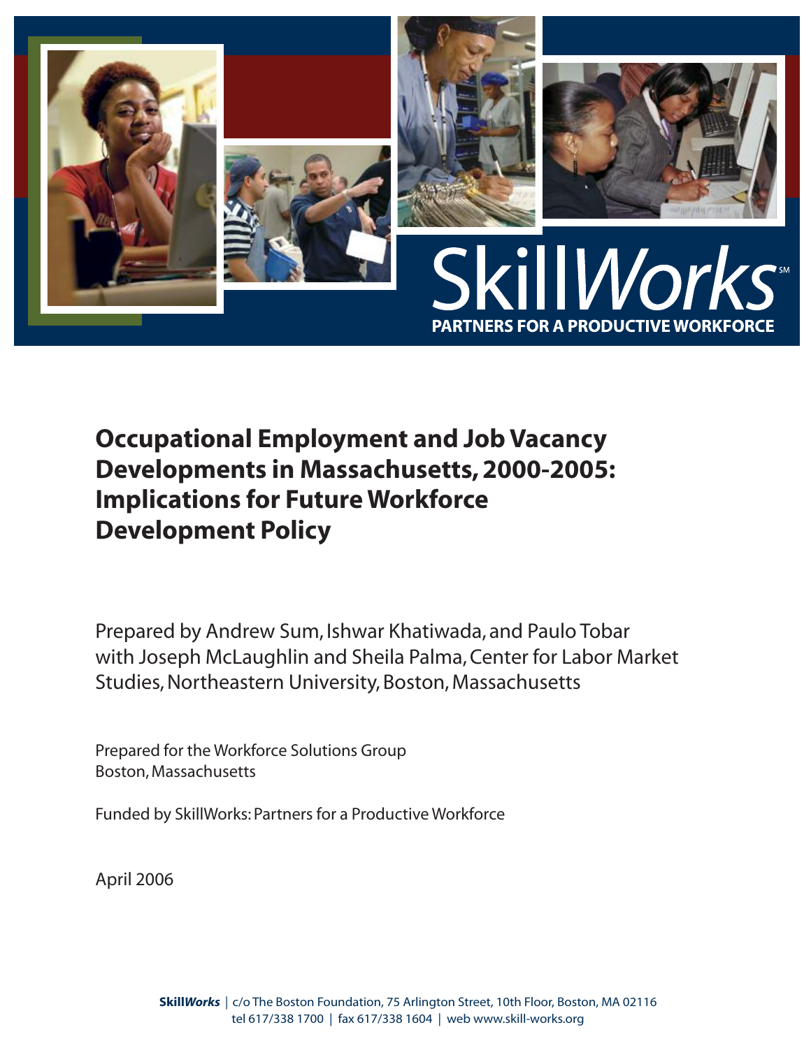SkillWorks[SM]

**PARTNERS FOR A PRODUCTIVE WORKFORCE**

# Occupational Employment and Job Vacancy Developments in Massachusetts, 2000-2005: Implications for Future Workforce Development Policy

Prepared by Andrew Sum, Ishwar Khatiwada, and Paulo Tobar with Joseph McLaughlin and Sheila Palma, Center for Labor Market Studies, Northeastern University, Boston, Massachusetts

Prepared for the Workforce Solutions Group
Boston, Massachusetts

Funded by SkillWorks: Partners for a Productive Workforce

April 2006

**Skill*Works*** | c/o The Boston Foundation, 75 Arlington Street, 10th Floor, Boston, MA 02116
tel 617/338 1700 | fax 617/338 1604 | web www.skill-works.org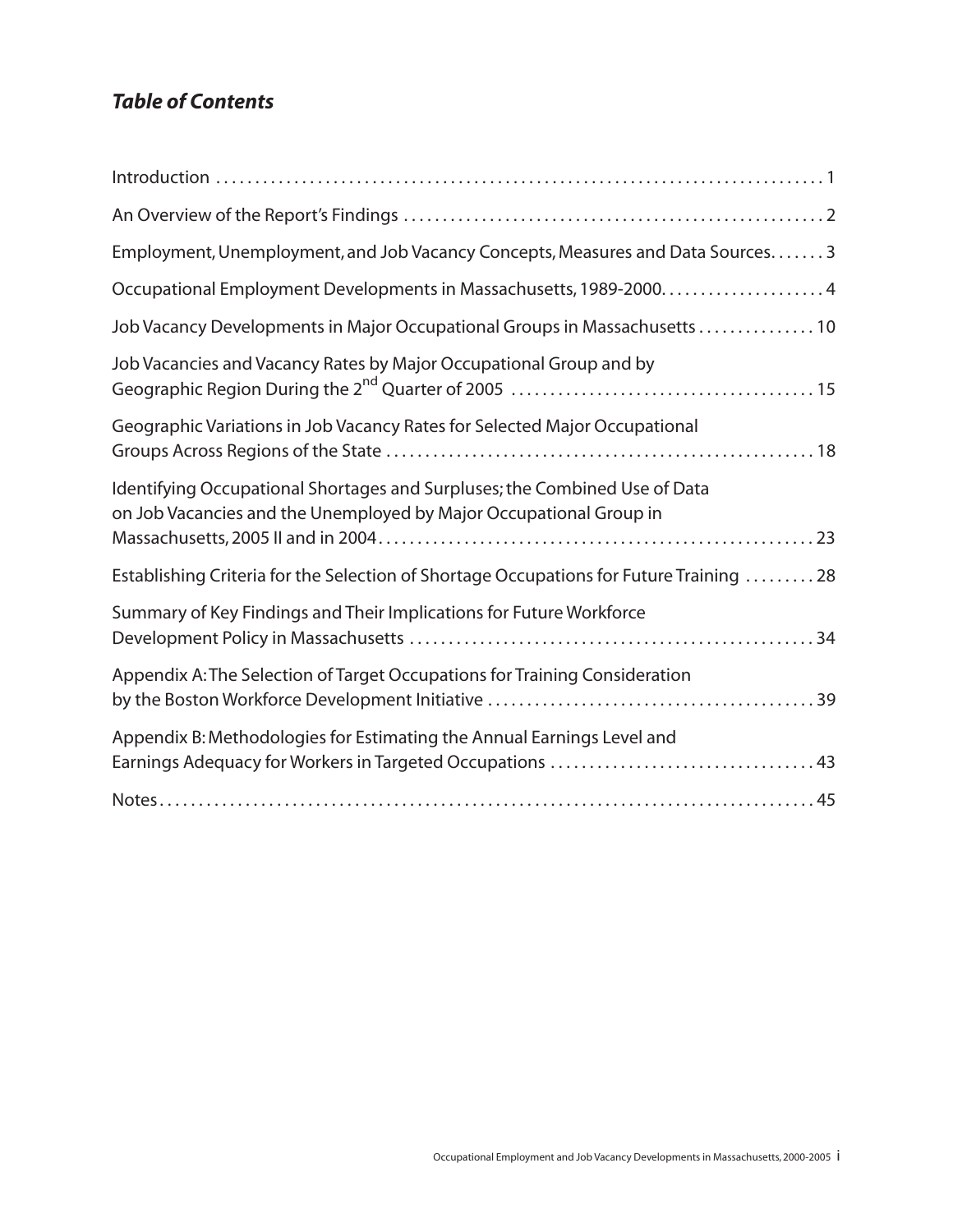## *Table of Contents*

Introduction . . . . . . . . . . . . . . . . . . . . . . . . . . . . . . . . . . . . . . . . . . . . . . . . . . . . . . . . . . . . . . . . . . . . . . . . . . . . 1

An Overview of the Report's Findings . . . . . . . . . . . . . . . . . . . . . . . . . . . . . . . . . . . . . . . . . . . . . . . . . . . . . 2

Employment, Unemployment, and Job Vacancy Concepts, Measures and Data Sources. . . . . . . 3

Occupational Employment Developments in Massachusetts, 1989-2000. . . . . . . . . . . . . . . . . . . . . 4

Job Vacancy Developments in Major Occupational Groups in Massachusetts . . . . . . . . . . . . . . . 10

Job Vacancies and Vacancy Rates by Major Occupational Group and by Geographic Region During the 2nd Quarter of 2005 . . . . . . . . . . . . . . . . . . . . . . . . . . . . . . . . . . . . . . 15

Geographic Variations in Job Vacancy Rates for Selected Major Occupational Groups Across Regions of the State . . . . . . . . . . . . . . . . . . . . . . . . . . . . . . . . . . . . . . . . . . . . . . . . . . . . . 18

Identifying Occupational Shortages and Surpluses; the Combined Use of Data on Job Vacancies and the Unemployed by Major Occupational Group in Massachusetts, 2005 II and in 2004. . . . . . . . . . . . . . . . . . . . . . . . . . . . . . . . . . . . . . . . . . . . . . . . . . . . . . . 23

Establishing Criteria for the Selection of Shortage Occupations for Future Training . . . . . . . . . 28

Summary of Key Findings and Their Implications for Future Workforce Development Policy in Massachusetts . . . . . . . . . . . . . . . . . . . . . . . . . . . . . . . . . . . . . . . . . . . . . . . . . . . 34

Appendix A: The Selection of Target Occupations for Training Consideration by the Boston Workforce Development Initiative . . . . . . . . . . . . . . . . . . . . . . . . . . . . . . . . . . . . . . . . . 39

Appendix B: Methodologies for Estimating the Annual Earnings Level and Earnings Adequacy for Workers in Targeted Occupations . . . . . . . . . . . . . . . . . . . . . . . . . . . . . . . . . . 43

Notes. . . . . . . . . . . . . . . . . . . . . . . . . . . . . . . . . . . . . . . . . . . . . . . . . . . . . . . . . . . . . . . . . . . . . . . . . . . . . . . 45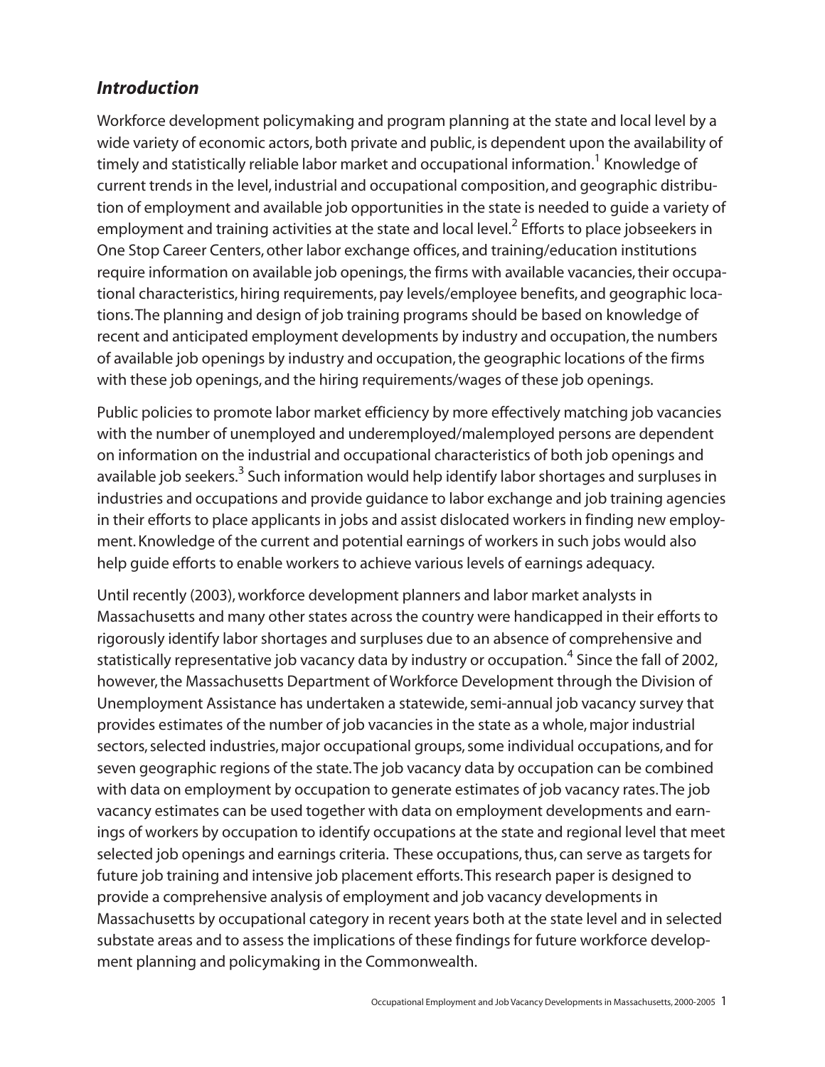## *Introduction*

Workforce development policymaking and program planning at the state and local level by a wide variety of economic actors, both private and public, is dependent upon the availability of timely and statistically reliable labor market and occupational information.[1] Knowledge of current trends in the level, industrial and occupational composition, and geographic distribution of employment and available job opportunities in the state is needed to guide a variety of employment and training activities at the state and local level.[2] Efforts to place jobseekers in One Stop Career Centers, other labor exchange offices, and training/education institutions require information on available job openings, the firms with available vacancies, their occupational characteristics, hiring requirements, pay levels/employee benefits, and geographic locations. The planning and design of job training programs should be based on knowledge of recent and anticipated employment developments by industry and occupation, the numbers of available job openings by industry and occupation, the geographic locations of the firms with these job openings, and the hiring requirements/wages of these job openings.

Public policies to promote labor market efficiency by more effectively matching job vacancies with the number of unemployed and underemployed/malemployed persons are dependent on information on the industrial and occupational characteristics of both job openings and available job seekers.[3] Such information would help identify labor shortages and surpluses in industries and occupations and provide guidance to labor exchange and job training agencies in their efforts to place applicants in jobs and assist dislocated workers in finding new employment. Knowledge of the current and potential earnings of workers in such jobs would also help guide efforts to enable workers to achieve various levels of earnings adequacy.

Until recently (2003), workforce development planners and labor market analysts in Massachusetts and many other states across the country were handicapped in their efforts to rigorously identify labor shortages and surpluses due to an absence of comprehensive and statistically representative job vacancy data by industry or occupation.[4] Since the fall of 2002, however, the Massachusetts Department of Workforce Development through the Division of Unemployment Assistance has undertaken a statewide, semi-annual job vacancy survey that provides estimates of the number of job vacancies in the state as a whole, major industrial sectors, selected industries, major occupational groups, some individual occupations, and for seven geographic regions of the state. The job vacancy data by occupation can be combined with data on employment by occupation to generate estimates of job vacancy rates. The job vacancy estimates can be used together with data on employment developments and earnings of workers by occupation to identify occupations at the state and regional level that meet selected job openings and earnings criteria. These occupations, thus, can serve as targets for future job training and intensive job placement efforts. This research paper is designed to provide a comprehensive analysis of employment and job vacancy developments in Massachusetts by occupational category in recent years both at the state level and in selected substate areas and to assess the implications of these findings for future workforce development planning and policymaking in the Commonwealth.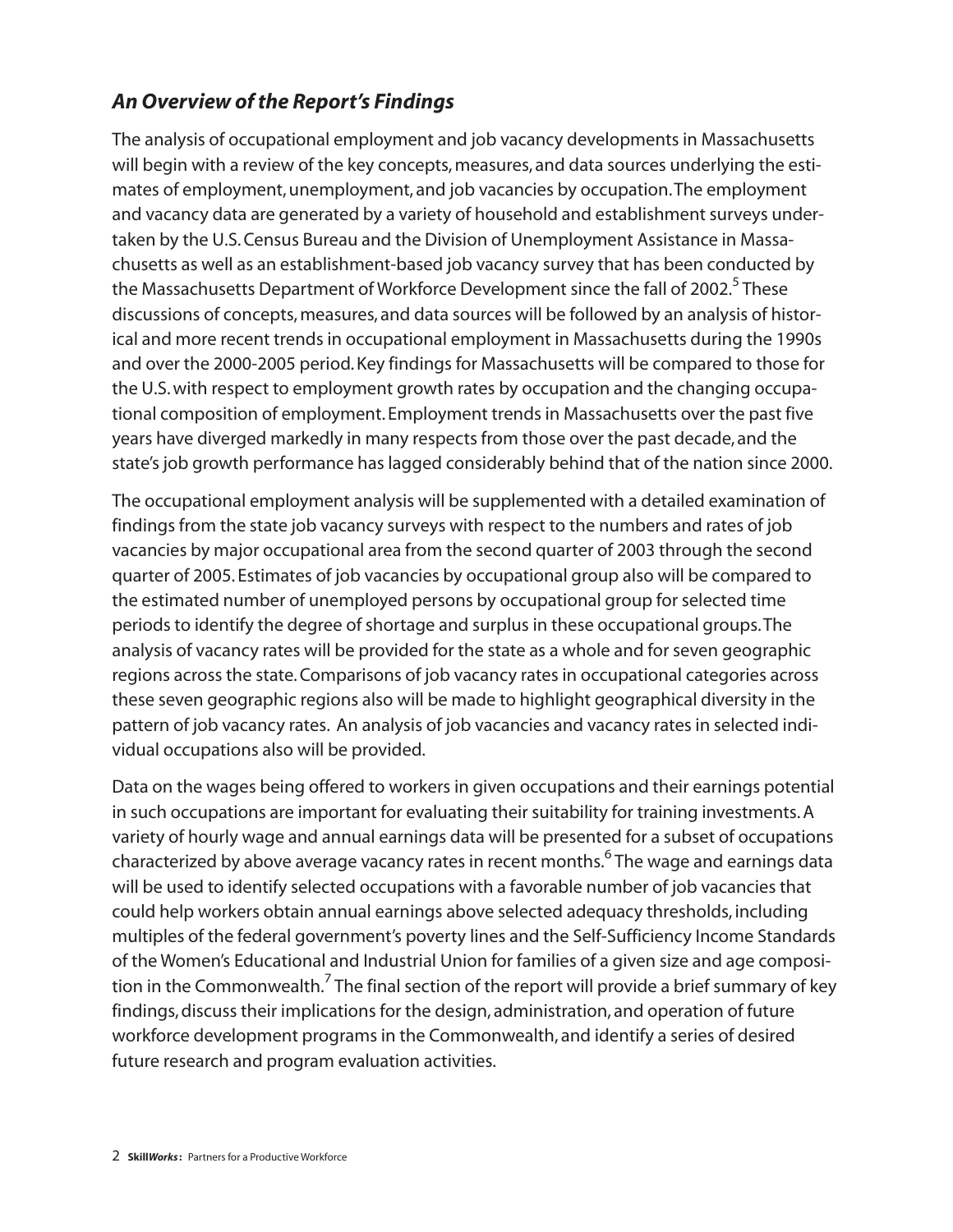### *An Overview of the Report's Findings*

The analysis of occupational employment and job vacancy developments in Massachusetts will begin with a review of the key concepts, measures, and data sources underlying the estimates of employment, unemployment, and job vacancies by occupation. The employment and vacancy data are generated by a variety of household and establishment surveys undertaken by the U.S. Census Bureau and the Division of Unemployment Assistance in Massachusetts as well as an establishment-based job vacancy survey that has been conducted by the Massachusetts Department of Workforce Development since the fall of 2002.[5] These discussions of concepts, measures, and data sources will be followed by an analysis of historical and more recent trends in occupational employment in Massachusetts during the 1990s and over the 2000-2005 period. Key findings for Massachusetts will be compared to those for the U.S. with respect to employment growth rates by occupation and the changing occupational composition of employment. Employment trends in Massachusetts over the past five years have diverged markedly in many respects from those over the past decade, and the state's job growth performance has lagged considerably behind that of the nation since 2000.

The occupational employment analysis will be supplemented with a detailed examination of findings from the state job vacancy surveys with respect to the numbers and rates of job vacancies by major occupational area from the second quarter of 2003 through the second quarter of 2005. Estimates of job vacancies by occupational group also will be compared to the estimated number of unemployed persons by occupational group for selected time periods to identify the degree of shortage and surplus in these occupational groups. The analysis of vacancy rates will be provided for the state as a whole and for seven geographic regions across the state. Comparisons of job vacancy rates in occupational categories across these seven geographic regions also will be made to highlight geographical diversity in the pattern of job vacancy rates. An analysis of job vacancies and vacancy rates in selected individual occupations also will be provided.

Data on the wages being offered to workers in given occupations and their earnings potential in such occupations are important for evaluating their suitability for training investments. A variety of hourly wage and annual earnings data will be presented for a subset of occupations characterized by above average vacancy rates in recent months.[6] The wage and earnings data will be used to identify selected occupations with a favorable number of job vacancies that could help workers obtain annual earnings above selected adequacy thresholds, including multiples of the federal government's poverty lines and the Self-Sufficiency Income Standards of the Women's Educational and Industrial Union for families of a given size and age composition in the Commonwealth.[7] The final section of the report will provide a brief summary of key findings, discuss their implications for the design, administration, and operation of future workforce development programs in the Commonwealth, and identify a series of desired future research and program evaluation activities.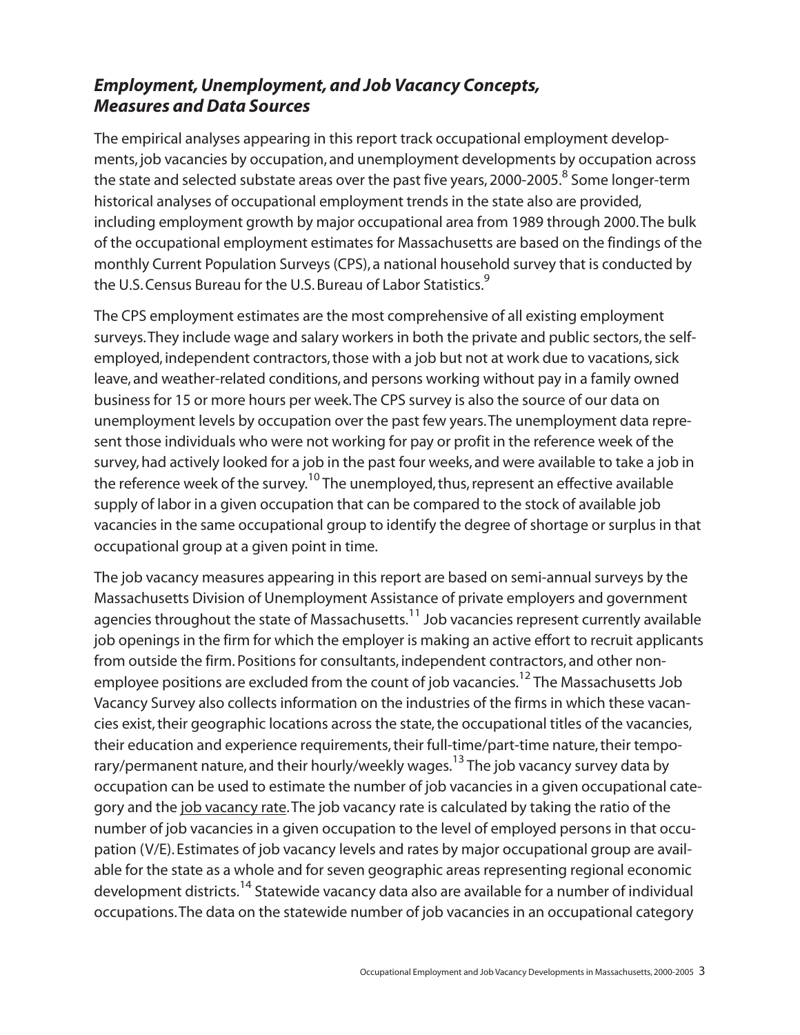### *Employment, Unemployment, and Job Vacancy Concepts, Measures and Data Sources*

The empirical analyses appearing in this report track occupational employment developments, job vacancies by occupation, and unemployment developments by occupation across the state and selected substate areas over the past five years, 2000-2005.[8] Some longer-term historical analyses of occupational employment trends in the state also are provided, including employment growth by major occupational area from 1989 through 2000. The bulk of the occupational employment estimates for Massachusetts are based on the findings of the monthly Current Population Surveys (CPS), a national household survey that is conducted by the U.S. Census Bureau for the U.S. Bureau of Labor Statistics.[9]

The CPS employment estimates are the most comprehensive of all existing employment surveys. They include wage and salary workers in both the private and public sectors, the self-employed, independent contractors, those with a job but not at work due to vacations, sick leave, and weather-related conditions, and persons working without pay in a family owned business for 15 or more hours per week. The CPS survey is also the source of our data on unemployment levels by occupation over the past few years. The unemployment data represent those individuals who were not working for pay or profit in the reference week of the survey, had actively looked for a job in the past four weeks, and were available to take a job in the reference week of the survey.[10] The unemployed, thus, represent an effective available supply of labor in a given occupation that can be compared to the stock of available job vacancies in the same occupational group to identify the degree of shortage or surplus in that occupational group at a given point in time.

The job vacancy measures appearing in this report are based on semi-annual surveys by the Massachusetts Division of Unemployment Assistance of private employers and government agencies throughout the state of Massachusetts.[11] Job vacancies represent currently available job openings in the firm for which the employer is making an active effort to recruit applicants from outside the firm. Positions for consultants, independent contractors, and other non-employee positions are excluded from the count of job vacancies.[12] The Massachusetts Job Vacancy Survey also collects information on the industries of the firms in which these vacancies exist, their geographic locations across the state, the occupational titles of the vacancies, their education and experience requirements, their full-time/part-time nature, their temporary/permanent nature, and their hourly/weekly wages.[13] The job vacancy survey data by occupation can be used to estimate the number of job vacancies in a given occupational category and the job vacancy rate. The job vacancy rate is calculated by taking the ratio of the number of job vacancies in a given occupation to the level of employed persons in that occupation (V/E). Estimates of job vacancy levels and rates by major occupational group are available for the state as a whole and for seven geographic areas representing regional economic development districts.[14] Statewide vacancy data also are available for a number of individual occupations. The data on the statewide number of job vacancies in an occupational category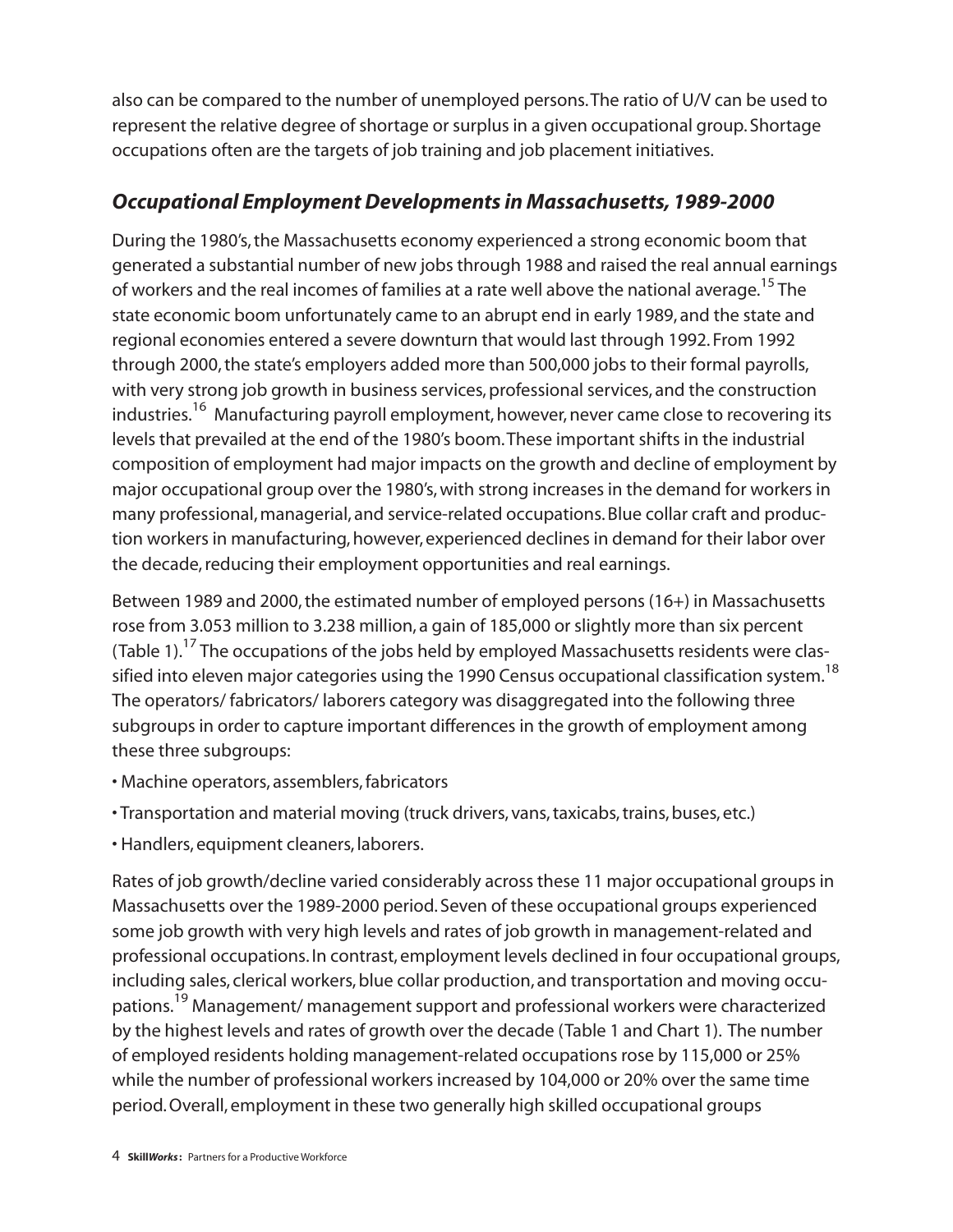also can be compared to the number of unemployed persons. The ratio of U/V can be used to represent the relative degree of shortage or surplus in a given occupational group. Shortage occupations often are the targets of job training and job placement initiatives.

## *Occupational Employment Developments in Massachusetts, 1989-2000*

During the 1980's, the Massachusetts economy experienced a strong economic boom that generated a substantial number of new jobs through 1988 and raised the real annual earnings of workers and the real incomes of families at a rate well above the national average.[15] The state economic boom unfortunately came to an abrupt end in early 1989, and the state and regional economies entered a severe downturn that would last through 1992. From 1992 through 2000, the state's employers added more than 500,000 jobs to their formal payrolls, with very strong job growth in business services, professional services, and the construction industries.[16] Manufacturing payroll employment, however, never came close to recovering its levels that prevailed at the end of the 1980's boom. These important shifts in the industrial composition of employment had major impacts on the growth and decline of employment by major occupational group over the 1980's, with strong increases in the demand for workers in many professional, managerial, and service-related occupations. Blue collar craft and production workers in manufacturing, however, experienced declines in demand for their labor over the decade, reducing their employment opportunities and real earnings.

Between 1989 and 2000, the estimated number of employed persons (16+) in Massachusetts rose from 3.053 million to 3.238 million, a gain of 185,000 or slightly more than six percent (Table 1).[17] The occupations of the jobs held by employed Massachusetts residents were classified into eleven major categories using the 1990 Census occupational classification system.[18] The operators/ fabricators/ laborers category was disaggregated into the following three subgroups in order to capture important differences in the growth of employment among these three subgroups:

- Machine operators, assemblers, fabricators
- Transportation and material moving (truck drivers, vans, taxicabs, trains, buses, etc.)
- Handlers, equipment cleaners, laborers.

Rates of job growth/decline varied considerably across these 11 major occupational groups in Massachusetts over the 1989-2000 period. Seven of these occupational groups experienced some job growth with very high levels and rates of job growth in management-related and professional occupations. In contrast, employment levels declined in four occupational groups, including sales, clerical workers, blue collar production, and transportation and moving occupations.[19] Management/ management support and professional workers were characterized by the highest levels and rates of growth over the decade (Table 1 and Chart 1). The number of employed residents holding management-related occupations rose by 115,000 or 25% while the number of professional workers increased by 104,000 or 20% over the same time period. Overall, employment in these two generally high skilled occupational groups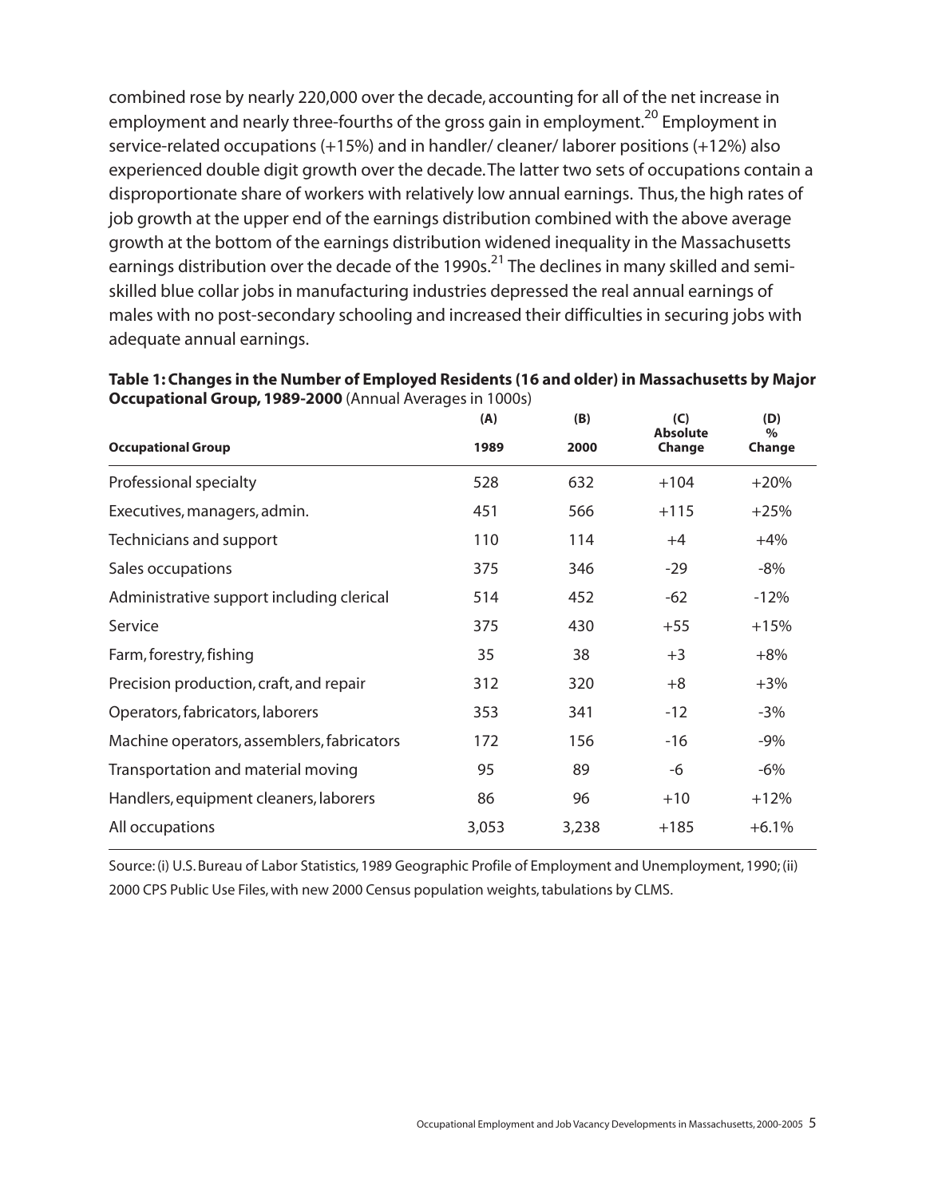combined rose by nearly 220,000 over the decade, accounting for all of the net increase in employment and nearly three-fourths of the gross gain in employment.[20] Employment in service-related occupations (+15%) and in handler/ cleaner/ laborer positions (+12%) also experienced double digit growth over the decade. The latter two sets of occupations contain a disproportionate share of workers with relatively low annual earnings. Thus, the high rates of job growth at the upper end of the earnings distribution combined with the above average growth at the bottom of the earnings distribution widened inequality in the Massachusetts earnings distribution over the decade of the 1990s.[21] The declines in many skilled and semi-skilled blue collar jobs in manufacturing industries depressed the real annual earnings of males with no post-secondary schooling and increased their difficulties in securing jobs with adequate annual earnings.

**Table 1: Changes in the Number of Employed Residents (16 and older) in Massachusetts by Major Occupational Group, 1989-2000** (Annual Averages in 1000s)

| Occupational Group | (A) 1989 | (B) 2000 | (C) Absolute Change | (D) % Change |
|---|---|---|---|---|
| Professional specialty | 528 | 632 | +104 | +20% |
| Executives, managers, admin. | 451 | 566 | +115 | +25% |
| Technicians and support | 110 | 114 | +4 | +4% |
| Sales occupations | 375 | 346 | -29 | -8% |
| Administrative support including clerical | 514 | 452 | -62 | -12% |
| Service | 375 | 430 | +55 | +15% |
| Farm, forestry, fishing | 35 | 38 | +3 | +8% |
| Precision production, craft, and repair | 312 | 320 | +8 | +3% |
| Operators, fabricators, laborers | 353 | 341 | -12 | -3% |
| Machine operators, assemblers, fabricators | 172 | 156 | -16 | -9% |
| Transportation and material moving | 95 | 89 | -6 | -6% |
| Handlers, equipment cleaners, laborers | 86 | 96 | +10 | +12% |
| All occupations | 3,053 | 3,238 | +185 | +6.1% |

Source: (i) U.S. Bureau of Labor Statistics, 1989 Geographic Profile of Employment and Unemployment, 1990; (ii) 2000 CPS Public Use Files, with new 2000 Census population weights, tabulations by CLMS.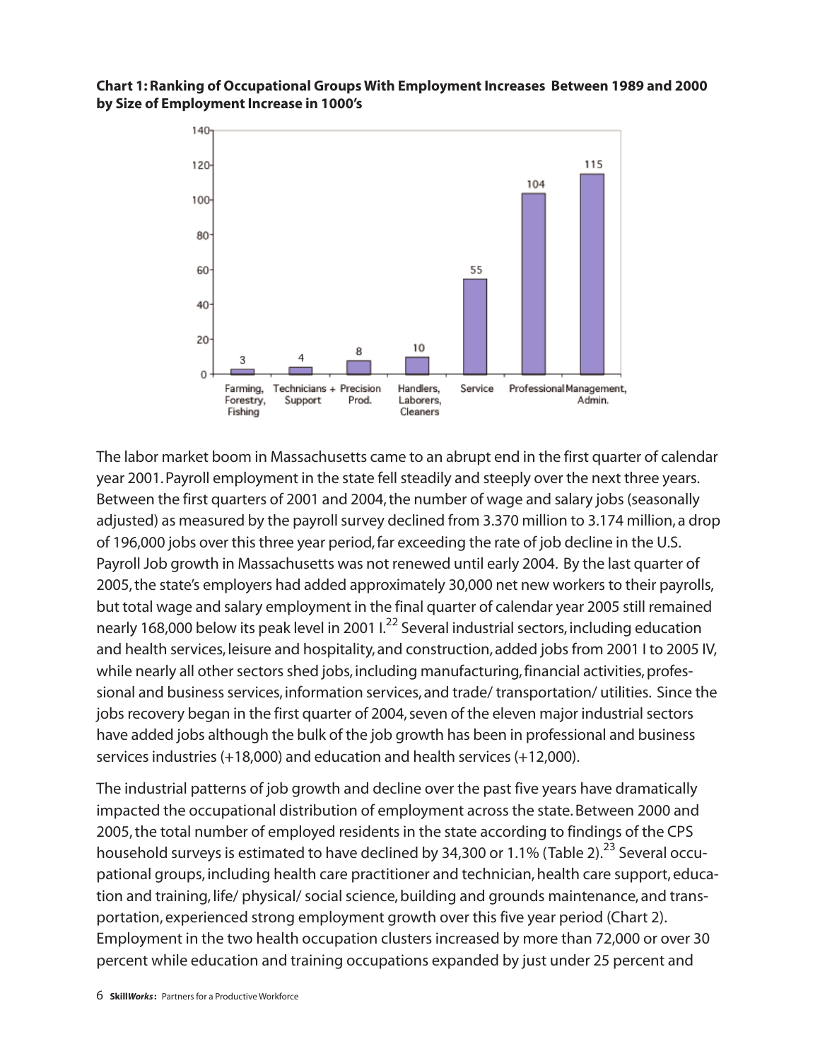**Chart 1: Ranking of Occupational Groups With Employment Increases Between 1989 and 2000 by Size of Employment Increase in 1000's**

| Occupational Group | Employment Increase (1000's) |
|---|---|
| Farming, Forestry, Fishing | 3 |
| Technicians + Support | 4 |
| Precision Prod. | 8 |
| Handlers, Laborers, Cleaners | 10 |
| Service | 55 |
| Professional | 104 |
| Management, Admin. | 115 |

The labor market boom in Massachusetts came to an abrupt end in the first quarter of calendar year 2001. Payroll employment in the state fell steadily and steeply over the next three years. Between the first quarters of 2001 and 2004, the number of wage and salary jobs (seasonally adjusted) as measured by the payroll survey declined from 3.370 million to 3.174 million, a drop of 196,000 jobs over this three year period, far exceeding the rate of job decline in the U.S. Payroll Job growth in Massachusetts was not renewed until early 2004. By the last quarter of 2005, the state's employers had added approximately 30,000 net new workers to their payrolls, but total wage and salary employment in the final quarter of calendar year 2005 still remained nearly 168,000 below its peak level in 2001 I.[22] Several industrial sectors, including education and health services, leisure and hospitality, and construction, added jobs from 2001 I to 2005 IV, while nearly all other sectors shed jobs, including manufacturing, financial activities, professional and business services, information services, and trade/ transportation/ utilities. Since the jobs recovery began in the first quarter of 2004, seven of the eleven major industrial sectors have added jobs although the bulk of the job growth has been in professional and business services industries (+18,000) and education and health services (+12,000).

The industrial patterns of job growth and decline over the past five years have dramatically impacted the occupational distribution of employment across the state. Between 2000 and 2005, the total number of employed residents in the state according to findings of the CPS household surveys is estimated to have declined by 34,300 or 1.1% (Table 2).[23] Several occupational groups, including health care practitioner and technician, health care support, education and training, life/ physical/ social science, building and grounds maintenance, and transportation, experienced strong employment growth over this five year period (Chart 2). Employment in the two health occupation clusters increased by more than 72,000 or over 30 percent while education and training occupations expanded by just under 25 percent and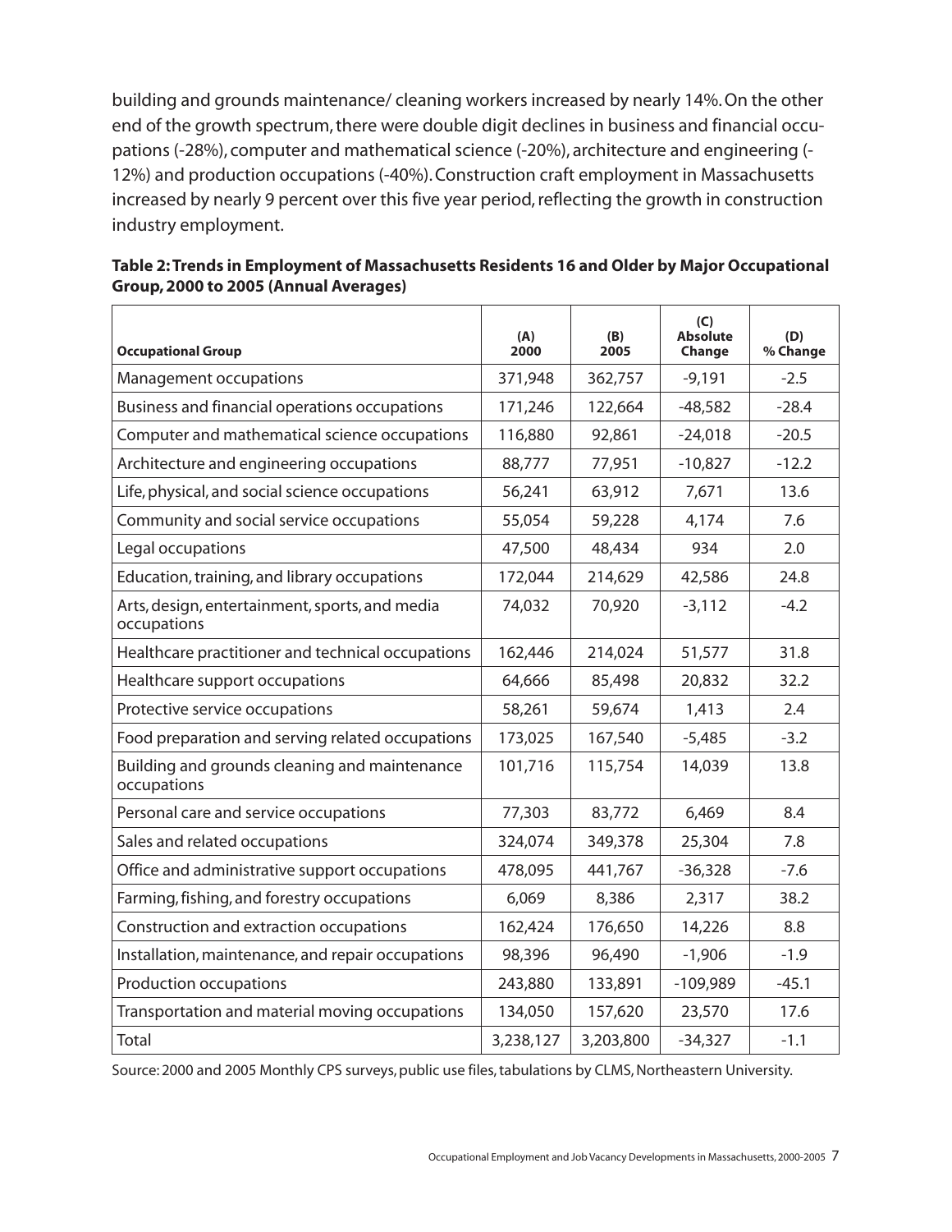building and grounds maintenance/ cleaning workers increased by nearly 14%. On the other end of the growth spectrum, there were double digit declines in business and financial occupations (-28%), computer and mathematical science (-20%), architecture and engineering (-12%) and production occupations (-40%). Construction craft employment in Massachusetts increased by nearly 9 percent over this five year period, reflecting the growth in construction industry employment.

**Table 2: Trends in Employment of Massachusetts Residents 16 and Older by Major Occupational Group, 2000 to 2005 (Annual Averages)**

| Occupational Group | (A) 2000 | (B) 2005 | (C) Absolute Change | (D) % Change |
|---|---|---|---|---|
| Management occupations | 371,948 | 362,757 | -9,191 | -2.5 |
| Business and financial operations occupations | 171,246 | 122,664 | -48,582 | -28.4 |
| Computer and mathematical science occupations | 116,880 | 92,861 | -24,018 | -20.5 |
| Architecture and engineering occupations | 88,777 | 77,951 | -10,827 | -12.2 |
| Life, physical, and social science occupations | 56,241 | 63,912 | 7,671 | 13.6 |
| Community and social service occupations | 55,054 | 59,228 | 4,174 | 7.6 |
| Legal occupations | 47,500 | 48,434 | 934 | 2.0 |
| Education, training, and library occupations | 172,044 | 214,629 | 42,586 | 24.8 |
| Arts, design, entertainment, sports, and media occupations | 74,032 | 70,920 | -3,112 | -4.2 |
| Healthcare practitioner and technical occupations | 162,446 | 214,024 | 51,577 | 31.8 |
| Healthcare support occupations | 64,666 | 85,498 | 20,832 | 32.2 |
| Protective service occupations | 58,261 | 59,674 | 1,413 | 2.4 |
| Food preparation and serving related occupations | 173,025 | 167,540 | -5,485 | -3.2 |
| Building and grounds cleaning and maintenance occupations | 101,716 | 115,754 | 14,039 | 13.8 |
| Personal care and service occupations | 77,303 | 83,772 | 6,469 | 8.4 |
| Sales and related occupations | 324,074 | 349,378 | 25,304 | 7.8 |
| Office and administrative support occupations | 478,095 | 441,767 | -36,328 | -7.6 |
| Farming, fishing, and forestry occupations | 6,069 | 8,386 | 2,317 | 38.2 |
| Construction and extraction occupations | 162,424 | 176,650 | 14,226 | 8.8 |
| Installation, maintenance, and repair occupations | 98,396 | 96,490 | -1,906 | -1.9 |
| Production occupations | 243,880 | 133,891 | -109,989 | -45.1 |
| Transportation and material moving occupations | 134,050 | 157,620 | 23,570 | 17.6 |
| Total | 3,238,127 | 3,203,800 | -34,327 | -1.1 |

Source: 2000 and 2005 Monthly CPS surveys, public use files, tabulations by CLMS, Northeastern University.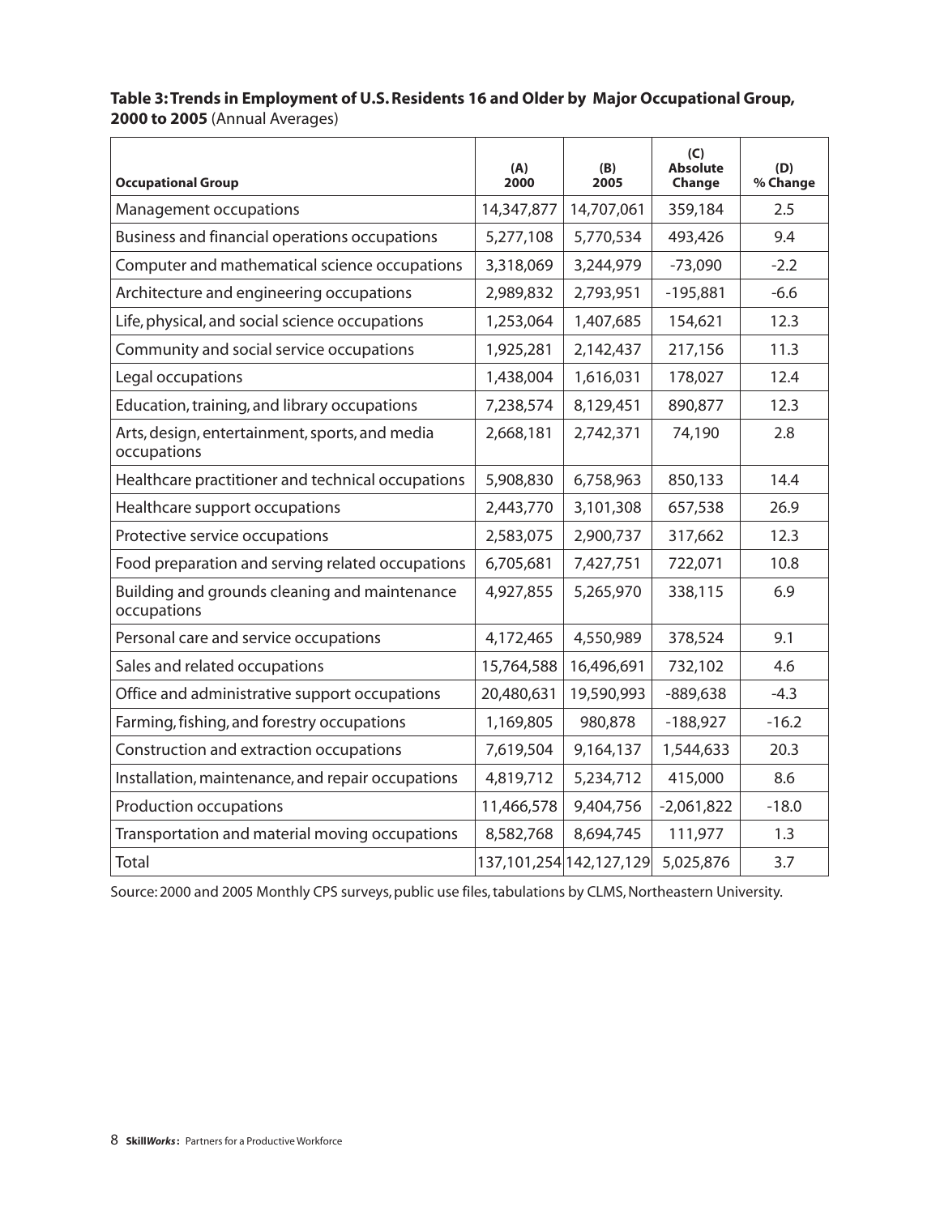**Table 3: Trends in Employment of U.S. Residents 16 and Older by Major Occupational Group, 2000 to 2005** (Annual Averages)

| Occupational Group | (A) 2000 | (B) 2005 | (C) Absolute Change | (D) % Change |
|---|---|---|---|---|
| Management occupations | 14,347,877 | 14,707,061 | 359,184 | 2.5 |
| Business and financial operations occupations | 5,277,108 | 5,770,534 | 493,426 | 9.4 |
| Computer and mathematical science occupations | 3,318,069 | 3,244,979 | -73,090 | -2.2 |
| Architecture and engineering occupations | 2,989,832 | 2,793,951 | -195,881 | -6.6 |
| Life, physical, and social science occupations | 1,253,064 | 1,407,685 | 154,621 | 12.3 |
| Community and social service occupations | 1,925,281 | 2,142,437 | 217,156 | 11.3 |
| Legal occupations | 1,438,004 | 1,616,031 | 178,027 | 12.4 |
| Education, training, and library occupations | 7,238,574 | 8,129,451 | 890,877 | 12.3 |
| Arts, design, entertainment, sports, and media occupations | 2,668,181 | 2,742,371 | 74,190 | 2.8 |
| Healthcare practitioner and technical occupations | 5,908,830 | 6,758,963 | 850,133 | 14.4 |
| Healthcare support occupations | 2,443,770 | 3,101,308 | 657,538 | 26.9 |
| Protective service occupations | 2,583,075 | 2,900,737 | 317,662 | 12.3 |
| Food preparation and serving related occupations | 6,705,681 | 7,427,751 | 722,071 | 10.8 |
| Building and grounds cleaning and maintenance occupations | 4,927,855 | 5,265,970 | 338,115 | 6.9 |
| Personal care and service occupations | 4,172,465 | 4,550,989 | 378,524 | 9.1 |
| Sales and related occupations | 15,764,588 | 16,496,691 | 732,102 | 4.6 |
| Office and administrative support occupations | 20,480,631 | 19,590,993 | -889,638 | -4.3 |
| Farming, fishing, and forestry occupations | 1,169,805 | 980,878 | -188,927 | -16.2 |
| Construction and extraction occupations | 7,619,504 | 9,164,137 | 1,544,633 | 20.3 |
| Installation, maintenance, and repair occupations | 4,819,712 | 5,234,712 | 415,000 | 8.6 |
| Production occupations | 11,466,578 | 9,404,756 | -2,061,822 | -18.0 |
| Transportation and material moving occupations | 8,582,768 | 8,694,745 | 111,977 | 1.3 |
| Total | 137,101,254 | 142,127,129 | 5,025,876 | 3.7 |

Source: 2000 and 2005 Monthly CPS surveys, public use files, tabulations by CLMS, Northeastern University.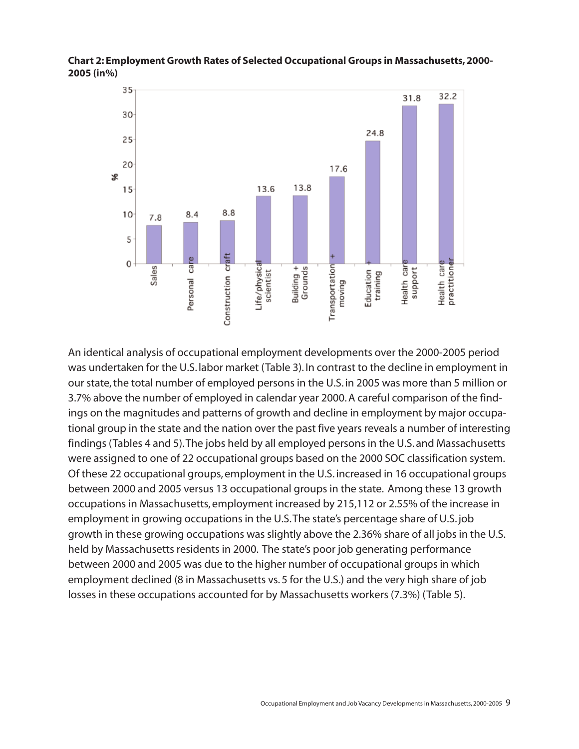**Chart 2: Employment Growth Rates of Selected Occupational Groups in Massachusetts, 2000-2005 (in%)**

| Occupational Group | % |
|---|---|
| Sales | 7.8 |
| Personal care | 8.4 |
| Construction craft | 8.8 |
| Life/physical scientist | 13.6 |
| Building + Grounds | 13.8 |
| Transportation + moving | 17.6 |
| Education + training | 24.8 |
| Health care support | 31.8 |
| Health care practitioner | 32.2 |

An identical analysis of occupational employment developments over the 2000-2005 period was undertaken for the U.S. labor market (Table 3). In contrast to the decline in employment in our state, the total number of employed persons in the U.S. in 2005 was more than 5 million or 3.7% above the number of employed in calendar year 2000. A careful comparison of the findings on the magnitudes and patterns of growth and decline in employment by major occupational group in the state and the nation over the past five years reveals a number of interesting findings (Tables 4 and 5). The jobs held by all employed persons in the U.S. and Massachusetts were assigned to one of 22 occupational groups based on the 2000 SOC classification system. Of these 22 occupational groups, employment in the U.S. increased in 16 occupational groups between 2000 and 2005 versus 13 occupational groups in the state. Among these 13 growth occupations in Massachusetts, employment increased by 215,112 or 2.55% of the increase in employment in growing occupations in the U.S. The state's percentage share of U.S. job growth in these growing occupations was slightly above the 2.36% share of all jobs in the U.S. held by Massachusetts residents in 2000. The state's poor job generating performance between 2000 and 2005 was due to the higher number of occupational groups in which employment declined (8 in Massachusetts vs. 5 for the U.S.) and the very high share of job losses in these occupations accounted for by Massachusetts workers (7.3%) (Table 5).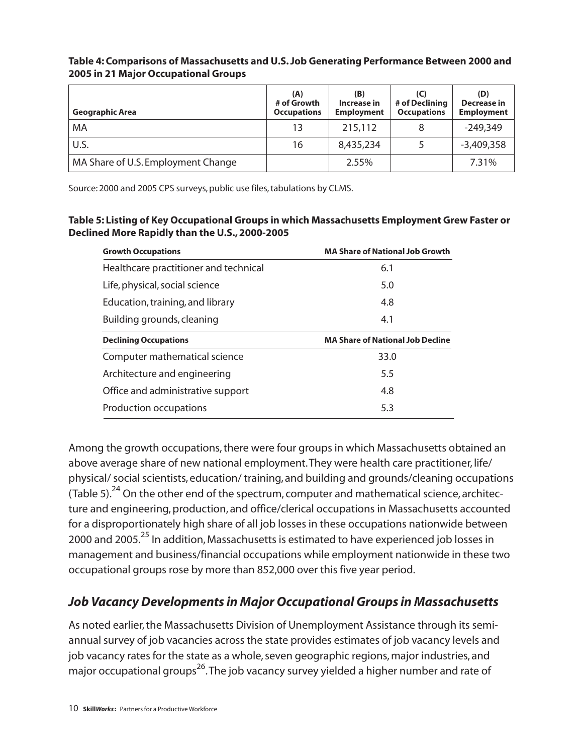**Table 4: Comparisons of Massachusetts and U.S. Job Generating Performance Between 2000 and 2005 in 21 Major Occupational Groups**

| Geographic Area | (A) # of Growth Occupations | (B) Increase in Employment | (C) # of Declining Occupations | (D) Decrease in Employment |
|---|---|---|---|---|
| MA | 13 | 215,112 | 8 | -249,349 |
| U.S. | 16 | 8,435,234 | 5 | -3,409,358 |
| MA Share of U.S. Employment Change | | 2.55% | | 7.31% |

Source: 2000 and 2005 CPS surveys, public use files, tabulations by CLMS.

**Table 5: Listing of Key Occupational Groups in which Massachusetts Employment Grew Faster or Declined More Rapidly than the U.S., 2000-2005**

| Growth Occupations | MA Share of National Job Growth |
|---|---|
| Healthcare practitioner and technical | 6.1 |
| Life, physical, social science | 5.0 |
| Education, training, and library | 4.8 |
| Building grounds, cleaning | 4.1 |
| **Declining Occupations** | **MA Share of National Job Decline** |
| Computer mathematical science | 33.0 |
| Architecture and engineering | 5.5 |
| Office and administrative support | 4.8 |
| Production occupations | 5.3 |

Among the growth occupations, there were four groups in which Massachusetts obtained an above average share of new national employment. They were health care practitioner, life/ physical/ social scientists, education/ training, and building and grounds/cleaning occupations (Table 5).[24] On the other end of the spectrum, computer and mathematical science, architecture and engineering, production, and office/clerical occupations in Massachusetts accounted for a disproportionately high share of all job losses in these occupations nationwide between 2000 and 2005.[25] In addition, Massachusetts is estimated to have experienced job losses in management and business/financial occupations while employment nationwide in these two occupational groups rose by more than 852,000 over this five year period.

## *Job Vacancy Developments in Major Occupational Groups in Massachusetts*

As noted earlier, the Massachusetts Division of Unemployment Assistance through its semi-annual survey of job vacancies across the state provides estimates of job vacancy levels and job vacancy rates for the state as a whole, seven geographic regions, major industries, and major occupational groups[26]. The job vacancy survey yielded a higher number and rate of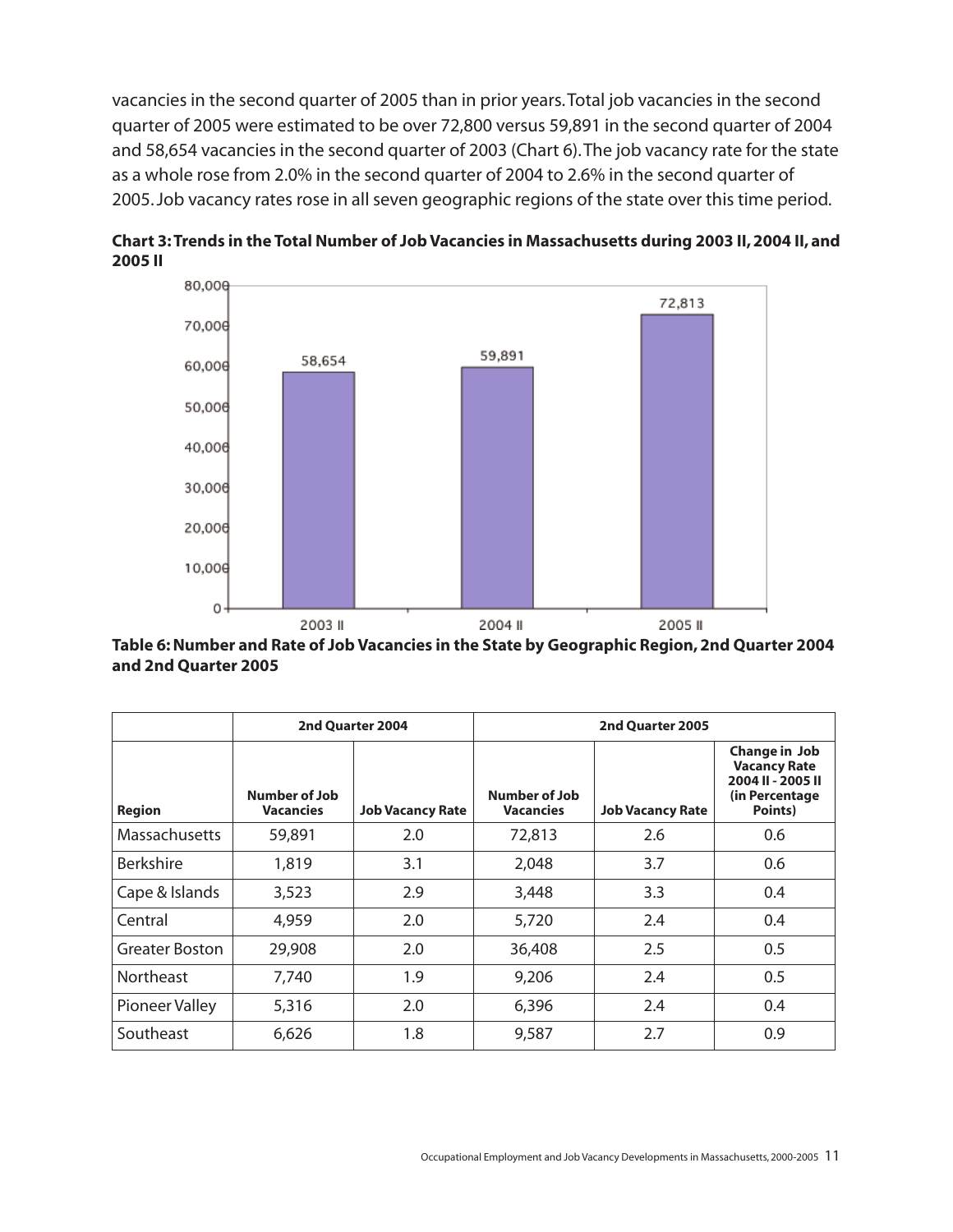vacancies in the second quarter of 2005 than in prior years. Total job vacancies in the second quarter of 2005 were estimated to be over 72,800 versus 59,891 in the second quarter of 2004 and 58,654 vacancies in the second quarter of 2003 (Chart 6). The job vacancy rate for the state as a whole rose from 2.0% in the second quarter of 2004 to 2.6% in the second quarter of 2005. Job vacancy rates rose in all seven geographic regions of the state over this time period.

**Chart 3: Trends in the Total Number of Job Vacancies in Massachusetts during 2003 II, 2004 II, and 2005 II**

| Period | Total Job Vacancies |
|---|---|
| 2003 II | 58,654 |
| 2004 II | 59,891 |
| 2005 II | 72,813 |

**Table 6: Number and Rate of Job Vacancies in the State by Geographic Region, 2nd Quarter 2004 and 2nd Quarter 2005**

| | 2nd Quarter 2004 | | 2nd Quarter 2005 | | |
|---|---|---|---|---|---|
| **Region** | **Number of Job Vacancies** | **Job Vacancy Rate** | **Number of Job Vacancies** | **Job Vacancy Rate** | **Change in Job Vacancy Rate 2004 II - 2005 II (in Percentage Points)** |
| Massachusetts | 59,891 | 2.0 | 72,813 | 2.6 | 0.6 |
| Berkshire | 1,819 | 3.1 | 2,048 | 3.7 | 0.6 |
| Cape & Islands | 3,523 | 2.9 | 3,448 | 3.3 | 0.4 |
| Central | 4,959 | 2.0 | 5,720 | 2.4 | 0.4 |
| Greater Boston | 29,908 | 2.0 | 36,408 | 2.5 | 0.5 |
| Northeast | 7,740 | 1.9 | 9,206 | 2.4 | 0.5 |
| Pioneer Valley | 5,316 | 2.0 | 6,396 | 2.4 | 0.4 |
| Southeast | 6,626 | 1.8 | 9,587 | 2.7 | 0.9 |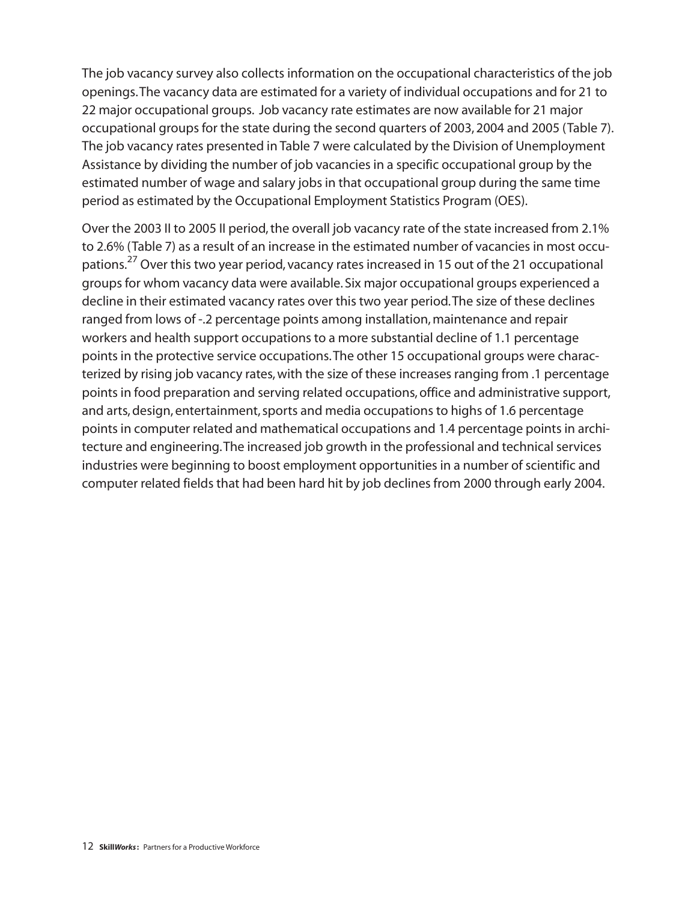The job vacancy survey also collects information on the occupational characteristics of the job openings. The vacancy data are estimated for a variety of individual occupations and for 21 to 22 major occupational groups. Job vacancy rate estimates are now available for 21 major occupational groups for the state during the second quarters of 2003, 2004 and 2005 (Table 7). The job vacancy rates presented in Table 7 were calculated by the Division of Unemployment Assistance by dividing the number of job vacancies in a specific occupational group by the estimated number of wage and salary jobs in that occupational group during the same time period as estimated by the Occupational Employment Statistics Program (OES).

Over the 2003 II to 2005 II period, the overall job vacancy rate of the state increased from 2.1% to 2.6% (Table 7) as a result of an increase in the estimated number of vacancies in most occupations.[27] Over this two year period, vacancy rates increased in 15 out of the 21 occupational groups for whom vacancy data were available. Six major occupational groups experienced a decline in their estimated vacancy rates over this two year period. The size of these declines ranged from lows of -.2 percentage points among installation, maintenance and repair workers and health support occupations to a more substantial decline of 1.1 percentage points in the protective service occupations. The other 15 occupational groups were characterized by rising job vacancy rates, with the size of these increases ranging from .1 percentage points in food preparation and serving related occupations, office and administrative support, and arts, design, entertainment, sports and media occupations to highs of 1.6 percentage points in computer related and mathematical occupations and 1.4 percentage points in architecture and engineering. The increased job growth in the professional and technical services industries were beginning to boost employment opportunities in a number of scientific and computer related fields that had been hard hit by job declines from 2000 through early 2004.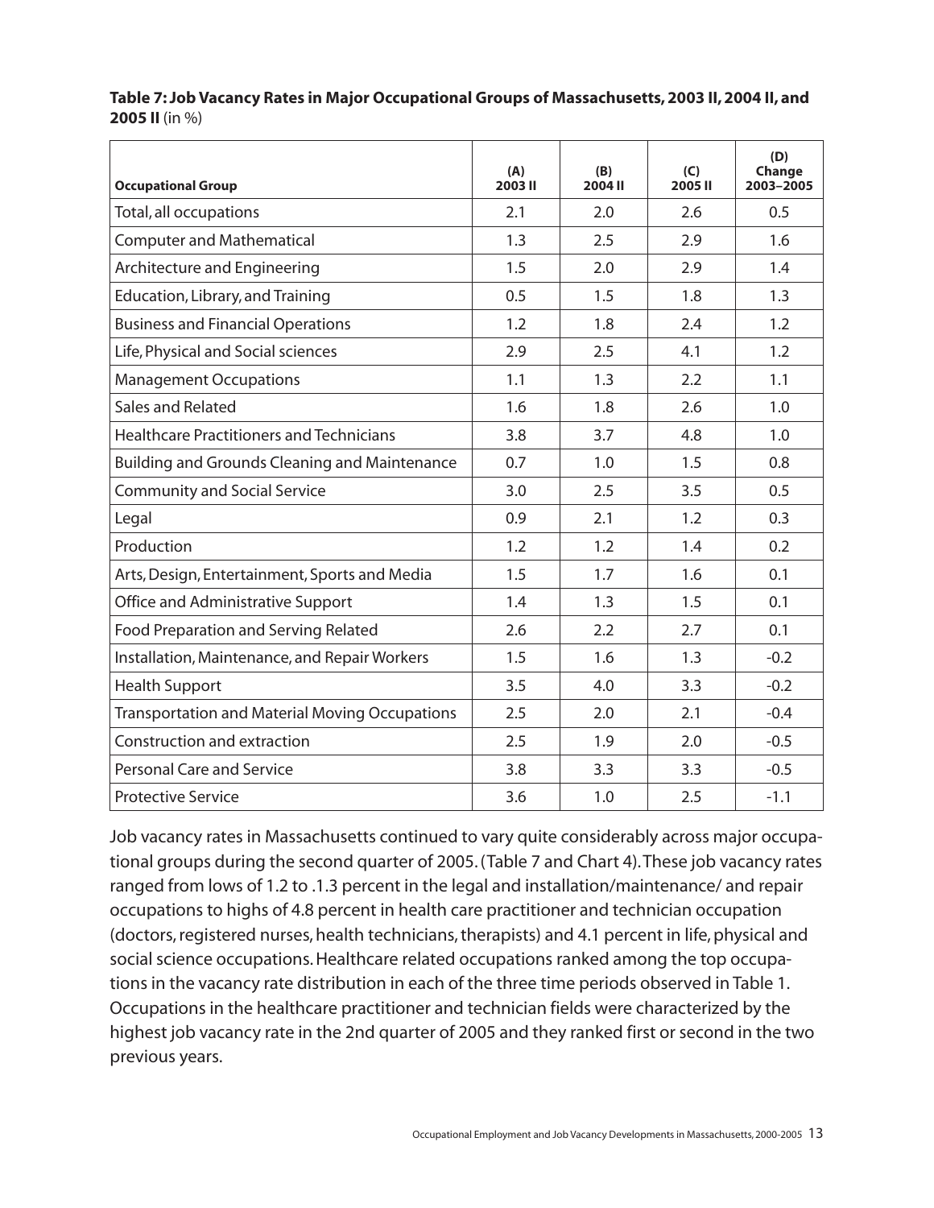**Table 7: Job Vacancy Rates in Major Occupational Groups of Massachusetts, 2003 II, 2004 II, and 2005 II** (in %)

| Occupational Group | (A) 2003 II | (B) 2004 II | (C) 2005 II | (D) Change 2003–2005 |
|---|---|---|---|---|
| Total, all occupations | 2.1 | 2.0 | 2.6 | 0.5 |
| Computer and Mathematical | 1.3 | 2.5 | 2.9 | 1.6 |
| Architecture and Engineering | 1.5 | 2.0 | 2.9 | 1.4 |
| Education, Library, and Training | 0.5 | 1.5 | 1.8 | 1.3 |
| Business and Financial Operations | 1.2 | 1.8 | 2.4 | 1.2 |
| Life, Physical and Social sciences | 2.9 | 2.5 | 4.1 | 1.2 |
| Management Occupations | 1.1 | 1.3 | 2.2 | 1.1 |
| Sales and Related | 1.6 | 1.8 | 2.6 | 1.0 |
| Healthcare Practitioners and Technicians | 3.8 | 3.7 | 4.8 | 1.0 |
| Building and Grounds Cleaning and Maintenance | 0.7 | 1.0 | 1.5 | 0.8 |
| Community and Social Service | 3.0 | 2.5 | 3.5 | 0.5 |
| Legal | 0.9 | 2.1 | 1.2 | 0.3 |
| Production | 1.2 | 1.2 | 1.4 | 0.2 |
| Arts, Design, Entertainment, Sports and Media | 1.5 | 1.7 | 1.6 | 0.1 |
| Office and Administrative Support | 1.4 | 1.3 | 1.5 | 0.1 |
| Food Preparation and Serving Related | 2.6 | 2.2 | 2.7 | 0.1 |
| Installation, Maintenance, and Repair Workers | 1.5 | 1.6 | 1.3 | -0.2 |
| Health Support | 3.5 | 4.0 | 3.3 | -0.2 |
| Transportation and Material Moving Occupations | 2.5 | 2.0 | 2.1 | -0.4 |
| Construction and extraction | 2.5 | 1.9 | 2.0 | -0.5 |
| Personal Care and Service | 3.8 | 3.3 | 3.3 | -0.5 |
| Protective Service | 3.6 | 1.0 | 2.5 | -1.1 |

Job vacancy rates in Massachusetts continued to vary quite considerably across major occupational groups during the second quarter of 2005. (Table 7 and Chart 4). These job vacancy rates ranged from lows of 1.2 to .1.3 percent in the legal and installation/maintenance/ and repair occupations to highs of 4.8 percent in health care practitioner and technician occupation (doctors, registered nurses, health technicians, therapists) and 4.1 percent in life, physical and social science occupations. Healthcare related occupations ranked among the top occupations in the vacancy rate distribution in each of the three time periods observed in Table 1. Occupations in the healthcare practitioner and technician fields were characterized by the highest job vacancy rate in the 2nd quarter of 2005 and they ranked first or second in the two previous years.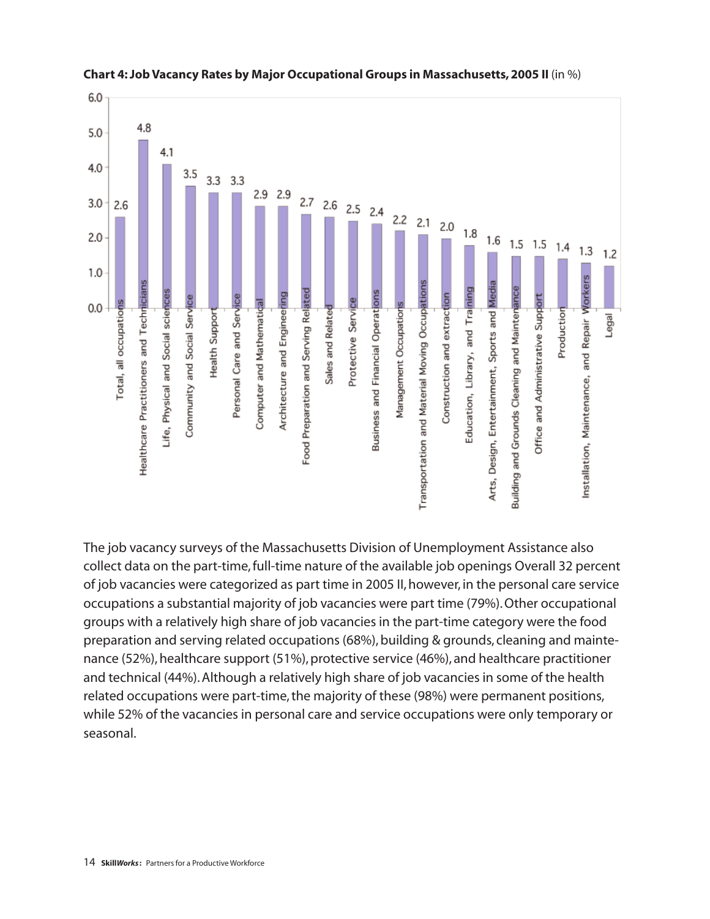**Chart 4: Job Vacancy Rates by Major Occupational Groups in Massachusetts, 2005 II** (in %)

| Occupational Group | Vacancy Rate (%) |
| --- | --- |
| Total, all occupations | 2.6 |
| Healthcare Practitioners and Technicians | 4.8 |
| Life, Physical and Social sciences | 4.1 |
| Community and Social Service | 3.5 |
| Health Support | 3.3 |
| Personal Care and Service | 3.3 |
| Computer and Mathematical | 2.9 |
| Architecture and Engineering | 2.9 |
| Food Preparation and Serving Related | 2.7 |
| Sales and Related | 2.6 |
| Protective Service | 2.5 |
| Business and Financial Operations | 2.4 |
| Management Occupations | 2.2 |
| Transportation and Material Moving Occupations | 2.1 |
| Construction and extraction | 2.0 |
| Education, Library, and Training | 1.8 |
| Arts, Design, Entertainment, Sports and Media | 1.6 |
| Building and Grounds Cleaning and Maintenance | 1.5 |
| Office and Administrative Support | 1.5 |
| Production | 1.4 |
| Installation, Maintenance, and Repair Workers | 1.3 |
| Legal | 1.2 |

The job vacancy surveys of the Massachusetts Division of Unemployment Assistance also collect data on the part-time, full-time nature of the available job openings Overall 32 percent of job vacancies were categorized as part time in 2005 II, however, in the personal care service occupations a substantial majority of job vacancies were part time (79%). Other occupational groups with a relatively high share of job vacancies in the part-time category were the food preparation and serving related occupations (68%), building & grounds, cleaning and maintenance (52%), healthcare support (51%), protective service (46%), and healthcare practitioner and technical (44%). Although a relatively high share of job vacancies in some of the health related occupations were part-time, the majority of these (98%) were permanent positions, while 52% of the vacancies in personal care and service occupations were only temporary or seasonal.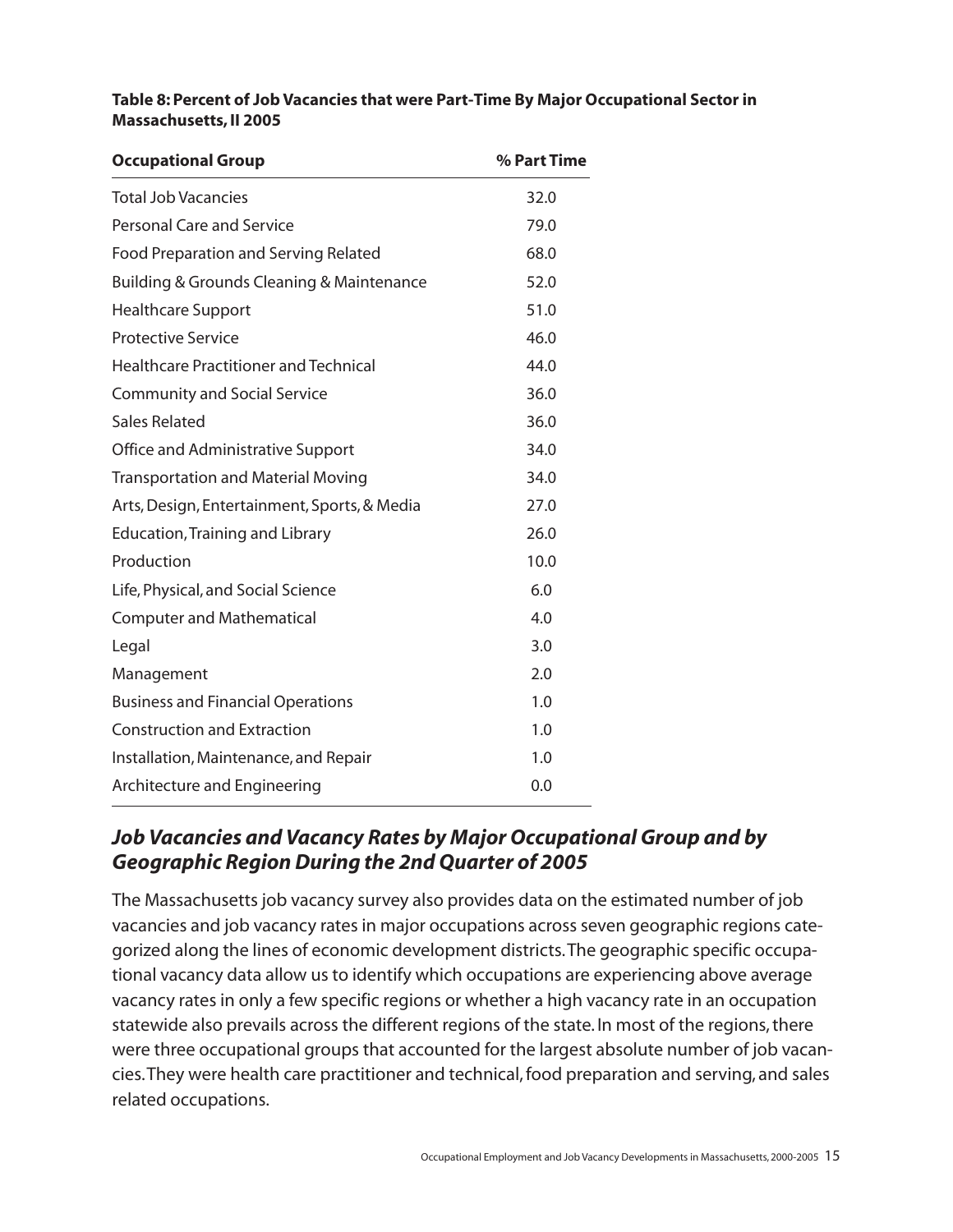**Table 8: Percent of Job Vacancies that were Part-Time By Major Occupational Sector in Massachusetts, II 2005**

| Occupational Group | % Part Time |
|---|---|
| Total Job Vacancies | 32.0 |
| Personal Care and Service | 79.0 |
| Food Preparation and Serving Related | 68.0 |
| Building & Grounds Cleaning & Maintenance | 52.0 |
| Healthcare Support | 51.0 |
| Protective Service | 46.0 |
| Healthcare Practitioner and Technical | 44.0 |
| Community and Social Service | 36.0 |
| Sales Related | 36.0 |
| Office and Administrative Support | 34.0 |
| Transportation and Material Moving | 34.0 |
| Arts, Design, Entertainment, Sports, & Media | 27.0 |
| Education, Training and Library | 26.0 |
| Production | 10.0 |
| Life, Physical, and Social Science | 6.0 |
| Computer and Mathematical | 4.0 |
| Legal | 3.0 |
| Management | 2.0 |
| Business and Financial Operations | 1.0 |
| Construction and Extraction | 1.0 |
| Installation, Maintenance, and Repair | 1.0 |
| Architecture and Engineering | 0.0 |

## *Job Vacancies and Vacancy Rates by Major Occupational Group and by Geographic Region During the 2nd Quarter of 2005*

The Massachusetts job vacancy survey also provides data on the estimated number of job vacancies and job vacancy rates in major occupations across seven geographic regions categorized along the lines of economic development districts. The geographic specific occupational vacancy data allow us to identify which occupations are experiencing above average vacancy rates in only a few specific regions or whether a high vacancy rate in an occupation statewide also prevails across the different regions of the state. In most of the regions, there were three occupational groups that accounted for the largest absolute number of job vacancies. They were health care practitioner and technical, food preparation and serving, and sales related occupations.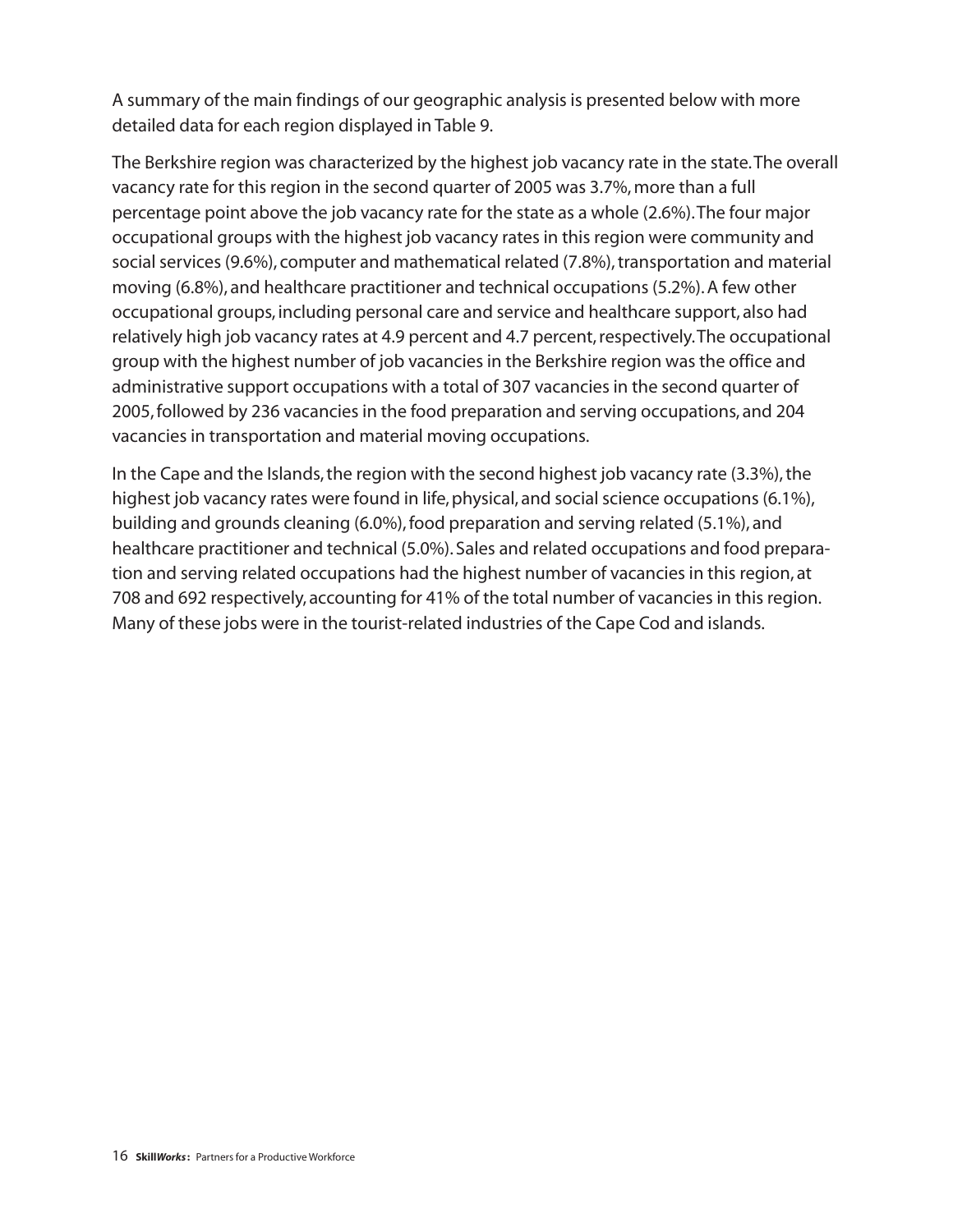A summary of the main findings of our geographic analysis is presented below with more detailed data for each region displayed in Table 9.

The Berkshire region was characterized by the highest job vacancy rate in the state. The overall vacancy rate for this region in the second quarter of 2005 was 3.7%, more than a full percentage point above the job vacancy rate for the state as a whole (2.6%). The four major occupational groups with the highest job vacancy rates in this region were community and social services (9.6%), computer and mathematical related (7.8%), transportation and material moving (6.8%), and healthcare practitioner and technical occupations (5.2%). A few other occupational groups, including personal care and service and healthcare support, also had relatively high job vacancy rates at 4.9 percent and 4.7 percent, respectively. The occupational group with the highest number of job vacancies in the Berkshire region was the office and administrative support occupations with a total of 307 vacancies in the second quarter of 2005, followed by 236 vacancies in the food preparation and serving occupations, and 204 vacancies in transportation and material moving occupations.

In the Cape and the Islands, the region with the second highest job vacancy rate (3.3%), the highest job vacancy rates were found in life, physical, and social science occupations (6.1%), building and grounds cleaning (6.0%), food preparation and serving related (5.1%), and healthcare practitioner and technical (5.0%). Sales and related occupations and food preparation and serving related occupations had the highest number of vacancies in this region, at 708 and 692 respectively, accounting for 41% of the total number of vacancies in this region. Many of these jobs were in the tourist-related industries of the Cape Cod and islands.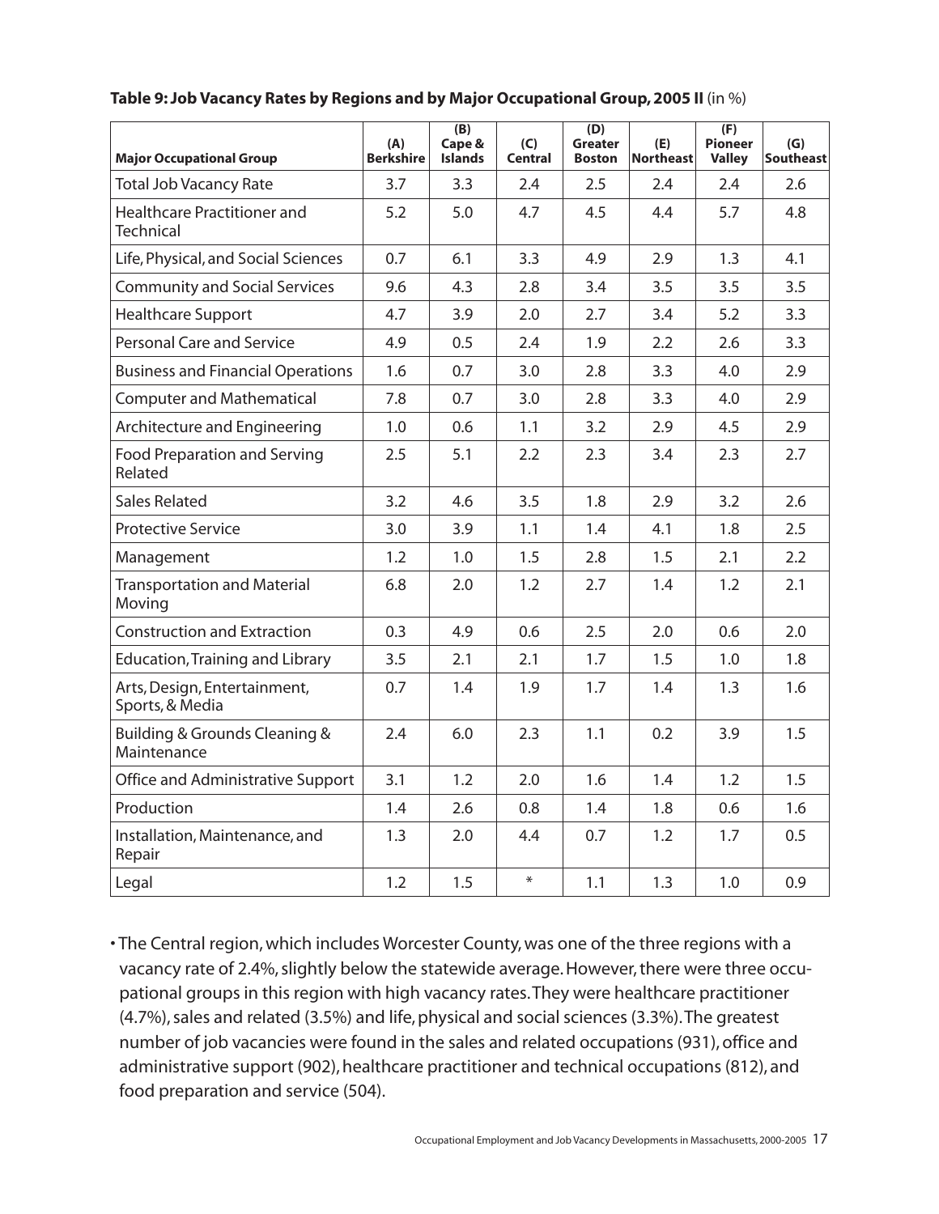**Table 9: Job Vacancy Rates by Regions and by Major Occupational Group, 2005 II** (in %)

| Major Occupational Group | (A) Berkshire | (B) Cape & Islands | (C) Central | (D) Greater Boston | (E) Northeast | (F) Pioneer Valley | (G) Southeast |
|---|---|---|---|---|---|---|---|
| Total Job Vacancy Rate | 3.7 | 3.3 | 2.4 | 2.5 | 2.4 | 2.4 | 2.6 |
| Healthcare Practitioner and Technical | 5.2 | 5.0 | 4.7 | 4.5 | 4.4 | 5.7 | 4.8 |
| Life, Physical, and Social Sciences | 0.7 | 6.1 | 3.3 | 4.9 | 2.9 | 1.3 | 4.1 |
| Community and Social Services | 9.6 | 4.3 | 2.8 | 3.4 | 3.5 | 3.5 | 3.5 |
| Healthcare Support | 4.7 | 3.9 | 2.0 | 2.7 | 3.4 | 5.2 | 3.3 |
| Personal Care and Service | 4.9 | 0.5 | 2.4 | 1.9 | 2.2 | 2.6 | 3.3 |
| Business and Financial Operations | 1.6 | 0.7 | 3.0 | 2.8 | 3.3 | 4.0 | 2.9 |
| Computer and Mathematical | 7.8 | 0.7 | 3.0 | 2.8 | 3.3 | 4.0 | 2.9 |
| Architecture and Engineering | 1.0 | 0.6 | 1.1 | 3.2 | 2.9 | 4.5 | 2.9 |
| Food Preparation and Serving Related | 2.5 | 5.1 | 2.2 | 2.3 | 3.4 | 2.3 | 2.7 |
| Sales Related | 3.2 | 4.6 | 3.5 | 1.8 | 2.9 | 3.2 | 2.6 |
| Protective Service | 3.0 | 3.9 | 1.1 | 1.4 | 4.1 | 1.8 | 2.5 |
| Management | 1.2 | 1.0 | 1.5 | 2.8 | 1.5 | 2.1 | 2.2 |
| Transportation and Material Moving | 6.8 | 2.0 | 1.2 | 2.7 | 1.4 | 1.2 | 2.1 |
| Construction and Extraction | 0.3 | 4.9 | 0.6 | 2.5 | 2.0 | 0.6 | 2.0 |
| Education, Training and Library | 3.5 | 2.1 | 2.1 | 1.7 | 1.5 | 1.0 | 1.8 |
| Arts, Design, Entertainment, Sports, & Media | 0.7 | 1.4 | 1.9 | 1.7 | 1.4 | 1.3 | 1.6 |
| Building & Grounds Cleaning & Maintenance | 2.4 | 6.0 | 2.3 | 1.1 | 0.2 | 3.9 | 1.5 |
| Office and Administrative Support | 3.1 | 1.2 | 2.0 | 1.6 | 1.4 | 1.2 | 1.5 |
| Production | 1.4 | 2.6 | 0.8 | 1.4 | 1.8 | 0.6 | 1.6 |
| Installation, Maintenance, and Repair | 1.3 | 2.0 | 4.4 | 0.7 | 1.2 | 1.7 | 0.5 |
| Legal | 1.2 | 1.5 | * | 1.1 | 1.3 | 1.0 | 0.9 |

- The Central region, which includes Worcester County, was one of the three regions with a vacancy rate of 2.4%, slightly below the statewide average. However, there were three occupational groups in this region with high vacancy rates. They were healthcare practitioner (4.7%), sales and related (3.5%) and life, physical and social sciences (3.3%). The greatest number of job vacancies were found in the sales and related occupations (931), office and administrative support (902), healthcare practitioner and technical occupations (812), and food preparation and service (504).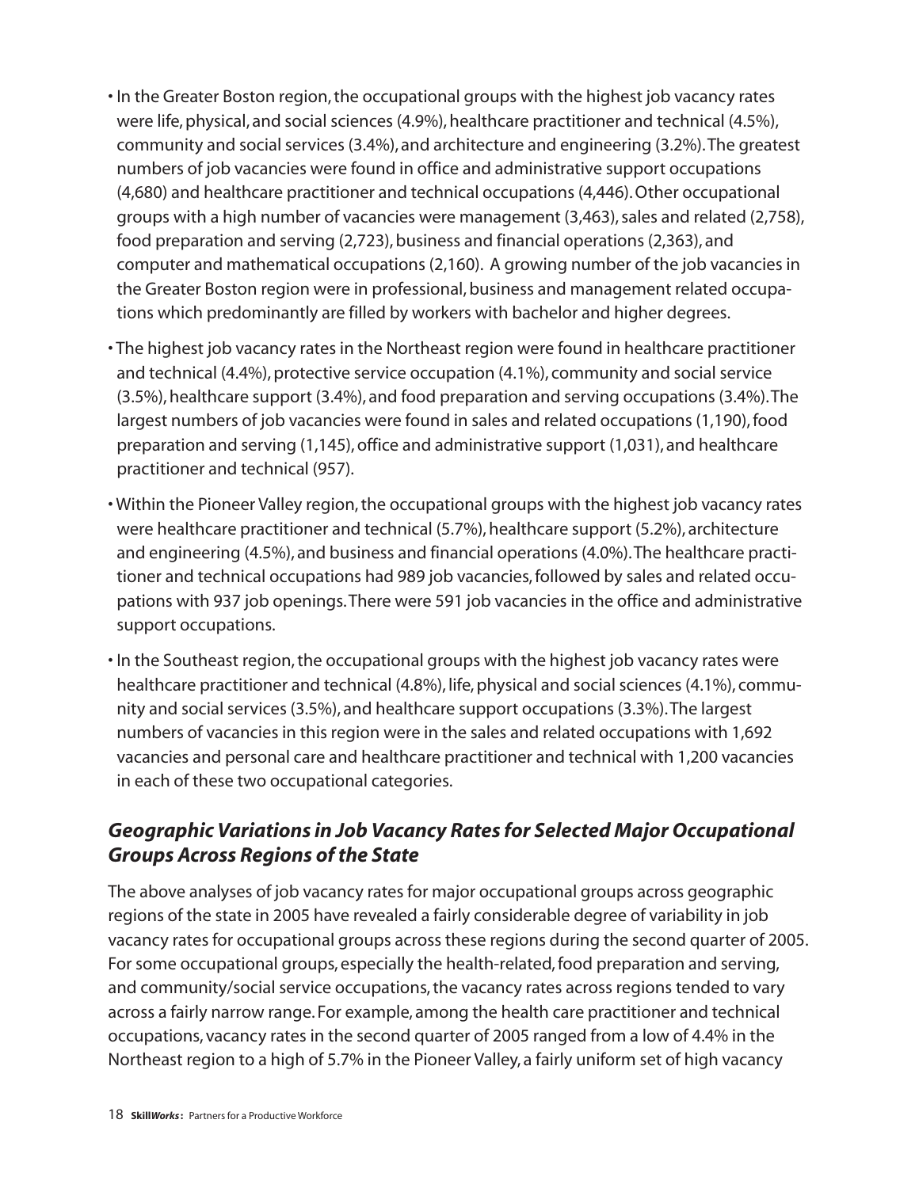- In the Greater Boston region, the occupational groups with the highest job vacancy rates were life, physical, and social sciences (4.9%), healthcare practitioner and technical (4.5%), community and social services (3.4%), and architecture and engineering (3.2%). The greatest numbers of job vacancies were found in office and administrative support occupations (4,680) and healthcare practitioner and technical occupations (4,446). Other occupational groups with a high number of vacancies were management (3,463), sales and related (2,758), food preparation and serving (2,723), business and financial operations (2,363), and computer and mathematical occupations (2,160). A growing number of the job vacancies in the Greater Boston region were in professional, business and management related occupations which predominantly are filled by workers with bachelor and higher degrees.
- The highest job vacancy rates in the Northeast region were found in healthcare practitioner and technical (4.4%), protective service occupation (4.1%), community and social service (3.5%), healthcare support (3.4%), and food preparation and serving occupations (3.4%). The largest numbers of job vacancies were found in sales and related occupations (1,190), food preparation and serving (1,145), office and administrative support (1,031), and healthcare practitioner and technical (957).
- Within the Pioneer Valley region, the occupational groups with the highest job vacancy rates were healthcare practitioner and technical (5.7%), healthcare support (5.2%), architecture and engineering (4.5%), and business and financial operations (4.0%). The healthcare practitioner and technical occupations had 989 job vacancies, followed by sales and related occupations with 937 job openings. There were 591 job vacancies in the office and administrative support occupations.
- In the Southeast region, the occupational groups with the highest job vacancy rates were healthcare practitioner and technical (4.8%), life, physical and social sciences (4.1%), community and social services (3.5%), and healthcare support occupations (3.3%). The largest numbers of vacancies in this region were in the sales and related occupations with 1,692 vacancies and personal care and healthcare practitioner and technical with 1,200 vacancies in each of these two occupational categories.

## *Geographic Variations in Job Vacancy Rates for Selected Major Occupational Groups Across Regions of the State*

The above analyses of job vacancy rates for major occupational groups across geographic regions of the state in 2005 have revealed a fairly considerable degree of variability in job vacancy rates for occupational groups across these regions during the second quarter of 2005. For some occupational groups, especially the health-related, food preparation and serving, and community/social service occupations, the vacancy rates across regions tended to vary across a fairly narrow range. For example, among the health care practitioner and technical occupations, vacancy rates in the second quarter of 2005 ranged from a low of 4.4% in the Northeast region to a high of 5.7% in the Pioneer Valley, a fairly uniform set of high vacancy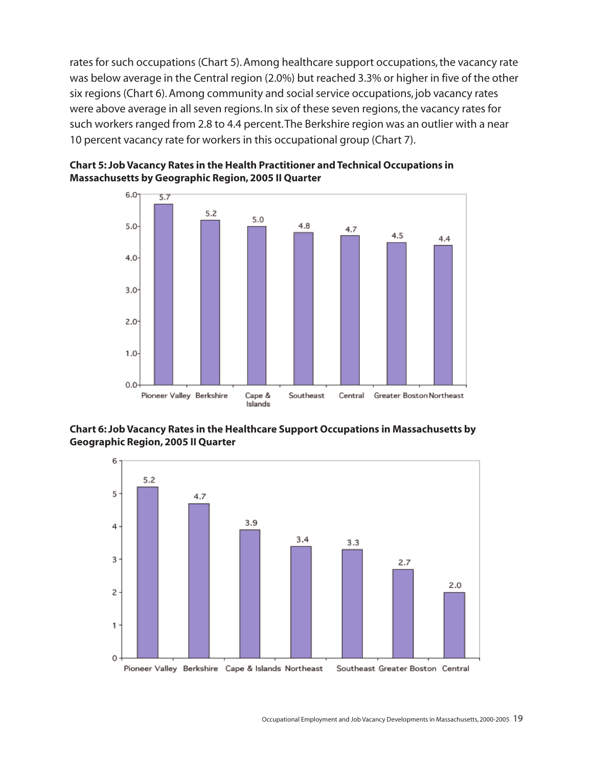rates for such occupations (Chart 5). Among healthcare support occupations, the vacancy rate was below average in the Central region (2.0%) but reached 3.3% or higher in five of the other six regions (Chart 6). Among community and social service occupations, job vacancy rates were above average in all seven regions. In six of these seven regions, the vacancy rates for such workers ranged from 2.8 to 4.4 percent. The Berkshire region was an outlier with a near 10 percent vacancy rate for workers in this occupational group (Chart 7).

**Chart 5: Job Vacancy Rates in the Health Practitioner and Technical Occupations in Massachusetts by Geographic Region, 2005 II Quarter**

| Region | Vacancy Rate |
|---|---|
| Pioneer Valley | 5.7 |
| Berkshire | 5.2 |
| Cape & Islands | 5.0 |
| Southeast | 4.8 |
| Central | 4.7 |
| Greater Boston | 4.5 |
| Northeast | 4.4 |

**Chart 6: Job Vacancy Rates in the Healthcare Support Occupations in Massachusetts by Geographic Region, 2005 II Quarter**

| Region | Vacancy Rate |
|---|---|
| Pioneer Valley | 5.2 |
| Berkshire | 4.7 |
| Cape & Islands | 3.9 |
| Northeast | 3.4 |
| Southeast | 3.3 |
| Greater Boston | 2.7 |
| Central | 2.0 |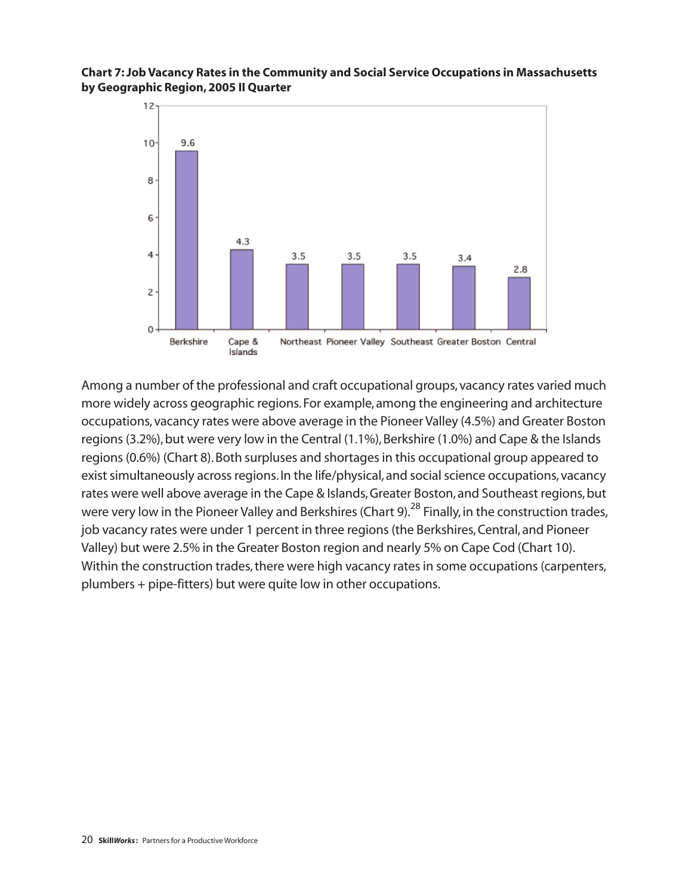**Chart 7: Job Vacancy Rates in the Community and Social Service Occupations in Massachusetts by Geographic Region, 2005 II Quarter**

| Region | Vacancy Rate |
|---|---|
| Berkshire | 9.6 |
| Cape & Islands | 4.3 |
| Northeast | 3.5 |
| Pioneer Valley | 3.5 |
| Southeast | 3.5 |
| Greater Boston | 3.4 |
| Central | 2.8 |

Among a number of the professional and craft occupational groups, vacancy rates varied much more widely across geographic regions. For example, among the engineering and architecture occupations, vacancy rates were above average in the Pioneer Valley (4.5%) and Greater Boston regions (3.2%), but were very low in the Central (1.1%), Berkshire (1.0%) and Cape & the Islands regions (0.6%) (Chart 8). Both surpluses and shortages in this occupational group appeared to exist simultaneously across regions. In the life/physical, and social science occupations, vacancy rates were well above average in the Cape & Islands, Greater Boston, and Southeast regions, but were very low in the Pioneer Valley and Berkshires (Chart 9).[28] Finally, in the construction trades, job vacancy rates were under 1 percent in three regions (the Berkshires, Central, and Pioneer Valley) but were 2.5% in the Greater Boston region and nearly 5% on Cape Cod (Chart 10). Within the construction trades, there were high vacancy rates in some occupations (carpenters, plumbers + pipe-fitters) but were quite low in other occupations.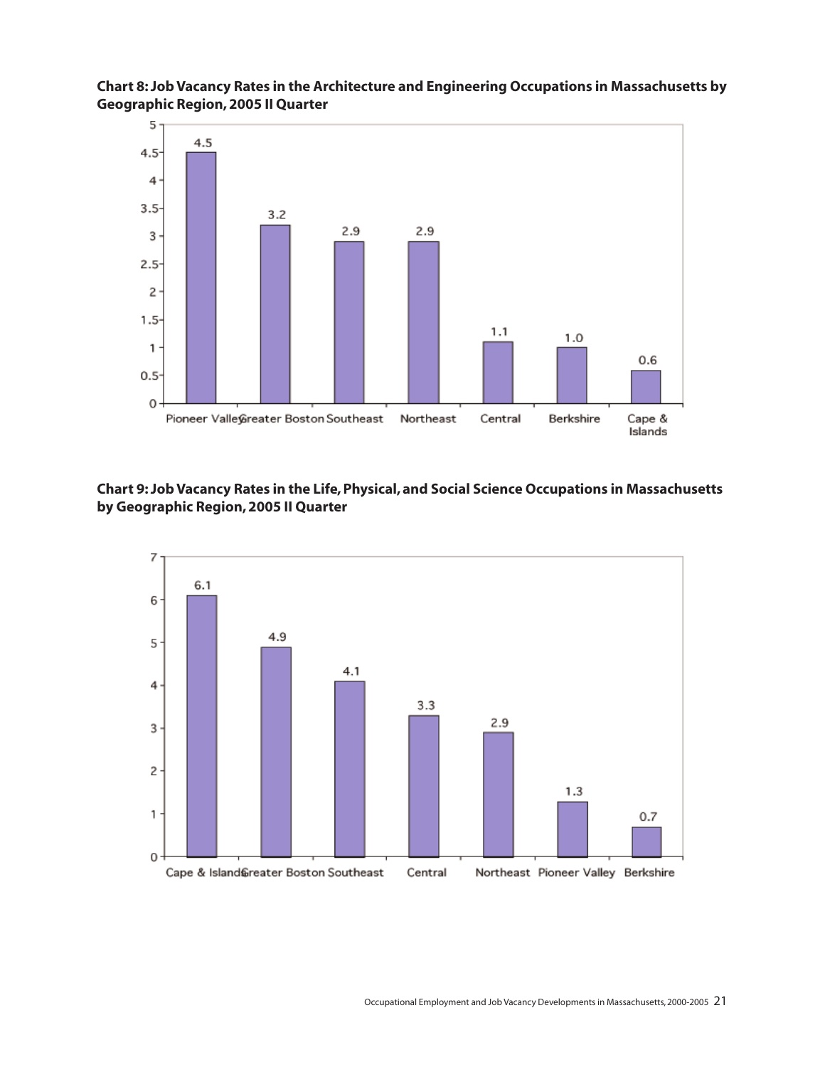**Chart 8: Job Vacancy Rates in the Architecture and Engineering Occupations in Massachusetts by Geographic Region, 2005 II Quarter**

| Region | Job Vacancy Rate |
|---|---|
| Pioneer Valley | 4.5 |
| Greater Boston | 3.2 |
| Southeast | 2.9 |
| Northeast | 2.9 |
| Central | 1.1 |
| Berkshire | 1.0 |
| Cape & Islands | 0.6 |

**Chart 9: Job Vacancy Rates in the Life, Physical, and Social Science Occupations in Massachusetts by Geographic Region, 2005 II Quarter**

| Region | Job Vacancy Rate |
|---|---|
| Cape & Islands | 6.1 |
| Greater Boston | 4.9 |
| Southeast | 4.1 |
| Central | 3.3 |
| Northeast | 2.9 |
| Pioneer Valley | 1.3 |
| Berkshire | 0.7 |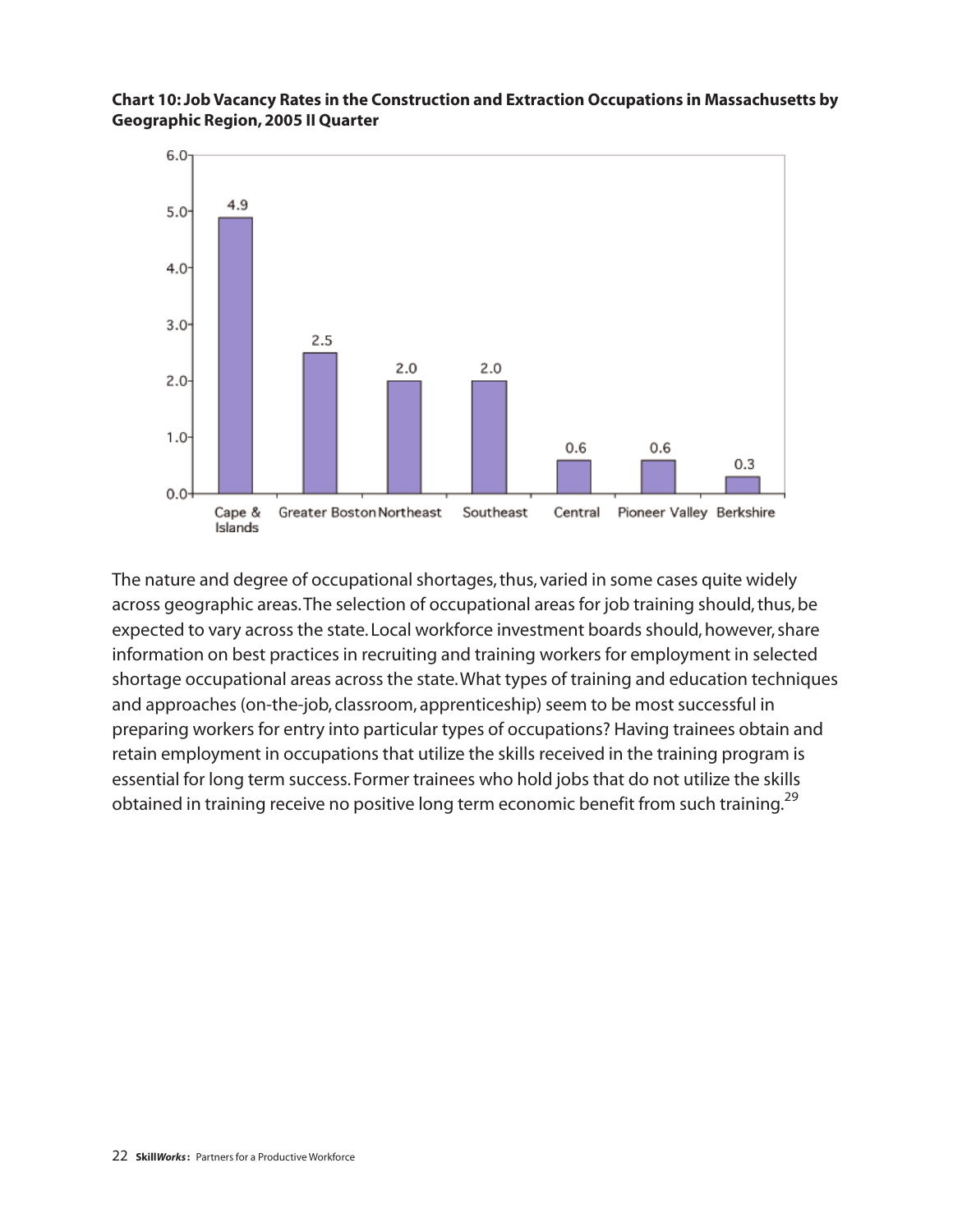**Chart 10: Job Vacancy Rates in the Construction and Extraction Occupations in Massachusetts by Geographic Region, 2005 II Quarter**

| Region | Job Vacancy Rate |
|---|---|
| Cape & Islands | 4.9 |
| Greater Boston | 2.5 |
| Northeast | 2.0 |
| Southeast | 2.0 |
| Central | 0.6 |
| Pioneer Valley | 0.6 |
| Berkshire | 0.3 |

The nature and degree of occupational shortages, thus, varied in some cases quite widely across geographic areas. The selection of occupational areas for job training should, thus, be expected to vary across the state. Local workforce investment boards should, however, share information on best practices in recruiting and training workers for employment in selected shortage occupational areas across the state. What types of training and education techniques and approaches (on-the-job, classroom, apprenticeship) seem to be most successful in preparing workers for entry into particular types of occupations? Having trainees obtain and retain employment in occupations that utilize the skills received in the training program is essential for long term success. Former trainees who hold jobs that do not utilize the skills obtained in training receive no positive long term economic benefit from such training.[29]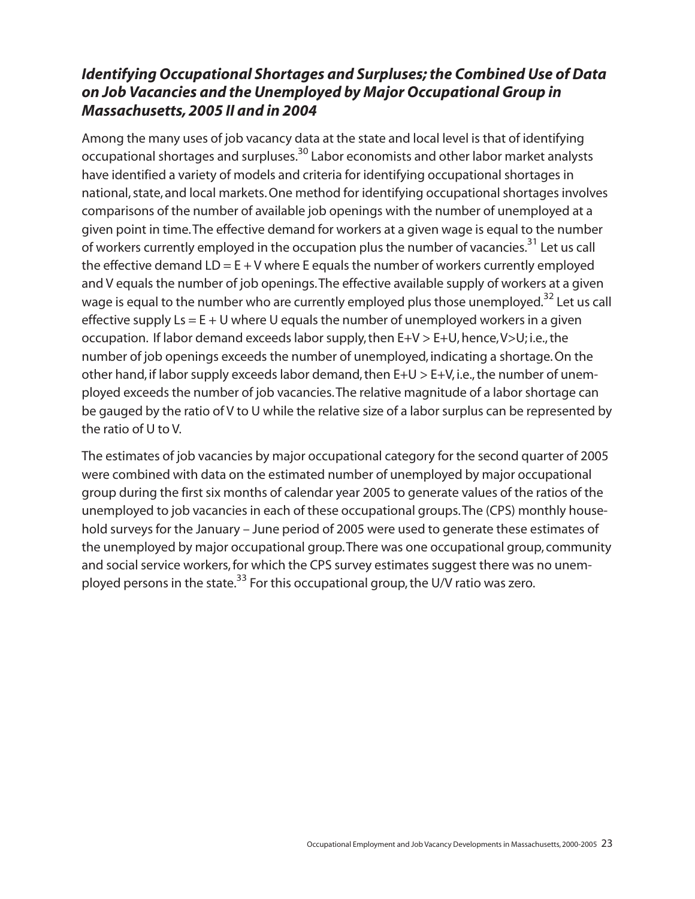### *Identifying Occupational Shortages and Surpluses; the Combined Use of Data on Job Vacancies and the Unemployed by Major Occupational Group in Massachusetts, 2005 II and in 2004*

Among the many uses of job vacancy data at the state and local level is that of identifying occupational shortages and surpluses.[30] Labor economists and other labor market analysts have identified a variety of models and criteria for identifying occupational shortages in national, state, and local markets. One method for identifying occupational shortages involves comparisons of the number of available job openings with the number of unemployed at a given point in time. The effective demand for workers at a given wage is equal to the number of workers currently employed in the occupation plus the number of vacancies.[31] Let us call the effective demand $LD = E + V$ where E equals the number of workers currently employed and V equals the number of job openings. The effective available supply of workers at a given wage is equal to the number who are currently employed plus those unemployed.[32] Let us call effective supply $Ls = E + U$ where U equals the number of unemployed workers in a given occupation. If labor demand exceeds labor supply, then $E+V > E+U$, hence, $V>U$; i.e., the number of job openings exceeds the number of unemployed, indicating a shortage. On the other hand, if labor supply exceeds labor demand, then $E+U > E+V$, i.e., the number of unemployed exceeds the number of job vacancies. The relative magnitude of a labor shortage can be gauged by the ratio of V to U while the relative size of a labor surplus can be represented by the ratio of U to V.

The estimates of job vacancies by major occupational category for the second quarter of 2005 were combined with data on the estimated number of unemployed by major occupational group during the first six months of calendar year 2005 to generate values of the ratios of the unemployed to job vacancies in each of these occupational groups. The (CPS) monthly household surveys for the January – June period of 2005 were used to generate these estimates of the unemployed by major occupational group. There was one occupational group, community and social service workers, for which the CPS survey estimates suggest there was no unemployed persons in the state.[33] For this occupational group, the U/V ratio was zero.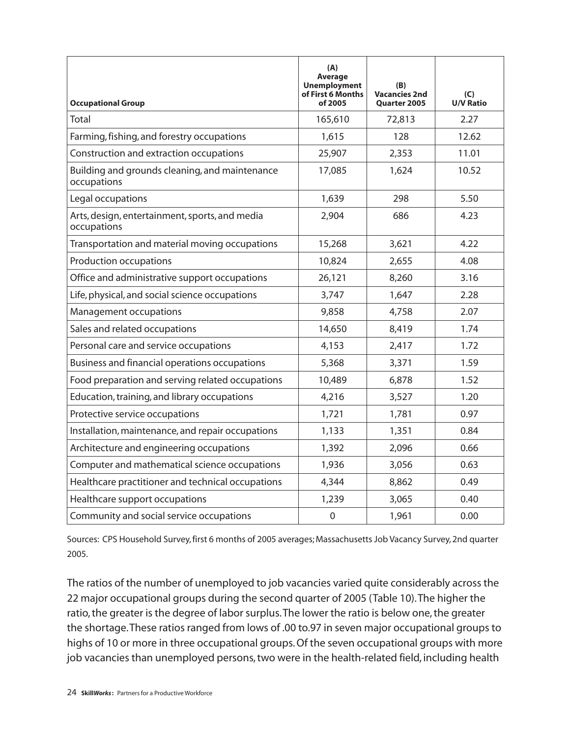| Occupational Group | (A) Average Unemployment of First 6 Months of 2005 | (B) Vacancies 2nd Quarter 2005 | (C) U/V Ratio |
|---|---|---|---|
| Total | 165,610 | 72,813 | 2.27 |
| Farming, fishing, and forestry occupations | 1,615 | 128 | 12.62 |
| Construction and extraction occupations | 25,907 | 2,353 | 11.01 |
| Building and grounds cleaning, and maintenance occupations | 17,085 | 1,624 | 10.52 |
| Legal occupations | 1,639 | 298 | 5.50 |
| Arts, design, entertainment, sports, and media occupations | 2,904 | 686 | 4.23 |
| Transportation and material moving occupations | 15,268 | 3,621 | 4.22 |
| Production occupations | 10,824 | 2,655 | 4.08 |
| Office and administrative support occupations | 26,121 | 8,260 | 3.16 |
| Life, physical, and social science occupations | 3,747 | 1,647 | 2.28 |
| Management occupations | 9,858 | 4,758 | 2.07 |
| Sales and related occupations | 14,650 | 8,419 | 1.74 |
| Personal care and service occupations | 4,153 | 2,417 | 1.72 |
| Business and financial operations occupations | 5,368 | 3,371 | 1.59 |
| Food preparation and serving related occupations | 10,489 | 6,878 | 1.52 |
| Education, training, and library occupations | 4,216 | 3,527 | 1.20 |
| Protective service occupations | 1,721 | 1,781 | 0.97 |
| Installation, maintenance, and repair occupations | 1,133 | 1,351 | 0.84 |
| Architecture and engineering occupations | 1,392 | 2,096 | 0.66 |
| Computer and mathematical science occupations | 1,936 | 3,056 | 0.63 |
| Healthcare practitioner and technical occupations | 4,344 | 8,862 | 0.49 |
| Healthcare support occupations | 1,239 | 3,065 | 0.40 |
| Community and social service occupations | 0 | 1,961 | 0.00 |

Sources: CPS Household Survey, first 6 months of 2005 averages; Massachusetts Job Vacancy Survey, 2nd quarter 2005.

The ratios of the number of unemployed to job vacancies varied quite considerably across the 22 major occupational groups during the second quarter of 2005 (Table 10). The higher the ratio, the greater is the degree of labor surplus. The lower the ratio is below one, the greater the shortage. These ratios ranged from lows of .00 to .97 in seven major occupational groups to highs of 10 or more in three occupational groups. Of the seven occupational groups with more job vacancies than unemployed persons, two were in the health-related field, including health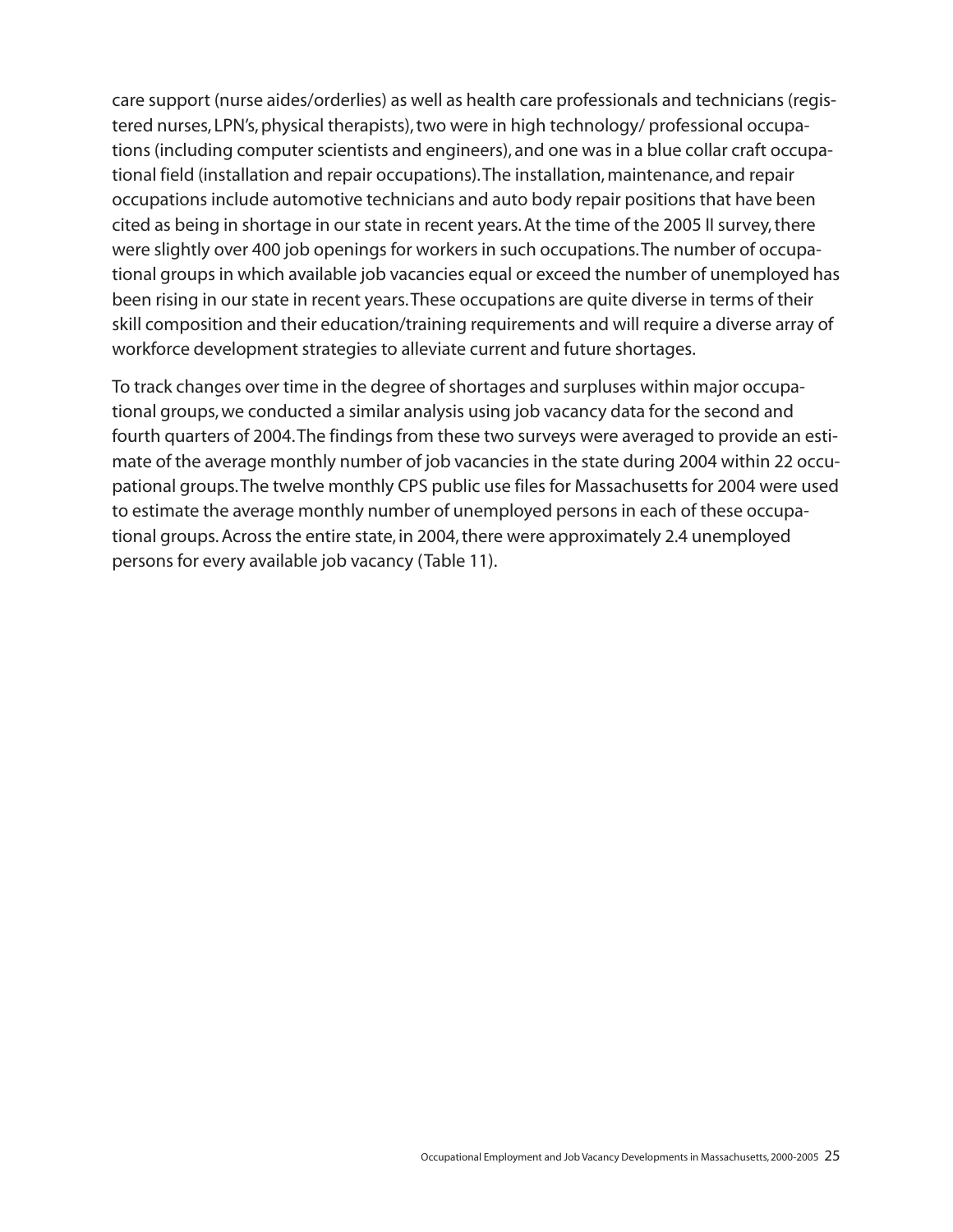care support (nurse aides/orderlies) as well as health care professionals and technicians (registered nurses, LPN's, physical therapists), two were in high technology/ professional occupations (including computer scientists and engineers), and one was in a blue collar craft occupational field (installation and repair occupations). The installation, maintenance, and repair occupations include automotive technicians and auto body repair positions that have been cited as being in shortage in our state in recent years. At the time of the 2005 II survey, there were slightly over 400 job openings for workers in such occupations. The number of occupational groups in which available job vacancies equal or exceed the number of unemployed has been rising in our state in recent years. These occupations are quite diverse in terms of their skill composition and their education/training requirements and will require a diverse array of workforce development strategies to alleviate current and future shortages.

To track changes over time in the degree of shortages and surpluses within major occupational groups, we conducted a similar analysis using job vacancy data for the second and fourth quarters of 2004. The findings from these two surveys were averaged to provide an estimate of the average monthly number of job vacancies in the state during 2004 within 22 occupational groups. The twelve monthly CPS public use files for Massachusetts for 2004 were used to estimate the average monthly number of unemployed persons in each of these occupational groups. Across the entire state, in 2004, there were approximately 2.4 unemployed persons for every available job vacancy (Table 11).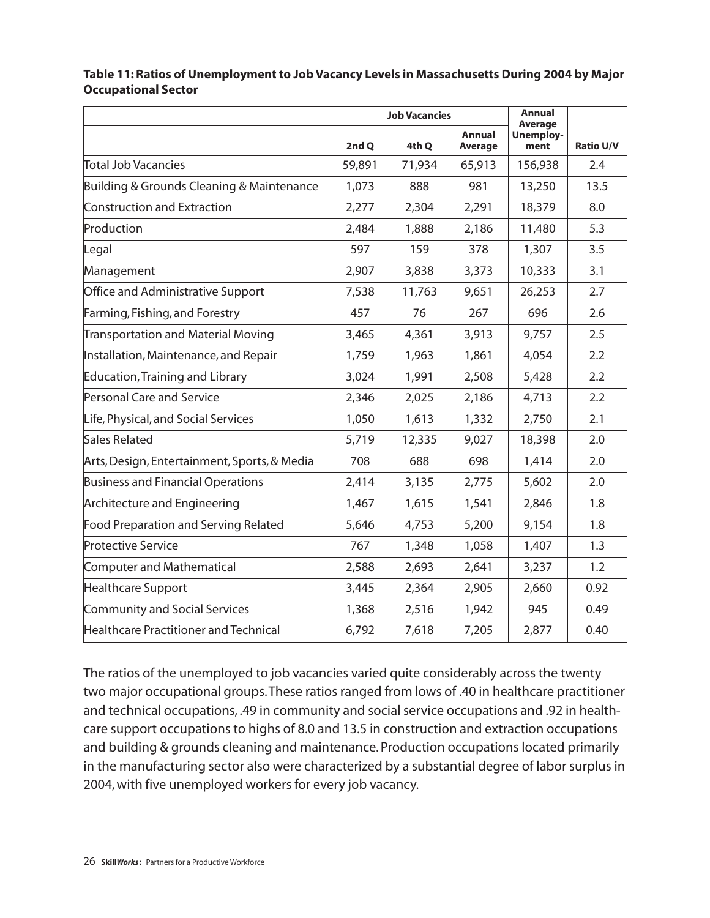**Table 11: Ratios of Unemployment to Job Vacancy Levels in Massachusetts During 2004 by Major Occupational Sector**

| | Job Vacancies | | | Annual Average Unemploy-ment | Ratio U/V |
|---|---|---|---|---|---|
| | 2nd Q | 4th Q | Annual Average | | |
| Total Job Vacancies | 59,891 | 71,934 | 65,913 | 156,938 | 2.4 |
| Building & Grounds Cleaning & Maintenance | 1,073 | 888 | 981 | 13,250 | 13.5 |
| Construction and Extraction | 2,277 | 2,304 | 2,291 | 18,379 | 8.0 |
| Production | 2,484 | 1,888 | 2,186 | 11,480 | 5.3 |
| Legal | 597 | 159 | 378 | 1,307 | 3.5 |
| Management | 2,907 | 3,838 | 3,373 | 10,333 | 3.1 |
| Office and Administrative Support | 7,538 | 11,763 | 9,651 | 26,253 | 2.7 |
| Farming, Fishing, and Forestry | 457 | 76 | 267 | 696 | 2.6 |
| Transportation and Material Moving | 3,465 | 4,361 | 3,913 | 9,757 | 2.5 |
| Installation, Maintenance, and Repair | 1,759 | 1,963 | 1,861 | 4,054 | 2.2 |
| Education, Training and Library | 3,024 | 1,991 | 2,508 | 5,428 | 2.2 |
| Personal Care and Service | 2,346 | 2,025 | 2,186 | 4,713 | 2.2 |
| Life, Physical, and Social Services | 1,050 | 1,613 | 1,332 | 2,750 | 2.1 |
| Sales Related | 5,719 | 12,335 | 9,027 | 18,398 | 2.0 |
| Arts, Design, Entertainment, Sports, & Media | 708 | 688 | 698 | 1,414 | 2.0 |
| Business and Financial Operations | 2,414 | 3,135 | 2,775 | 5,602 | 2.0 |
| Architecture and Engineering | 1,467 | 1,615 | 1,541 | 2,846 | 1.8 |
| Food Preparation and Serving Related | 5,646 | 4,753 | 5,200 | 9,154 | 1.8 |
| Protective Service | 767 | 1,348 | 1,058 | 1,407 | 1.3 |
| Computer and Mathematical | 2,588 | 2,693 | 2,641 | 3,237 | 1.2 |
| Healthcare Support | 3,445 | 2,364 | 2,905 | 2,660 | 0.92 |
| Community and Social Services | 1,368 | 2,516 | 1,942 | 945 | 0.49 |
| Healthcare Practitioner and Technical | 6,792 | 7,618 | 7,205 | 2,877 | 0.40 |

The ratios of the unemployed to job vacancies varied quite considerably across the twenty two major occupational groups. These ratios ranged from lows of .40 in healthcare practitioner and technical occupations, .49 in community and social service occupations and .92 in health-care support occupations to highs of 8.0 and 13.5 in construction and extraction occupations and building & grounds cleaning and maintenance. Production occupations located primarily in the manufacturing sector also were characterized by a substantial degree of labor surplus in 2004, with five unemployed workers for every job vacancy.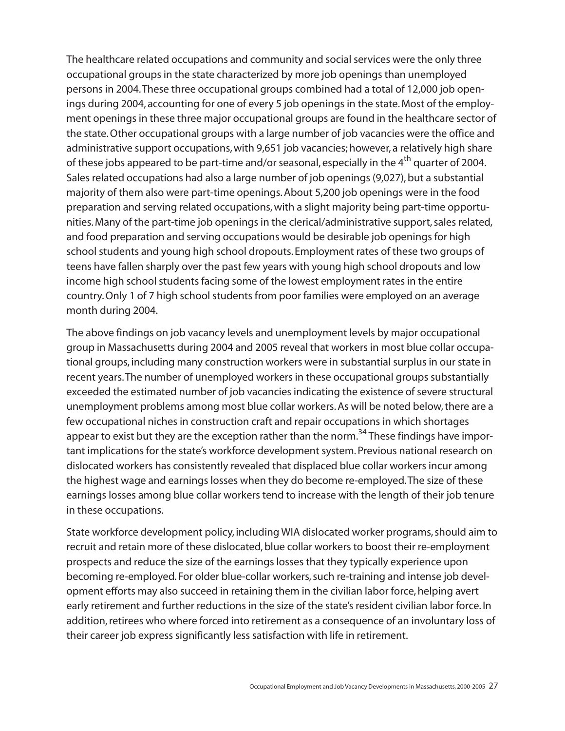The healthcare related occupations and community and social services were the only three occupational groups in the state characterized by more job openings than unemployed persons in 2004. These three occupational groups combined had a total of 12,000 job openings during 2004, accounting for one of every 5 job openings in the state. Most of the employment openings in these three major occupational groups are found in the healthcare sector of the state. Other occupational groups with a large number of job vacancies were the office and administrative support occupations, with 9,651 job vacancies; however, a relatively high share of these jobs appeared to be part-time and/or seasonal, especially in the 4$^{th}$ quarter of 2004. Sales related occupations had also a large number of job openings (9,027), but a substantial majority of them also were part-time openings. About 5,200 job openings were in the food preparation and serving related occupations, with a slight majority being part-time opportunities. Many of the part-time job openings in the clerical/administrative support, sales related, and food preparation and serving occupations would be desirable job openings for high school students and young high school dropouts. Employment rates of these two groups of teens have fallen sharply over the past few years with young high school dropouts and low income high school students facing some of the lowest employment rates in the entire country. Only 1 of 7 high school students from poor families were employed on an average month during 2004.

The above findings on job vacancy levels and unemployment levels by major occupational group in Massachusetts during 2004 and 2005 reveal that workers in most blue collar occupational groups, including many construction workers were in substantial surplus in our state in recent years. The number of unemployed workers in these occupational groups substantially exceeded the estimated number of job vacancies indicating the existence of severe structural unemployment problems among most blue collar workers. As will be noted below, there are a few occupational niches in construction craft and repair occupations in which shortages appear to exist but they are the exception rather than the norm.[34] These findings have important implications for the state's workforce development system. Previous national research on dislocated workers has consistently revealed that displaced blue collar workers incur among the highest wage and earnings losses when they do become re-employed. The size of these earnings losses among blue collar workers tend to increase with the length of their job tenure in these occupations.

State workforce development policy, including WIA dislocated worker programs, should aim to recruit and retain more of these dislocated, blue collar workers to boost their re-employment prospects and reduce the size of the earnings losses that they typically experience upon becoming re-employed. For older blue-collar workers, such re-training and intense job development efforts may also succeed in retaining them in the civilian labor force, helping avert early retirement and further reductions in the size of the state's resident civilian labor force. In addition, retirees who where forced into retirement as a consequence of an involuntary loss of their career job express significantly less satisfaction with life in retirement.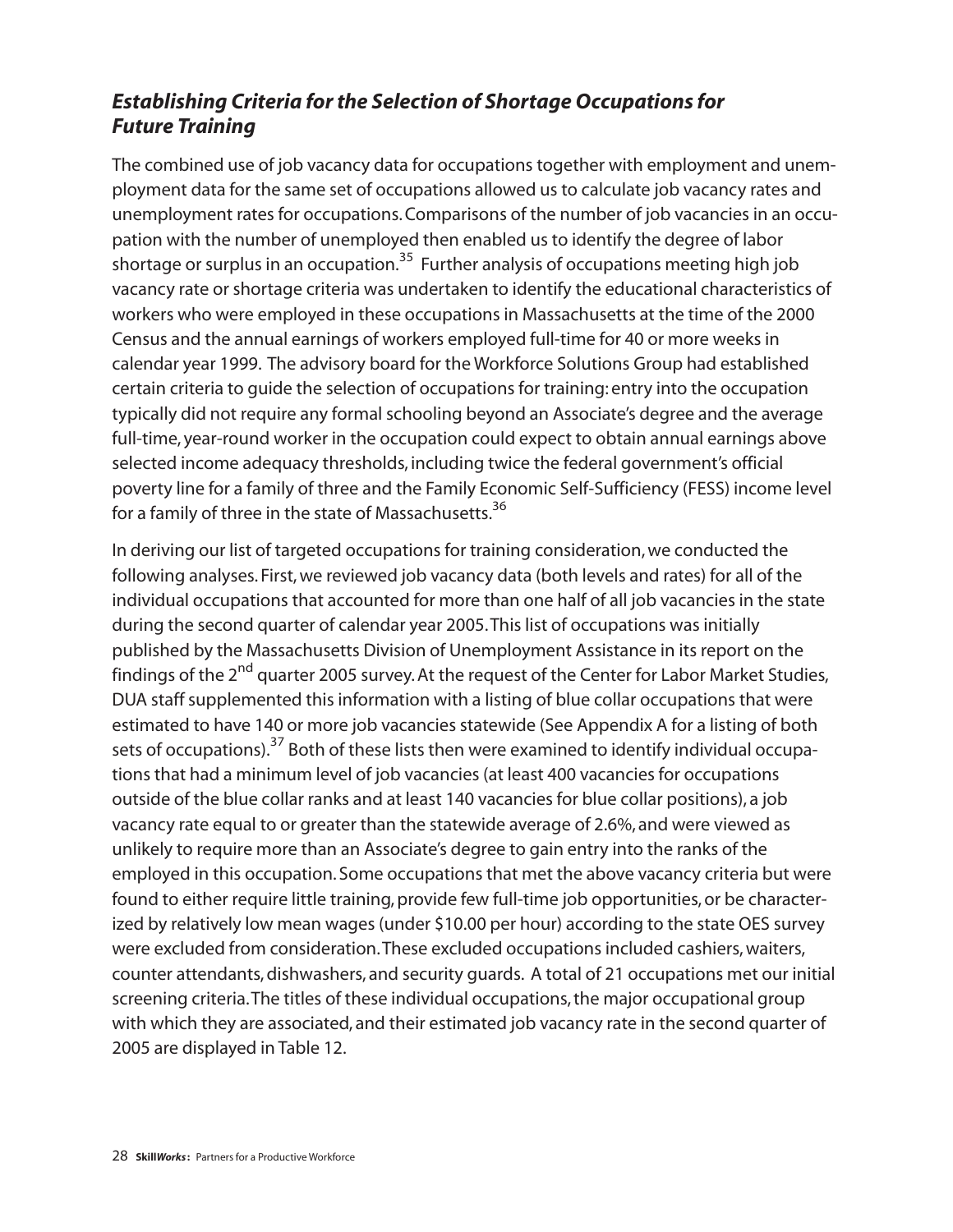## *Establishing Criteria for the Selection of Shortage Occupations for Future Training*

The combined use of job vacancy data for occupations together with employment and unemployment data for the same set of occupations allowed us to calculate job vacancy rates and unemployment rates for occupations. Comparisons of the number of job vacancies in an occupation with the number of unemployed then enabled us to identify the degree of labor shortage or surplus in an occupation.[35] Further analysis of occupations meeting high job vacancy rate or shortage criteria was undertaken to identify the educational characteristics of workers who were employed in these occupations in Massachusetts at the time of the 2000 Census and the annual earnings of workers employed full-time for 40 or more weeks in calendar year 1999. The advisory board for the Workforce Solutions Group had established certain criteria to guide the selection of occupations for training: entry into the occupation typically did not require any formal schooling beyond an Associate's degree and the average full-time, year-round worker in the occupation could expect to obtain annual earnings above selected income adequacy thresholds, including twice the federal government's official poverty line for a family of three and the Family Economic Self-Sufficiency (FESS) income level for a family of three in the state of Massachusetts.[36]

In deriving our list of targeted occupations for training consideration, we conducted the following analyses. First, we reviewed job vacancy data (both levels and rates) for all of the individual occupations that accounted for more than one half of all job vacancies in the state during the second quarter of calendar year 2005. This list of occupations was initially published by the Massachusetts Division of Unemployment Assistance in its report on the findings of the 2nd quarter 2005 survey. At the request of the Center for Labor Market Studies, DUA staff supplemented this information with a listing of blue collar occupations that were estimated to have 140 or more job vacancies statewide (See Appendix A for a listing of both sets of occupations).[37] Both of these lists then were examined to identify individual occupations that had a minimum level of job vacancies (at least 400 vacancies for occupations outside of the blue collar ranks and at least 140 vacancies for blue collar positions), a job vacancy rate equal to or greater than the statewide average of 2.6%, and were viewed as unlikely to require more than an Associate's degree to gain entry into the ranks of the employed in this occupation. Some occupations that met the above vacancy criteria but were found to either require little training, provide few full-time job opportunities, or be characterized by relatively low mean wages (under $10.00 per hour) according to the state OES survey were excluded from consideration. These excluded occupations included cashiers, waiters, counter attendants, dishwashers, and security guards. A total of 21 occupations met our initial screening criteria. The titles of these individual occupations, the major occupational group with which they are associated, and their estimated job vacancy rate in the second quarter of 2005 are displayed in Table 12.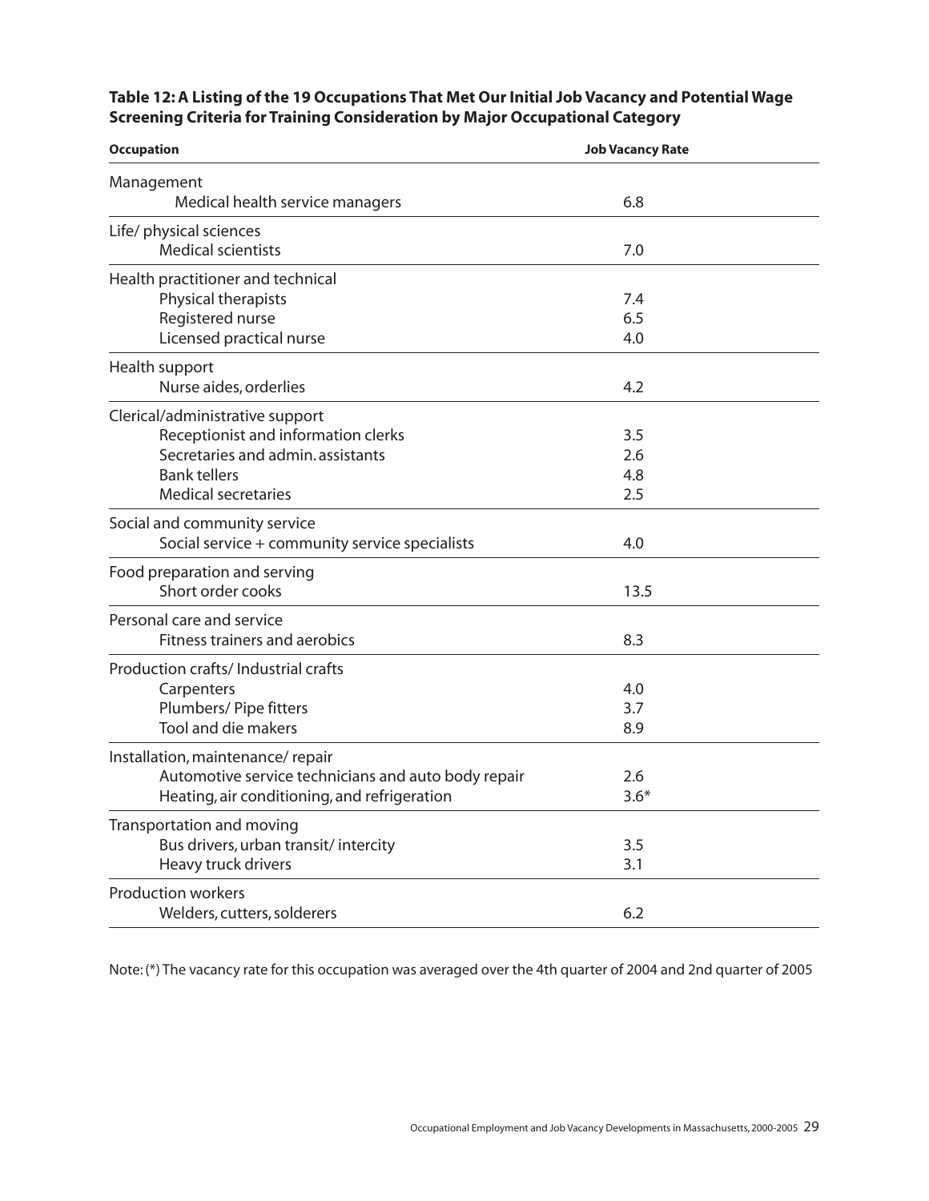**Table 12: A Listing of the 19 Occupations That Met Our Initial Job Vacancy and Potential Wage Screening Criteria for Training Consideration by Major Occupational Category**

| Occupation | Job Vacancy Rate |
|---|---|
| Management | |
| Medical health service managers | 6.8 |
| Life/ physical sciences | |
| Medical scientists | 7.0 |
| Health practitioner and technical | |
| Physical therapists | 7.4 |
| Registered nurse | 6.5 |
| Licensed practical nurse | 4.0 |
| Health support | |
| Nurse aides, orderlies | 4.2 |
| Clerical/administrative support | |
| Receptionist and information clerks | 3.5 |
| Secretaries and admin. assistants | 2.6 |
| Bank tellers | 4.8 |
| Medical secretaries | 2.5 |
| Social and community service | |
| Social service + community service specialists | 4.0 |
| Food preparation and serving | |
| Short order cooks | 13.5 |
| Personal care and service | |
| Fitness trainers and aerobics | 8.3 |
| Production crafts/ Industrial crafts | |
| Carpenters | 4.0 |
| Plumbers/ Pipe fitters | 3.7 |
| Tool and die makers | 8.9 |
| Installation, maintenance/ repair | |
| Automotive service technicians and auto body repair | 2.6 |
| Heating, air conditioning, and refrigeration | 3.6* |
| Transportation and moving | |
| Bus drivers, urban transit/ intercity | 3.5 |
| Heavy truck drivers | 3.1 |
| Production workers | |
| Welders, cutters, solderers | 6.2 |

Note: (*) The vacancy rate for this occupation was averaged over the 4th quarter of 2004 and 2nd quarter of 2005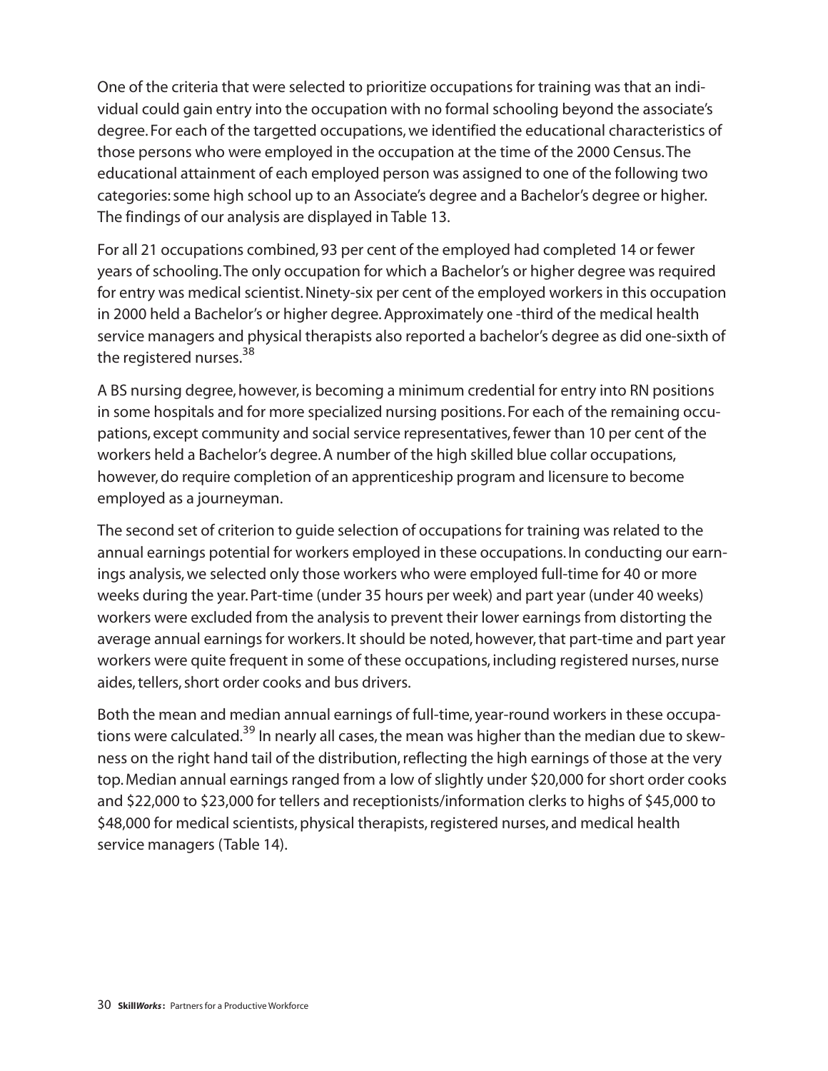One of the criteria that were selected to prioritize occupations for training was that an individual could gain entry into the occupation with no formal schooling beyond the associate's degree. For each of the targetted occupations, we identified the educational characteristics of those persons who were employed in the occupation at the time of the 2000 Census. The educational attainment of each employed person was assigned to one of the following two categories: some high school up to an Associate's degree and a Bachelor's degree or higher. The findings of our analysis are displayed in Table 13.

For all 21 occupations combined, 93 per cent of the employed had completed 14 or fewer years of schooling. The only occupation for which a Bachelor's or higher degree was required for entry was medical scientist. Ninety-six per cent of the employed workers in this occupation in 2000 held a Bachelor's or higher degree. Approximately one -third of the medical health service managers and physical therapists also reported a bachelor's degree as did one-sixth of the registered nurses.[38]

A BS nursing degree, however, is becoming a minimum credential for entry into RN positions in some hospitals and for more specialized nursing positions. For each of the remaining occupations, except community and social service representatives, fewer than 10 per cent of the workers held a Bachelor's degree. A number of the high skilled blue collar occupations, however, do require completion of an apprenticeship program and licensure to become employed as a journeyman.

The second set of criterion to guide selection of occupations for training was related to the annual earnings potential for workers employed in these occupations. In conducting our earnings analysis, we selected only those workers who were employed full-time for 40 or more weeks during the year. Part-time (under 35 hours per week) and part year (under 40 weeks) workers were excluded from the analysis to prevent their lower earnings from distorting the average annual earnings for workers. It should be noted, however, that part-time and part year workers were quite frequent in some of these occupations, including registered nurses, nurse aides, tellers, short order cooks and bus drivers.

Both the mean and median annual earnings of full-time, year-round workers in these occupations were calculated.[39] In nearly all cases, the mean was higher than the median due to skewness on the right hand tail of the distribution, reflecting the high earnings of those at the very top. Median annual earnings ranged from a low of slightly under $20,000 for short order cooks and $22,000 to $23,000 for tellers and receptionists/information clerks to highs of $45,000 to $48,000 for medical scientists, physical therapists, registered nurses, and medical health service managers (Table 14).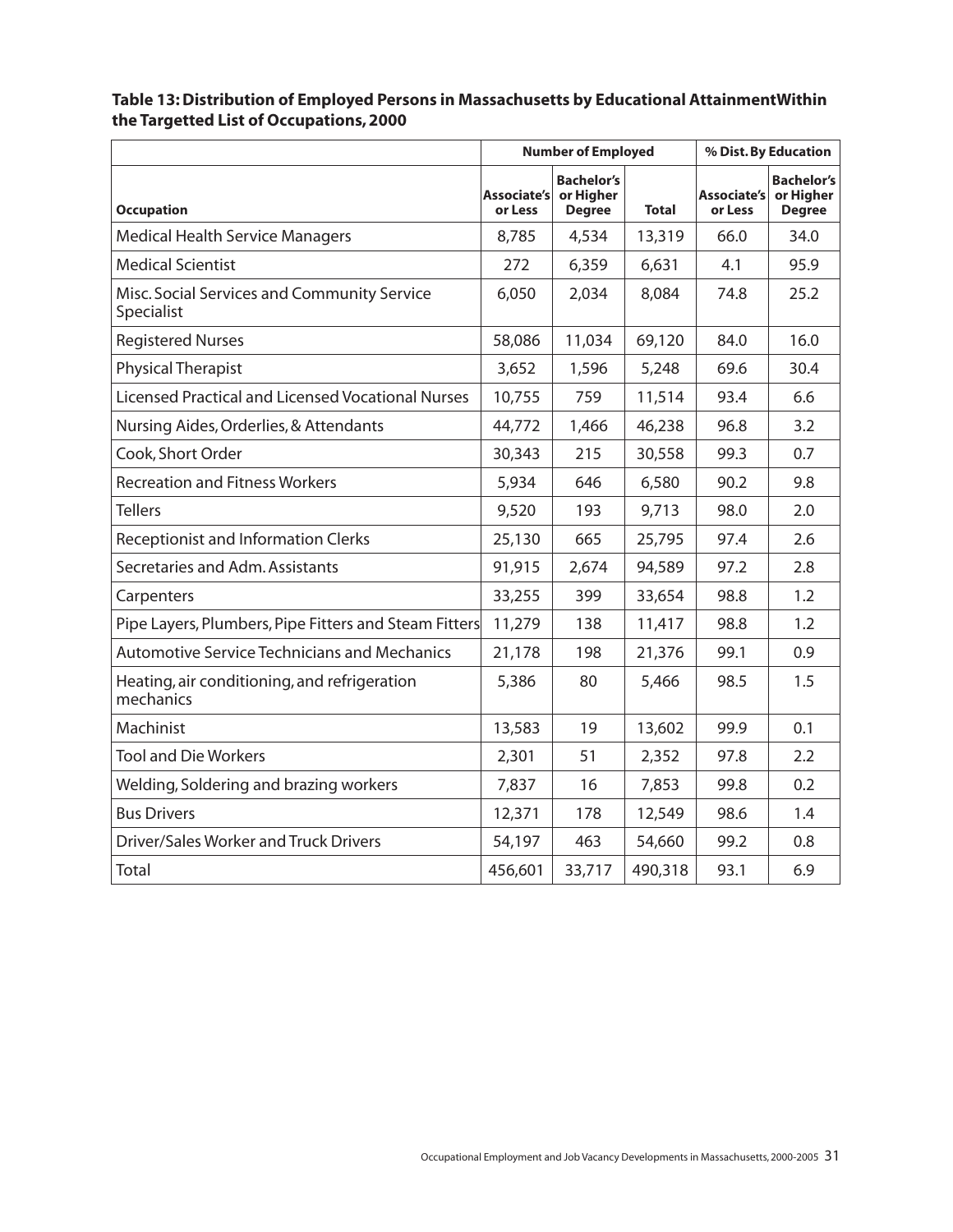**Table 13: Distribution of Employed Persons in Massachusetts by Educational AttainmentWithin the Targetted List of Occupations, 2000**

| | Number of Employed | | | % Dist. By Education | |
|---|---|---|---|---|---|
| **Occupation** | **Associate's or Less** | **Bachelor's or Higher Degree** | **Total** | **Associate's or Less** | **Bachelor's or Higher Degree** |
| Medical Health Service Managers | 8,785 | 4,534 | 13,319 | 66.0 | 34.0 |
| Medical Scientist | 272 | 6,359 | 6,631 | 4.1 | 95.9 |
| Misc. Social Services and Community Service Specialist | 6,050 | 2,034 | 8,084 | 74.8 | 25.2 |
| Registered Nurses | 58,086 | 11,034 | 69,120 | 84.0 | 16.0 |
| Physical Therapist | 3,652 | 1,596 | 5,248 | 69.6 | 30.4 |
| Licensed Practical and Licensed Vocational Nurses | 10,755 | 759 | 11,514 | 93.4 | 6.6 |
| Nursing Aides, Orderlies, & Attendants | 44,772 | 1,466 | 46,238 | 96.8 | 3.2 |
| Cook, Short Order | 30,343 | 215 | 30,558 | 99.3 | 0.7 |
| Recreation and Fitness Workers | 5,934 | 646 | 6,580 | 90.2 | 9.8 |
| Tellers | 9,520 | 193 | 9,713 | 98.0 | 2.0 |
| Receptionist and Information Clerks | 25,130 | 665 | 25,795 | 97.4 | 2.6 |
| Secretaries and Adm. Assistants | 91,915 | 2,674 | 94,589 | 97.2 | 2.8 |
| Carpenters | 33,255 | 399 | 33,654 | 98.8 | 1.2 |
| Pipe Layers, Plumbers, Pipe Fitters and Steam Fitters | 11,279 | 138 | 11,417 | 98.8 | 1.2 |
| Automotive Service Technicians and Mechanics | 21,178 | 198 | 21,376 | 99.1 | 0.9 |
| Heating, air conditioning, and refrigeration mechanics | 5,386 | 80 | 5,466 | 98.5 | 1.5 |
| Machinist | 13,583 | 19 | 13,602 | 99.9 | 0.1 |
| Tool and Die Workers | 2,301 | 51 | 2,352 | 97.8 | 2.2 |
| Welding, Soldering and brazing workers | 7,837 | 16 | 7,853 | 99.8 | 0.2 |
| Bus Drivers | 12,371 | 178 | 12,549 | 98.6 | 1.4 |
| Driver/Sales Worker and Truck Drivers | 54,197 | 463 | 54,660 | 99.2 | 0.8 |
| Total | 456,601 | 33,717 | 490,318 | 93.1 | 6.9 |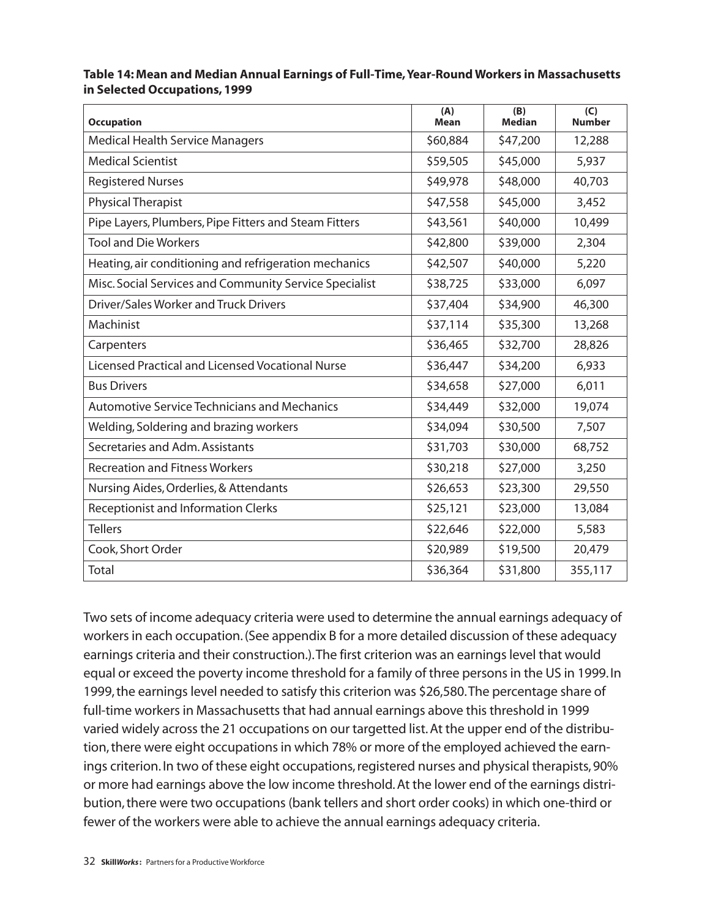**Table 14: Mean and Median Annual Earnings of Full-Time, Year-Round Workers in Massachusetts in Selected Occupations, 1999**

| Occupation | (A) Mean | (B) Median | (C) Number |
|---|---|---|---|
| Medical Health Service Managers | $60,884 | $47,200 | 12,288 |
| Medical Scientist | $59,505 | $45,000 | 5,937 |
| Registered Nurses | $49,978 | $48,000 | 40,703 |
| Physical Therapist | $47,558 | $45,000 | 3,452 |
| Pipe Layers, Plumbers, Pipe Fitters and Steam Fitters | $43,561 | $40,000 | 10,499 |
| Tool and Die Workers | $42,800 | $39,000 | 2,304 |
| Heating, air conditioning and refrigeration mechanics | $42,507 | $40,000 | 5,220 |
| Misc. Social Services and Community Service Specialist | $38,725 | $33,000 | 6,097 |
| Driver/Sales Worker and Truck Drivers | $37,404 | $34,900 | 46,300 |
| Machinist | $37,114 | $35,300 | 13,268 |
| Carpenters | $36,465 | $32,700 | 28,826 |
| Licensed Practical and Licensed Vocational Nurse | $36,447 | $34,200 | 6,933 |
| Bus Drivers | $34,658 | $27,000 | 6,011 |
| Automotive Service Technicians and Mechanics | $34,449 | $32,000 | 19,074 |
| Welding, Soldering and brazing workers | $34,094 | $30,500 | 7,507 |
| Secretaries and Adm. Assistants | $31,703 | $30,000 | 68,752 |
| Recreation and Fitness Workers | $30,218 | $27,000 | 3,250 |
| Nursing Aides, Orderlies, & Attendants | $26,653 | $23,300 | 29,550 |
| Receptionist and Information Clerks | $25,121 | $23,000 | 13,084 |
| Tellers | $22,646 | $22,000 | 5,583 |
| Cook, Short Order | $20,989 | $19,500 | 20,479 |
| Total | $36,364 | $31,800 | 355,117 |

Two sets of income adequacy criteria were used to determine the annual earnings adequacy of workers in each occupation. (See appendix B for a more detailed discussion of these adequacy earnings criteria and their construction.). The first criterion was an earnings level that would equal or exceed the poverty income threshold for a family of three persons in the US in 1999. In 1999, the earnings level needed to satisfy this criterion was $26,580. The percentage share of full-time workers in Massachusetts that had annual earnings above this threshold in 1999 varied widely across the 21 occupations on our targetted list. At the upper end of the distribution, there were eight occupations in which 78% or more of the employed achieved the earnings criterion. In two of these eight occupations, registered nurses and physical therapists, 90% or more had earnings above the low income threshold. At the lower end of the earnings distribution, there were two occupations (bank tellers and short order cooks) in which one-third or fewer of the workers were able to achieve the annual earnings adequacy criteria.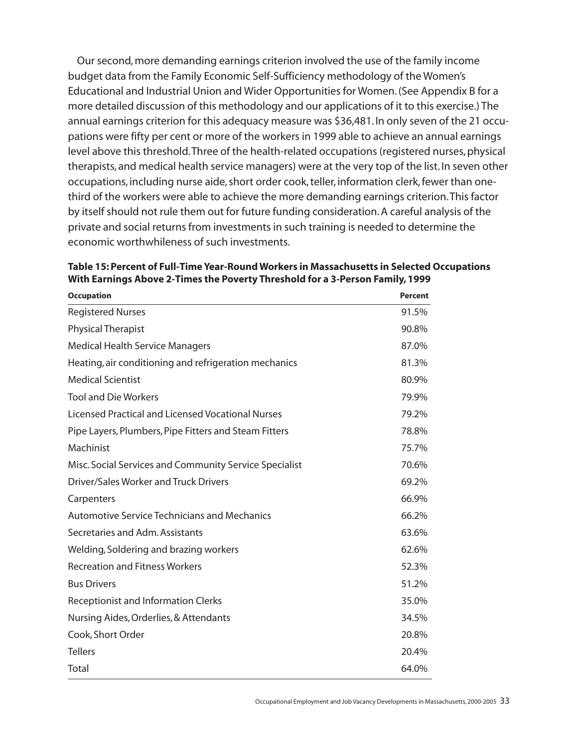Our second, more demanding earnings criterion involved the use of the family income budget data from the Family Economic Self-Sufficiency methodology of the Women's Educational and Industrial Union and Wider Opportunities for Women. (See Appendix B for a more detailed discussion of this methodology and our applications of it to this exercise.) The annual earnings criterion for this adequacy measure was $36,481. In only seven of the 21 occupations were fifty per cent or more of the workers in 1999 able to achieve an annual earnings level above this threshold. Three of the health-related occupations (registered nurses, physical therapists, and medical health service managers) were at the very top of the list. In seven other occupations, including nurse aide, short order cook, teller, information clerk, fewer than one-third of the workers were able to achieve the more demanding earnings criterion. This factor by itself should not rule them out for future funding consideration. A careful analysis of the private and social returns from investments in such training is needed to determine the economic worthwhileness of such investments.

**Table 15: Percent of Full-Time Year-Round Workers in Massachusetts in Selected Occupations With Earnings Above 2-Times the Poverty Threshold for a 3-Person Family, 1999**

| Occupation | Percent |
|---|---|
| Registered Nurses | 91.5% |
| Physical Therapist | 90.8% |
| Medical Health Service Managers | 87.0% |
| Heating, air conditioning and refrigeration mechanics | 81.3% |
| Medical Scientist | 80.9% |
| Tool and Die Workers | 79.9% |
| Licensed Practical and Licensed Vocational Nurses | 79.2% |
| Pipe Layers, Plumbers, Pipe Fitters and Steam Fitters | 78.8% |
| Machinist | 75.7% |
| Misc. Social Services and Community Service Specialist | 70.6% |
| Driver/Sales Worker and Truck Drivers | 69.2% |
| Carpenters | 66.9% |
| Automotive Service Technicians and Mechanics | 66.2% |
| Secretaries and Adm. Assistants | 63.6% |
| Welding, Soldering and brazing workers | 62.6% |
| Recreation and Fitness Workers | 52.3% |
| Bus Drivers | 51.2% |
| Receptionist and Information Clerks | 35.0% |
| Nursing Aides, Orderlies, & Attendants | 34.5% |
| Cook, Short Order | 20.8% |
| Tellers | 20.4% |
| Total | 64.0% |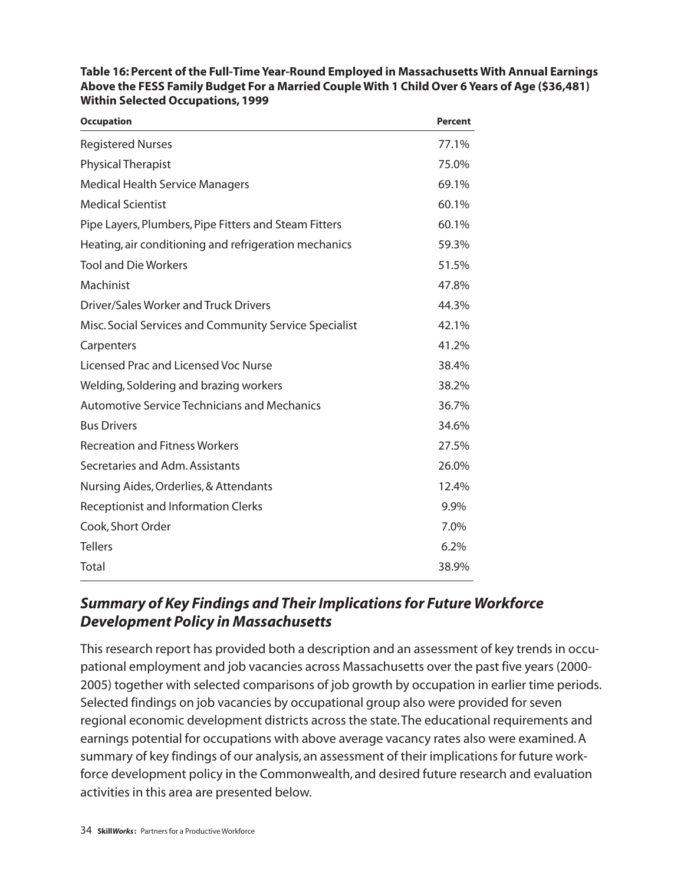**Table 16: Percent of the Full-Time Year-Round Employed in Massachusetts With Annual Earnings Above the FESS Family Budget For a Married Couple With 1 Child Over 6 Years of Age ($36,481) Within Selected Occupations, 1999**

| Occupation | Percent |
|---|---|
| Registered Nurses | 77.1% |
| Physical Therapist | 75.0% |
| Medical Health Service Managers | 69.1% |
| Medical Scientist | 60.1% |
| Pipe Layers, Plumbers, Pipe Fitters and Steam Fitters | 60.1% |
| Heating, air conditioning and refrigeration mechanics | 59.3% |
| Tool and Die Workers | 51.5% |
| Machinist | 47.8% |
| Driver/Sales Worker and Truck Drivers | 44.3% |
| Misc. Social Services and Community Service Specialist | 42.1% |
| Carpenters | 41.2% |
| Licensed Prac and Licensed Voc Nurse | 38.4% |
| Welding, Soldering and brazing workers | 38.2% |
| Automotive Service Technicians and Mechanics | 36.7% |
| Bus Drivers | 34.6% |
| Recreation and Fitness Workers | 27.5% |
| Secretaries and Adm. Assistants | 26.0% |
| Nursing Aides, Orderlies, & Attendants | 12.4% |
| Receptionist and Information Clerks | 9.9% |
| Cook, Short Order | 7.0% |
| Tellers | 6.2% |
| Total | 38.9% |

## *Summary of Key Findings and Their Implications for Future Workforce Development Policy in Massachusetts*

This research report has provided both a description and an assessment of key trends in occupational employment and job vacancies across Massachusetts over the past five years (2000-2005) together with selected comparisons of job growth by occupation in earlier time periods. Selected findings on job vacancies by occupational group also were provided for seven regional economic development districts across the state. The educational requirements and earnings potential for occupations with above average vacancy rates also were examined. A summary of key findings of our analysis, an assessment of their implications for future workforce development policy in the Commonwealth, and desired future research and evaluation activities in this area are presented below.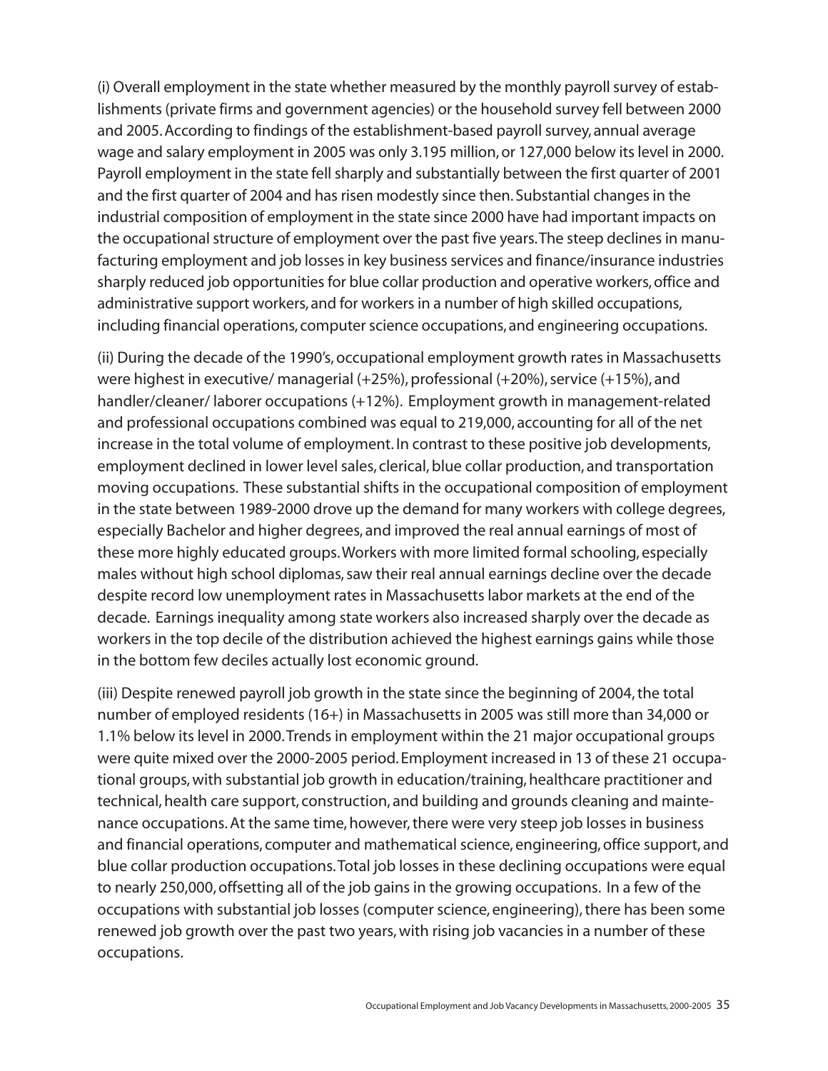(i) Overall employment in the state whether measured by the monthly payroll survey of establishments (private firms and government agencies) or the household survey fell between 2000 and 2005. According to findings of the establishment-based payroll survey, annual average wage and salary employment in 2005 was only 3.195 million, or 127,000 below its level in 2000. Payroll employment in the state fell sharply and substantially between the first quarter of 2001 and the first quarter of 2004 and has risen modestly since then. Substantial changes in the industrial composition of employment in the state since 2000 have had important impacts on the occupational structure of employment over the past five years. The steep declines in manufacturing employment and job losses in key business services and finance/insurance industries sharply reduced job opportunities for blue collar production and operative workers, office and administrative support workers, and for workers in a number of high skilled occupations, including financial operations, computer science occupations, and engineering occupations.

(ii) During the decade of the 1990's, occupational employment growth rates in Massachusetts were highest in executive/ managerial (+25%), professional (+20%), service (+15%), and handler/cleaner/ laborer occupations (+12%). Employment growth in management-related and professional occupations combined was equal to 219,000, accounting for all of the net increase in the total volume of employment. In contrast to these positive job developments, employment declined in lower level sales, clerical, blue collar production, and transportation moving occupations. These substantial shifts in the occupational composition of employment in the state between 1989-2000 drove up the demand for many workers with college degrees, especially Bachelor and higher degrees, and improved the real annual earnings of most of these more highly educated groups. Workers with more limited formal schooling, especially males without high school diplomas, saw their real annual earnings decline over the decade despite record low unemployment rates in Massachusetts labor markets at the end of the decade. Earnings inequality among state workers also increased sharply over the decade as workers in the top decile of the distribution achieved the highest earnings gains while those in the bottom few deciles actually lost economic ground.

(iii) Despite renewed payroll job growth in the state since the beginning of 2004, the total number of employed residents (16+) in Massachusetts in 2005 was still more than 34,000 or 1.1% below its level in 2000. Trends in employment within the 21 major occupational groups were quite mixed over the 2000-2005 period. Employment increased in 13 of these 21 occupational groups, with substantial job growth in education/training, healthcare practitioner and technical, health care support, construction, and building and grounds cleaning and maintenance occupations. At the same time, however, there were very steep job losses in business and financial operations, computer and mathematical science, engineering, office support, and blue collar production occupations. Total job losses in these declining occupations were equal to nearly 250,000, offsetting all of the job gains in the growing occupations. In a few of the occupations with substantial job losses (computer science, engineering), there has been some renewed job growth over the past two years, with rising job vacancies in a number of these occupations.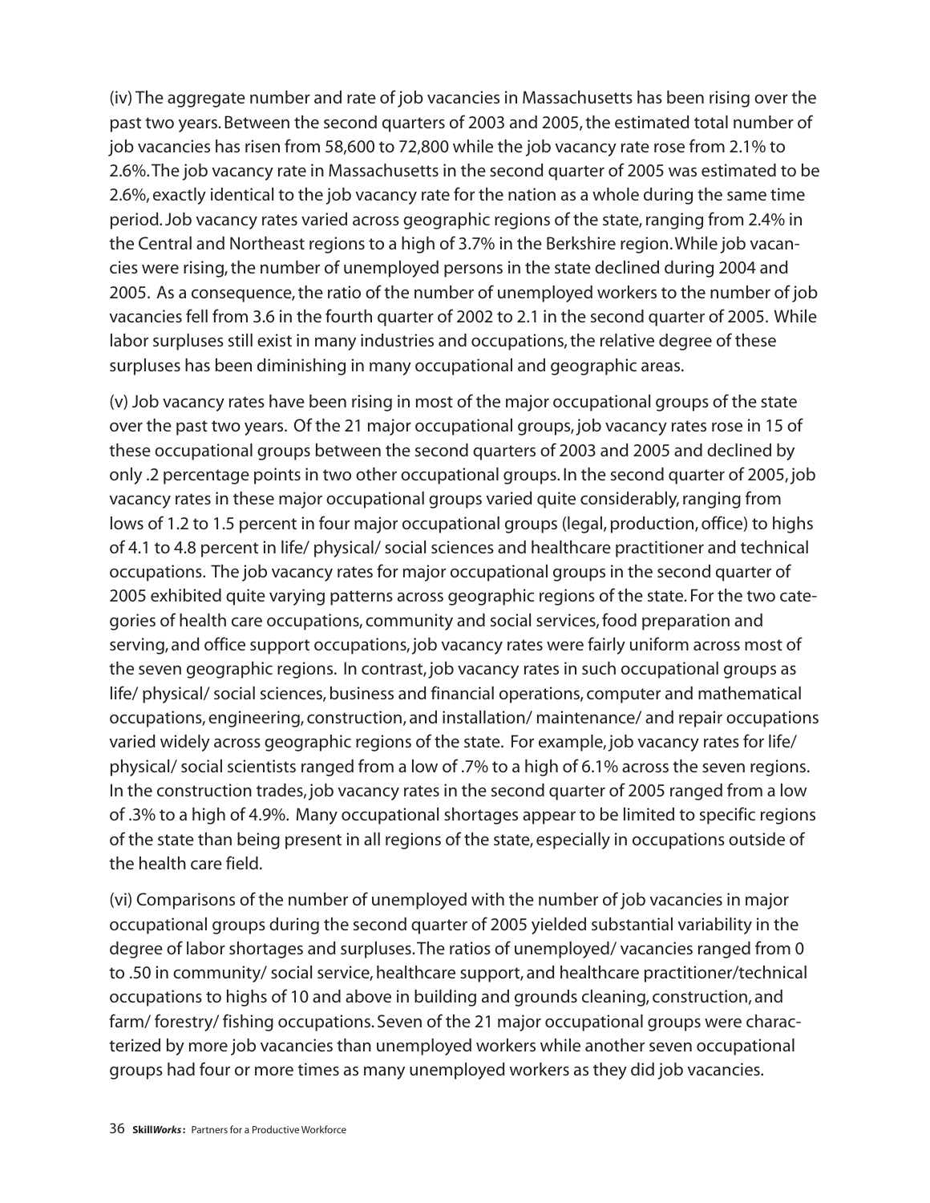(iv) The aggregate number and rate of job vacancies in Massachusetts has been rising over the past two years. Between the second quarters of 2003 and 2005, the estimated total number of job vacancies has risen from 58,600 to 72,800 while the job vacancy rate rose from 2.1% to 2.6%. The job vacancy rate in Massachusetts in the second quarter of 2005 was estimated to be 2.6%, exactly identical to the job vacancy rate for the nation as a whole during the same time period. Job vacancy rates varied across geographic regions of the state, ranging from 2.4% in the Central and Northeast regions to a high of 3.7% in the Berkshire region. While job vacancies were rising, the number of unemployed persons in the state declined during 2004 and 2005. As a consequence, the ratio of the number of unemployed workers to the number of job vacancies fell from 3.6 in the fourth quarter of 2002 to 2.1 in the second quarter of 2005. While labor surpluses still exist in many industries and occupations, the relative degree of these surpluses has been diminishing in many occupational and geographic areas.

(v) Job vacancy rates have been rising in most of the major occupational groups of the state over the past two years. Of the 21 major occupational groups, job vacancy rates rose in 15 of these occupational groups between the second quarters of 2003 and 2005 and declined by only .2 percentage points in two other occupational groups. In the second quarter of 2005, job vacancy rates in these major occupational groups varied quite considerably, ranging from lows of 1.2 to 1.5 percent in four major occupational groups (legal, production, office) to highs of 4.1 to 4.8 percent in life/ physical/ social sciences and healthcare practitioner and technical occupations. The job vacancy rates for major occupational groups in the second quarter of 2005 exhibited quite varying patterns across geographic regions of the state. For the two categories of health care occupations, community and social services, food preparation and serving, and office support occupations, job vacancy rates were fairly uniform across most of the seven geographic regions. In contrast, job vacancy rates in such occupational groups as life/ physical/ social sciences, business and financial operations, computer and mathematical occupations, engineering, construction, and installation/ maintenance/ and repair occupations varied widely across geographic regions of the state. For example, job vacancy rates for life/ physical/ social scientists ranged from a low of .7% to a high of 6.1% across the seven regions. In the construction trades, job vacancy rates in the second quarter of 2005 ranged from a low of .3% to a high of 4.9%. Many occupational shortages appear to be limited to specific regions of the state than being present in all regions of the state, especially in occupations outside of the health care field.

(vi) Comparisons of the number of unemployed with the number of job vacancies in major occupational groups during the second quarter of 2005 yielded substantial variability in the degree of labor shortages and surpluses. The ratios of unemployed/ vacancies ranged from 0 to .50 in community/ social service, healthcare support, and healthcare practitioner/technical occupations to highs of 10 and above in building and grounds cleaning, construction, and farm/ forestry/ fishing occupations. Seven of the 21 major occupational groups were characterized by more job vacancies than unemployed workers while another seven occupational groups had four or more times as many unemployed workers as they did job vacancies.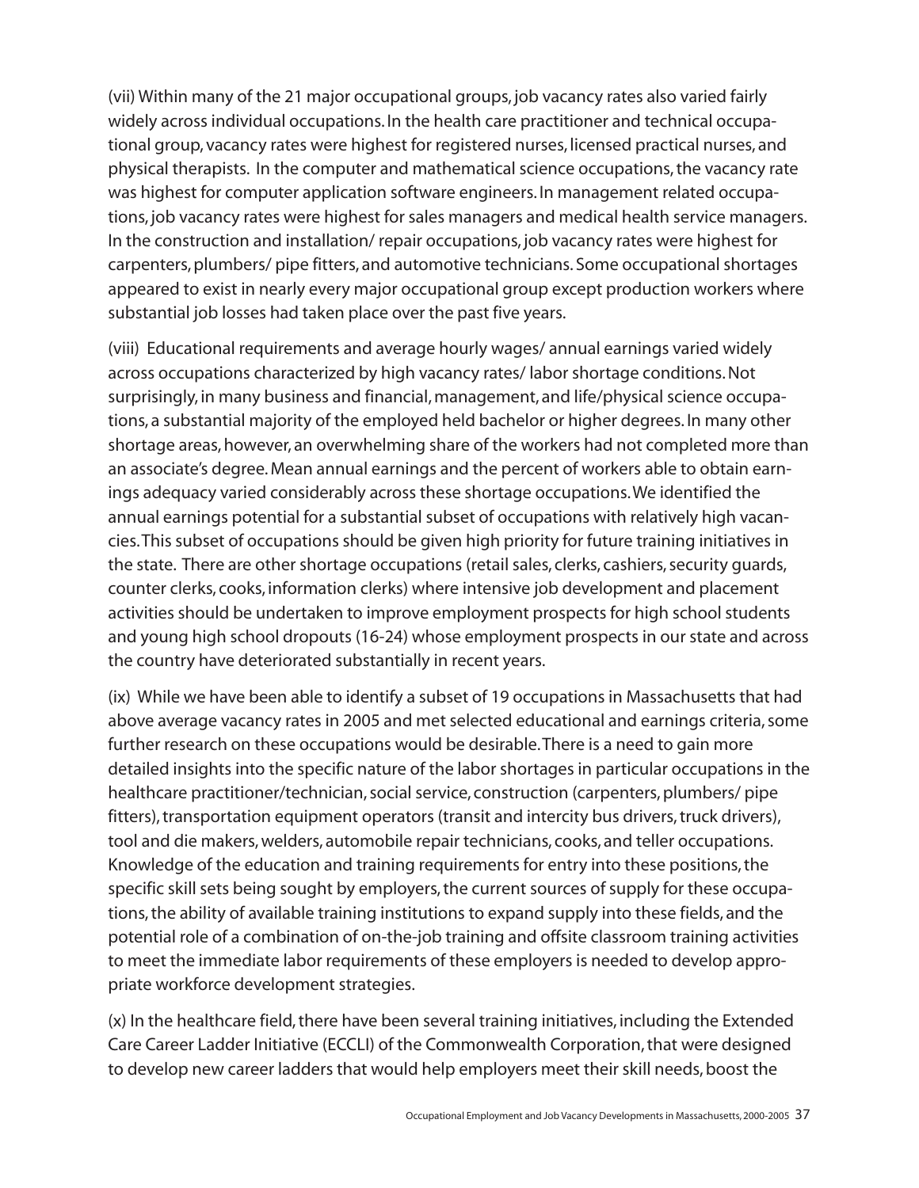(vii) Within many of the 21 major occupational groups, job vacancy rates also varied fairly widely across individual occupations. In the health care practitioner and technical occupational group, vacancy rates were highest for registered nurses, licensed practical nurses, and physical therapists. In the computer and mathematical science occupations, the vacancy rate was highest for computer application software engineers. In management related occupations, job vacancy rates were highest for sales managers and medical health service managers. In the construction and installation/ repair occupations, job vacancy rates were highest for carpenters, plumbers/ pipe fitters, and automotive technicians. Some occupational shortages appeared to exist in nearly every major occupational group except production workers where substantial job losses had taken place over the past five years.

(viii) Educational requirements and average hourly wages/ annual earnings varied widely across occupations characterized by high vacancy rates/ labor shortage conditions. Not surprisingly, in many business and financial, management, and life/physical science occupations, a substantial majority of the employed held bachelor or higher degrees. In many other shortage areas, however, an overwhelming share of the workers had not completed more than an associate's degree. Mean annual earnings and the percent of workers able to obtain earnings adequacy varied considerably across these shortage occupations. We identified the annual earnings potential for a substantial subset of occupations with relatively high vacancies. This subset of occupations should be given high priority for future training initiatives in the state. There are other shortage occupations (retail sales, clerks, cashiers, security guards, counter clerks, cooks, information clerks) where intensive job development and placement activities should be undertaken to improve employment prospects for high school students and young high school dropouts (16-24) whose employment prospects in our state and across the country have deteriorated substantially in recent years.

(ix) While we have been able to identify a subset of 19 occupations in Massachusetts that had above average vacancy rates in 2005 and met selected educational and earnings criteria, some further research on these occupations would be desirable. There is a need to gain more detailed insights into the specific nature of the labor shortages in particular occupations in the healthcare practitioner/technician, social service, construction (carpenters, plumbers/ pipe fitters), transportation equipment operators (transit and intercity bus drivers, truck drivers), tool and die makers, welders, automobile repair technicians, cooks, and teller occupations. Knowledge of the education and training requirements for entry into these positions, the specific skill sets being sought by employers, the current sources of supply for these occupations, the ability of available training institutions to expand supply into these fields, and the potential role of a combination of on-the-job training and offsite classroom training activities to meet the immediate labor requirements of these employers is needed to develop appropriate workforce development strategies.

(x) In the healthcare field, there have been several training initiatives, including the Extended Care Career Ladder Initiative (ECCLI) of the Commonwealth Corporation, that were designed to develop new career ladders that would help employers meet their skill needs, boost the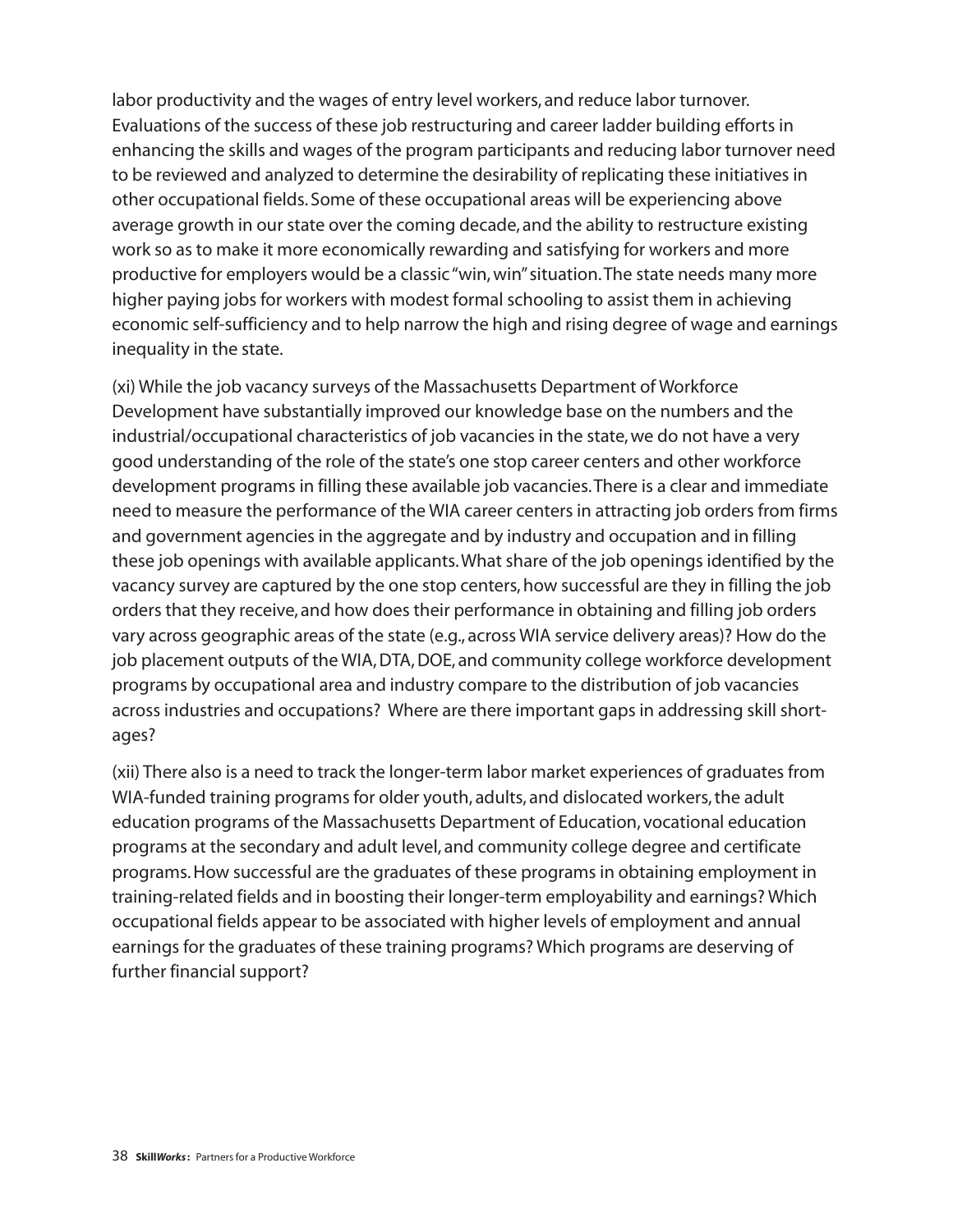labor productivity and the wages of entry level workers, and reduce labor turnover. Evaluations of the success of these job restructuring and career ladder building efforts in enhancing the skills and wages of the program participants and reducing labor turnover need to be reviewed and analyzed to determine the desirability of replicating these initiatives in other occupational fields. Some of these occupational areas will be experiencing above average growth in our state over the coming decade, and the ability to restructure existing work so as to make it more economically rewarding and satisfying for workers and more productive for employers would be a classic "win, win" situation. The state needs many more higher paying jobs for workers with modest formal schooling to assist them in achieving economic self-sufficiency and to help narrow the high and rising degree of wage and earnings inequality in the state.

(xi) While the job vacancy surveys of the Massachusetts Department of Workforce Development have substantially improved our knowledge base on the numbers and the industrial/occupational characteristics of job vacancies in the state, we do not have a very good understanding of the role of the state's one stop career centers and other workforce development programs in filling these available job vacancies. There is a clear and immediate need to measure the performance of the WIA career centers in attracting job orders from firms and government agencies in the aggregate and by industry and occupation and in filling these job openings with available applicants. What share of the job openings identified by the vacancy survey are captured by the one stop centers, how successful are they in filling the job orders that they receive, and how does their performance in obtaining and filling job orders vary across geographic areas of the state (e.g., across WIA service delivery areas)? How do the job placement outputs of the WIA, DTA, DOE, and community college workforce development programs by occupational area and industry compare to the distribution of job vacancies across industries and occupations? Where are there important gaps in addressing skill shortages?

(xii) There also is a need to track the longer-term labor market experiences of graduates from WIA-funded training programs for older youth, adults, and dislocated workers, the adult education programs of the Massachusetts Department of Education, vocational education programs at the secondary and adult level, and community college degree and certificate programs. How successful are the graduates of these programs in obtaining employment in training-related fields and in boosting their longer-term employability and earnings? Which occupational fields appear to be associated with higher levels of employment and annual earnings for the graduates of these training programs? Which programs are deserving of further financial support?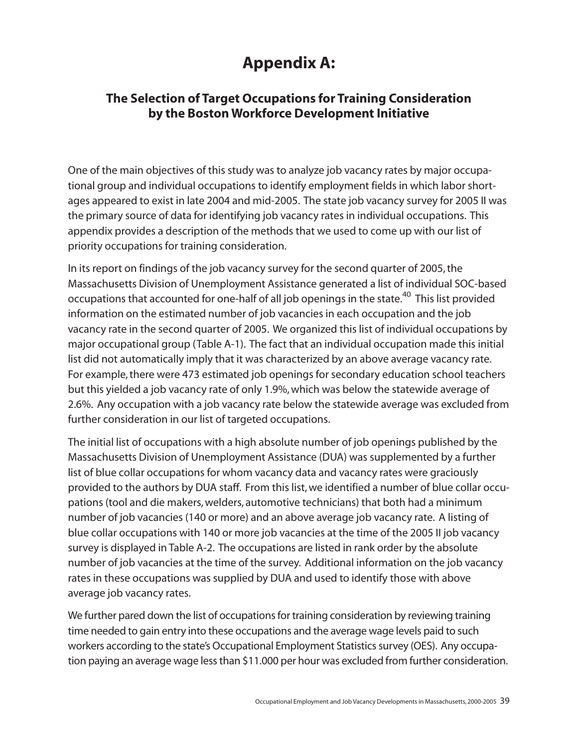# Appendix A:

## The Selection of Target Occupations for Training Consideration by the Boston Workforce Development Initiative

One of the main objectives of this study was to analyze job vacancy rates by major occupational group and individual occupations to identify employment fields in which labor shortages appeared to exist in late 2004 and mid-2005. The state job vacancy survey for 2005 II was the primary source of data for identifying job vacancy rates in individual occupations. This appendix provides a description of the methods that we used to come up with our list of priority occupations for training consideration.

In its report on findings of the job vacancy survey for the second quarter of 2005, the Massachusetts Division of Unemployment Assistance generated a list of individual SOC-based occupations that accounted for one-half of all job openings in the state.[40] This list provided information on the estimated number of job vacancies in each occupation and the job vacancy rate in the second quarter of 2005. We organized this list of individual occupations by major occupational group (Table A-1). The fact that an individual occupation made this initial list did not automatically imply that it was characterized by an above average vacancy rate. For example, there were 473 estimated job openings for secondary education school teachers but this yielded a job vacancy rate of only 1.9%, which was below the statewide average of 2.6%. Any occupation with a job vacancy rate below the statewide average was excluded from further consideration in our list of targeted occupations.

The initial list of occupations with a high absolute number of job openings published by the Massachusetts Division of Unemployment Assistance (DUA) was supplemented by a further list of blue collar occupations for whom vacancy data and vacancy rates were graciously provided to the authors by DUA staff. From this list, we identified a number of blue collar occupations (tool and die makers, welders, automotive technicians) that both had a minimum number of job vacancies (140 or more) and an above average job vacancy rate. A listing of blue collar occupations with 140 or more job vacancies at the time of the 2005 II job vacancy survey is displayed in Table A-2. The occupations are listed in rank order by the absolute number of job vacancies at the time of the survey. Additional information on the job vacancy rates in these occupations was supplied by DUA and used to identify those with above average job vacancy rates.

We further pared down the list of occupations for training consideration by reviewing training time needed to gain entry into these occupations and the average wage levels paid to such workers according to the state's Occupational Employment Statistics survey (OES). Any occupation paying an average wage less than $11.000 per hour was excluded from further consideration.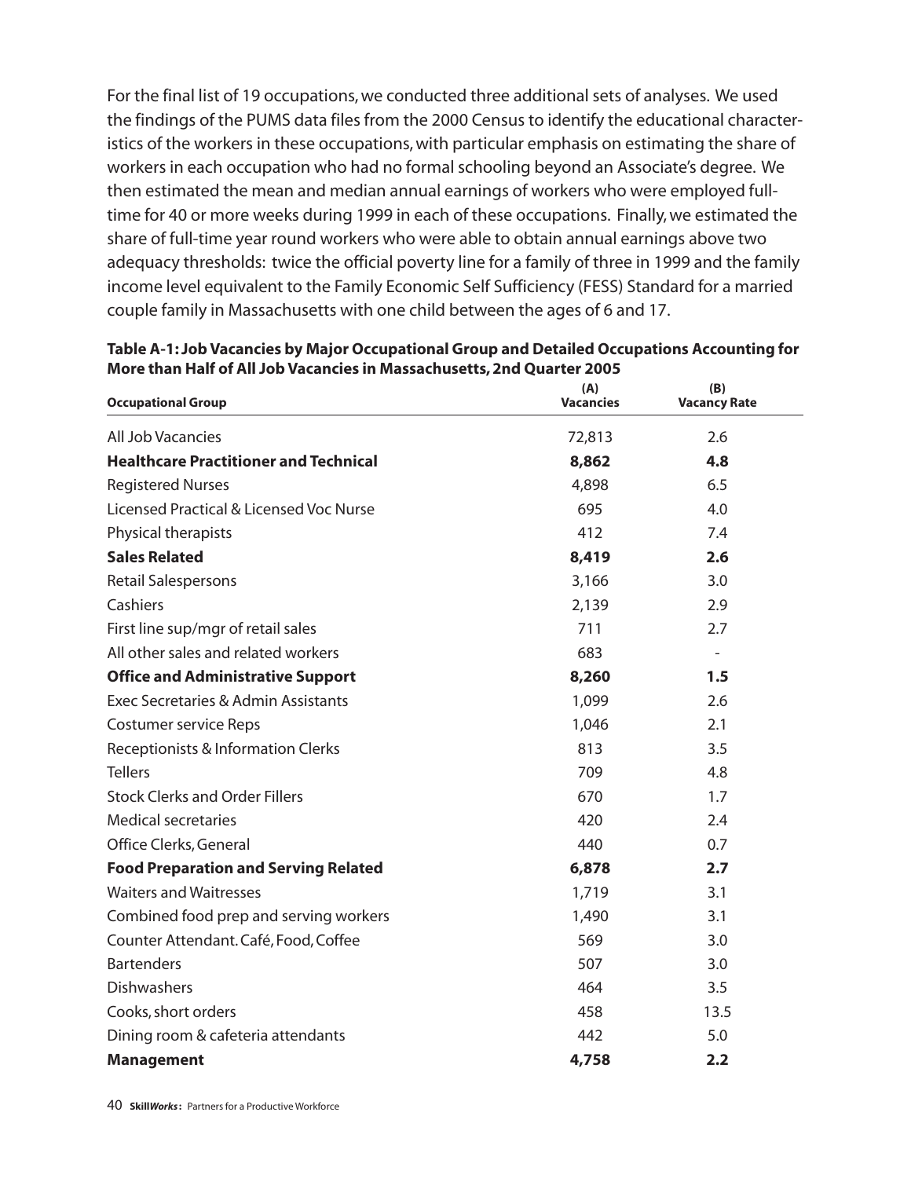For the final list of 19 occupations, we conducted three additional sets of analyses. We used the findings of the PUMS data files from the 2000 Census to identify the educational characteristics of the workers in these occupations, with particular emphasis on estimating the share of workers in each occupation who had no formal schooling beyond an Associate's degree. We then estimated the mean and median annual earnings of workers who were employed full-time for 40 or more weeks during 1999 in each of these occupations. Finally, we estimated the share of full-time year round workers who were able to obtain annual earnings above two adequacy thresholds: twice the official poverty line for a family of three in 1999 and the family income level equivalent to the Family Economic Self Sufficiency (FESS) Standard for a married couple family in Massachusetts with one child between the ages of 6 and 17.

**Table A-1: Job Vacancies by Major Occupational Group and Detailed Occupations Accounting for More than Half of All Job Vacancies in Massachusetts, 2nd Quarter 2005**

| Occupational Group | (A) Vacancies | (B) Vacancy Rate |
|---|---|---|
| All Job Vacancies | 72,813 | 2.6 |
| **Healthcare Practitioner and Technical** | **8,862** | **4.8** |
| Registered Nurses | 4,898 | 6.5 |
| Licensed Practical & Licensed Voc Nurse | 695 | 4.0 |
| Physical therapists | 412 | 7.4 |
| **Sales Related** | **8,419** | **2.6** |
| Retail Salespersons | 3,166 | 3.0 |
| Cashiers | 2,139 | 2.9 |
| First line sup/mgr of retail sales | 711 | 2.7 |
| All other sales and related workers | 683 | - |
| **Office and Administrative Support** | **8,260** | **1.5** |
| Exec Secretaries & Admin Assistants | 1,099 | 2.6 |
| Costumer service Reps | 1,046 | 2.1 |
| Receptionists & Information Clerks | 813 | 3.5 |
| Tellers | 709 | 4.8 |
| Stock Clerks and Order Fillers | 670 | 1.7 |
| Medical secretaries | 420 | 2.4 |
| Office Clerks, General | 440 | 0.7 |
| **Food Preparation and Serving Related** | **6,878** | **2.7** |
| Waiters and Waitresses | 1,719 | 3.1 |
| Combined food prep and serving workers | 1,490 | 3.1 |
| Counter Attendant. Café, Food, Coffee | 569 | 3.0 |
| Bartenders | 507 | 3.0 |
| Dishwashers | 464 | 3.5 |
| Cooks, short orders | 458 | 13.5 |
| Dining room & cafeteria attendants | 442 | 5.0 |
| **Management** | **4,758** | **2.2** |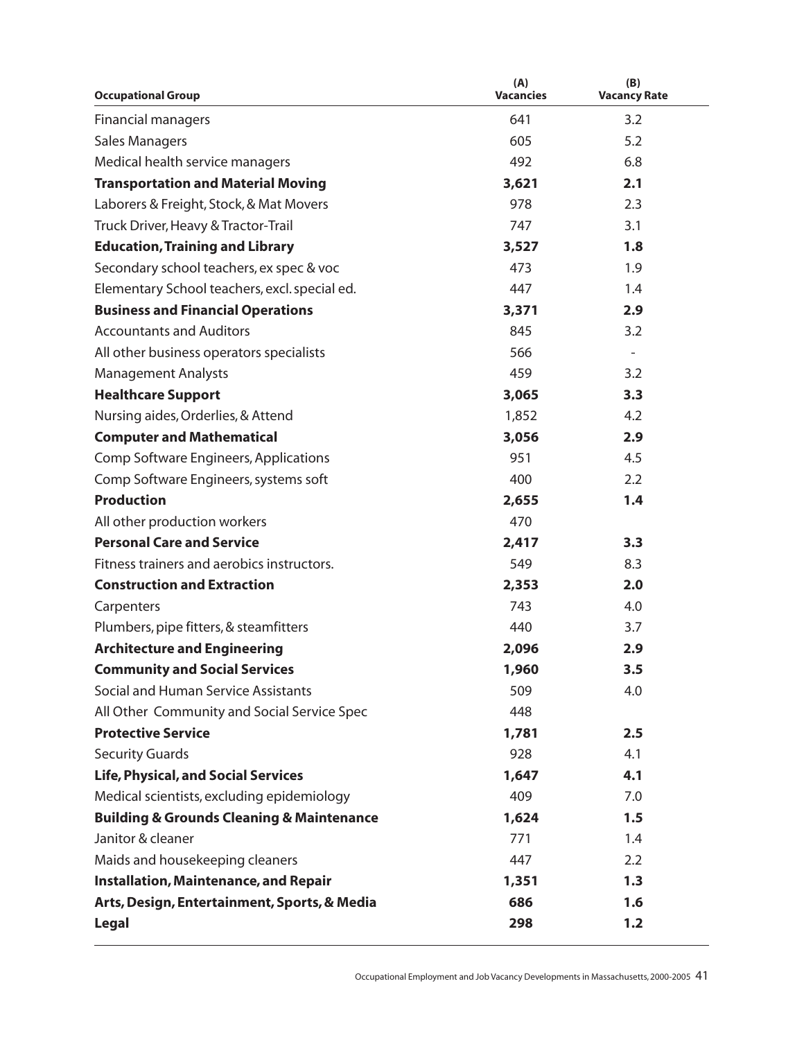| Occupational Group | (A) Vacancies | (B) Vacancy Rate |
|---|---|---|
| Financial managers | 641 | 3.2 |
| Sales Managers | 605 | 5.2 |
| Medical health service managers | 492 | 6.8 |
| **Transportation and Material Moving** | **3,621** | **2.1** |
| Laborers & Freight, Stock, & Mat Movers | 978 | 2.3 |
| Truck Driver, Heavy & Tractor-Trail | 747 | 3.1 |
| **Education, Training and Library** | **3,527** | **1.8** |
| Secondary school teachers, ex spec & voc | 473 | 1.9 |
| Elementary School teachers, excl. special ed. | 447 | 1.4 |
| **Business and Financial Operations** | **3,371** | **2.9** |
| Accountants and Auditors | 845 | 3.2 |
| All other business operators specialists | 566 | - |
| Management Analysts | 459 | 3.2 |
| **Healthcare Support** | **3,065** | **3.3** |
| Nursing aides, Orderlies, & Attend | 1,852 | 4.2 |
| **Computer and Mathematical** | **3,056** | **2.9** |
| Comp Software Engineers, Applications | 951 | 4.5 |
| Comp Software Engineers, systems soft | 400 | 2.2 |
| **Production** | **2,655** | **1.4** |
| All other production workers | 470 | |
| **Personal Care and Service** | **2,417** | **3.3** |
| Fitness trainers and aerobics instructors. | 549 | 8.3 |
| **Construction and Extraction** | **2,353** | **2.0** |
| Carpenters | 743 | 4.0 |
| Plumbers, pipe fitters, & steamfitters | 440 | 3.7 |
| **Architecture and Engineering** | **2,096** | **2.9** |
| **Community and Social Services** | **1,960** | **3.5** |
| Social and Human Service Assistants | 509 | 4.0 |
| All Other Community and Social Service Spec | 448 | |
| **Protective Service** | **1,781** | **2.5** |
| Security Guards | 928 | 4.1 |
| **Life, Physical, and Social Services** | **1,647** | **4.1** |
| Medical scientists, excluding epidemiology | 409 | 7.0 |
| **Building & Grounds Cleaning & Maintenance** | **1,624** | **1.5** |
| Janitor & cleaner | 771 | 1.4 |
| Maids and housekeeping cleaners | 447 | 2.2 |
| **Installation, Maintenance, and Repair** | **1,351** | **1.3** |
| **Arts, Design, Entertainment, Sports, & Media** | **686** | **1.6** |
| **Legal** | **298** | **1.2** |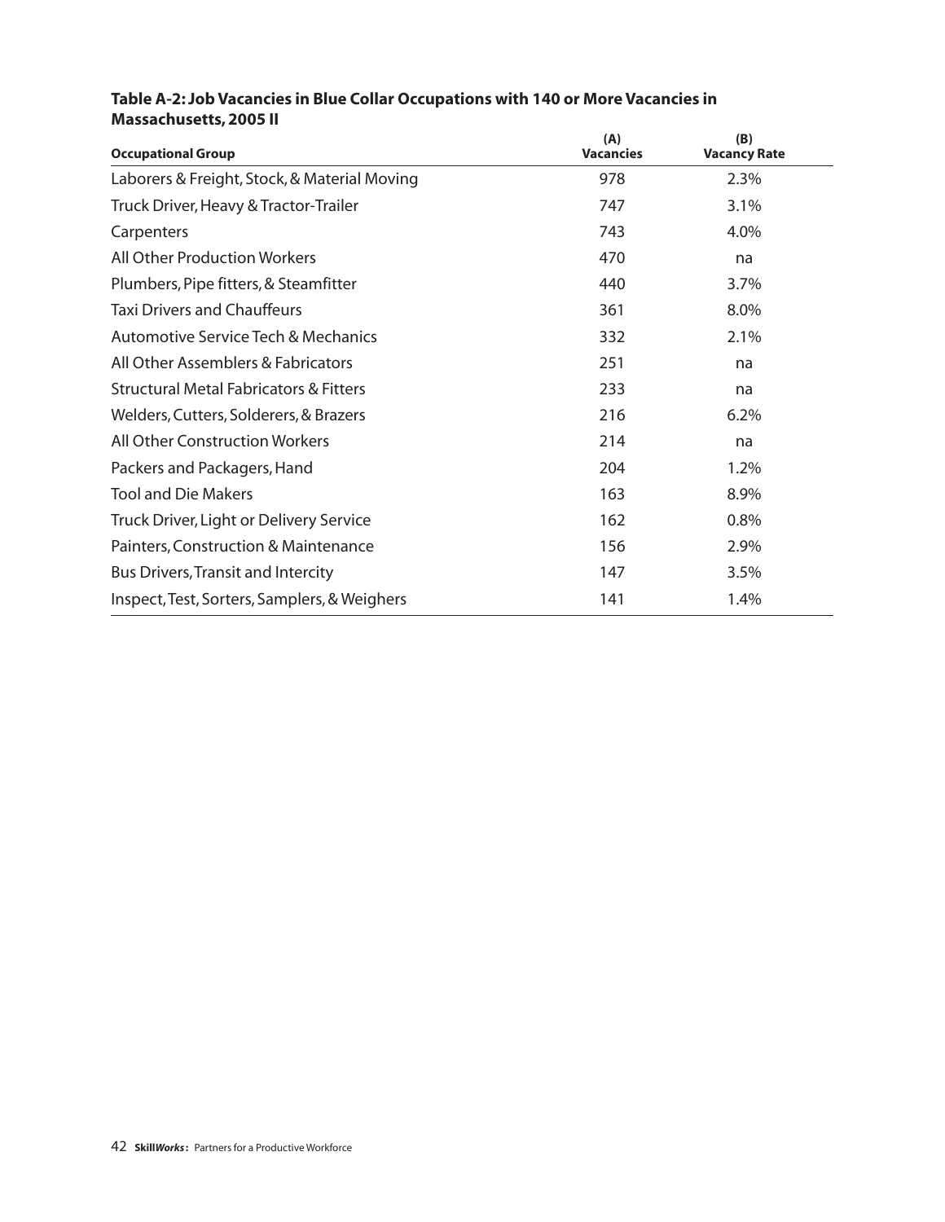**Table A-2: Job Vacancies in Blue Collar Occupations with 140 or More Vacancies in Massachusetts, 2005 II**

| Occupational Group | (A) Vacancies | (B) Vacancy Rate |
|---|---|---|
| Laborers & Freight, Stock, & Material Moving | 978 | 2.3% |
| Truck Driver, Heavy & Tractor-Trailer | 747 | 3.1% |
| Carpenters | 743 | 4.0% |
| All Other Production Workers | 470 | na |
| Plumbers, Pipe fitters, & Steamfitter | 440 | 3.7% |
| Taxi Drivers and Chauffeurs | 361 | 8.0% |
| Automotive Service Tech & Mechanics | 332 | 2.1% |
| All Other Assemblers & Fabricators | 251 | na |
| Structural Metal Fabricators & Fitters | 233 | na |
| Welders, Cutters, Solderers, & Brazers | 216 | 6.2% |
| All Other Construction Workers | 214 | na |
| Packers and Packagers, Hand | 204 | 1.2% |
| Tool and Die Makers | 163 | 8.9% |
| Truck Driver, Light or Delivery Service | 162 | 0.8% |
| Painters, Construction & Maintenance | 156 | 2.9% |
| Bus Drivers, Transit and Intercity | 147 | 3.5% |
| Inspect, Test, Sorters, Samplers, & Weighers | 141 | 1.4% |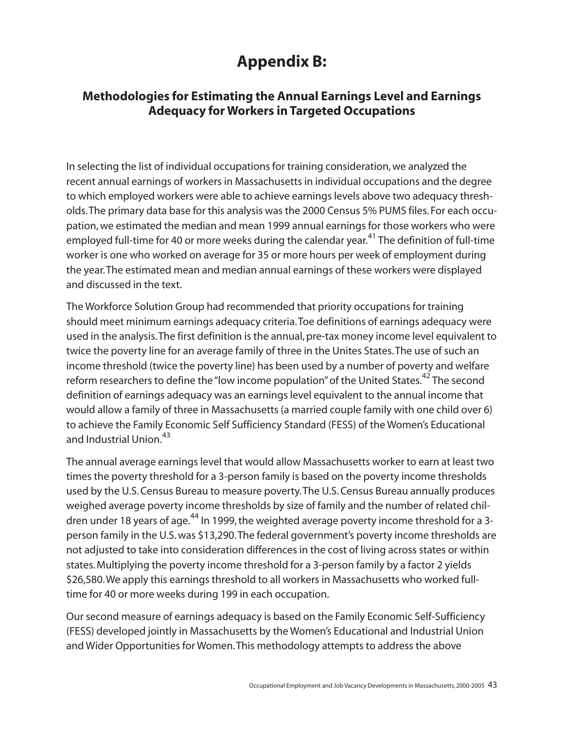# Appendix B:

## Methodologies for Estimating the Annual Earnings Level and Earnings Adequacy for Workers in Targeted Occupations

In selecting the list of individual occupations for training consideration, we analyzed the recent annual earnings of workers in Massachusetts in individual occupations and the degree to which employed workers were able to achieve earnings levels above two adequacy thresholds. The primary data base for this analysis was the 2000 Census 5% PUMS files. For each occupation, we estimated the median and mean 1999 annual earnings for those workers who were employed full-time for 40 or more weeks during the calendar year.[41] The definition of full-time worker is one who worked on average for 35 or more hours per week of employment during the year. The estimated mean and median annual earnings of these workers were displayed and discussed in the text.

The Workforce Solution Group had recommended that priority occupations for training should meet minimum earnings adequacy criteria. Toe definitions of earnings adequacy were used in the analysis. The first definition is the annual, pre-tax money income level equivalent to twice the poverty line for an average family of three in the Unites States. The use of such an income threshold (twice the poverty line) has been used by a number of poverty and welfare reform researchers to define the "low income population" of the United States.[42] The second definition of earnings adequacy was an earnings level equivalent to the annual income that would allow a family of three in Massachusetts (a married couple family with one child over 6) to achieve the Family Economic Self Sufficiency Standard (FESS) of the Women's Educational and Industrial Union.[43]

The annual average earnings level that would allow Massachusetts worker to earn at least two times the poverty threshold for a 3-person family is based on the poverty income thresholds used by the U.S. Census Bureau to measure poverty. The U.S. Census Bureau annually produces weighed average poverty income thresholds by size of family and the number of related children under 18 years of age.[44] In 1999, the weighted average poverty income threshold for a 3-person family in the U.S. was $13,290. The federal government's poverty income thresholds are not adjusted to take into consideration differences in the cost of living across states or within states. Multiplying the poverty income threshold for a 3-person family by a factor 2 yields $26,580. We apply this earnings threshold to all workers in Massachusetts who worked full-time for 40 or more weeks during 199 in each occupation.

Our second measure of earnings adequacy is based on the Family Economic Self-Sufficiency (FESS) developed jointly in Massachusetts by the Women's Educational and Industrial Union and Wider Opportunities for Women. This methodology attempts to address the above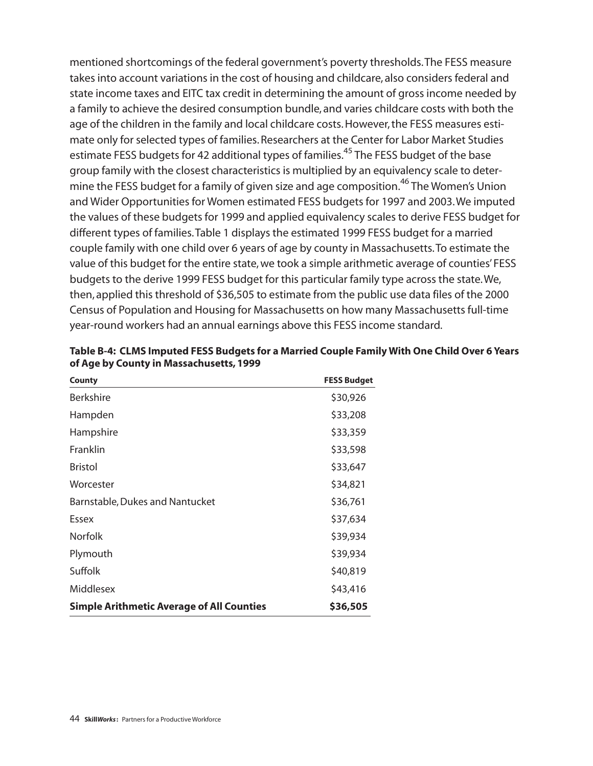mentioned shortcomings of the federal government's poverty thresholds. The FESS measure takes into account variations in the cost of housing and childcare, also considers federal and state income taxes and EITC tax credit in determining the amount of gross income needed by a family to achieve the desired consumption bundle, and varies childcare costs with both the age of the children in the family and local childcare costs. However, the FESS measures estimate only for selected types of families. Researchers at the Center for Labor Market Studies estimate FESS budgets for 42 additional types of families.[45] The FESS budget of the base group family with the closest characteristics is multiplied by an equivalency scale to determine the FESS budget for a family of given size and age composition.[46] The Women's Union and Wider Opportunities for Women estimated FESS budgets for 1997 and 2003. We imputed the values of these budgets for 1999 and applied equivalency scales to derive FESS budget for different types of families. Table 1 displays the estimated 1999 FESS budget for a married couple family with one child over 6 years of age by county in Massachusetts. To estimate the value of this budget for the entire state, we took a simple arithmetic average of counties' FESS budgets to the derive 1999 FESS budget for this particular family type across the state. We, then, applied this threshold of $36,505 to estimate from the public use data files of the 2000 Census of Population and Housing for Massachusetts on how many Massachusetts full-time year-round workers had an annual earnings above this FESS income standard.

**Table B-4: CLMS Imputed FESS Budgets for a Married Couple Family With One Child Over 6 Years of Age by County in Massachusetts, 1999**

| County | FESS Budget |
|---|---|
| Berkshire | $30,926 |
| Hampden | $33,208 |
| Hampshire | $33,359 |
| Franklin | $33,598 |
| Bristol | $33,647 |
| Worcester | $34,821 |
| Barnstable, Dukes and Nantucket | $36,761 |
| Essex | $37,634 |
| Norfolk | $39,934 |
| Plymouth | $39,934 |
| Suffolk | $40,819 |
| Middlesex | $43,416 |
| **Simple Arithmetic Average of All Counties** | **$36,505** |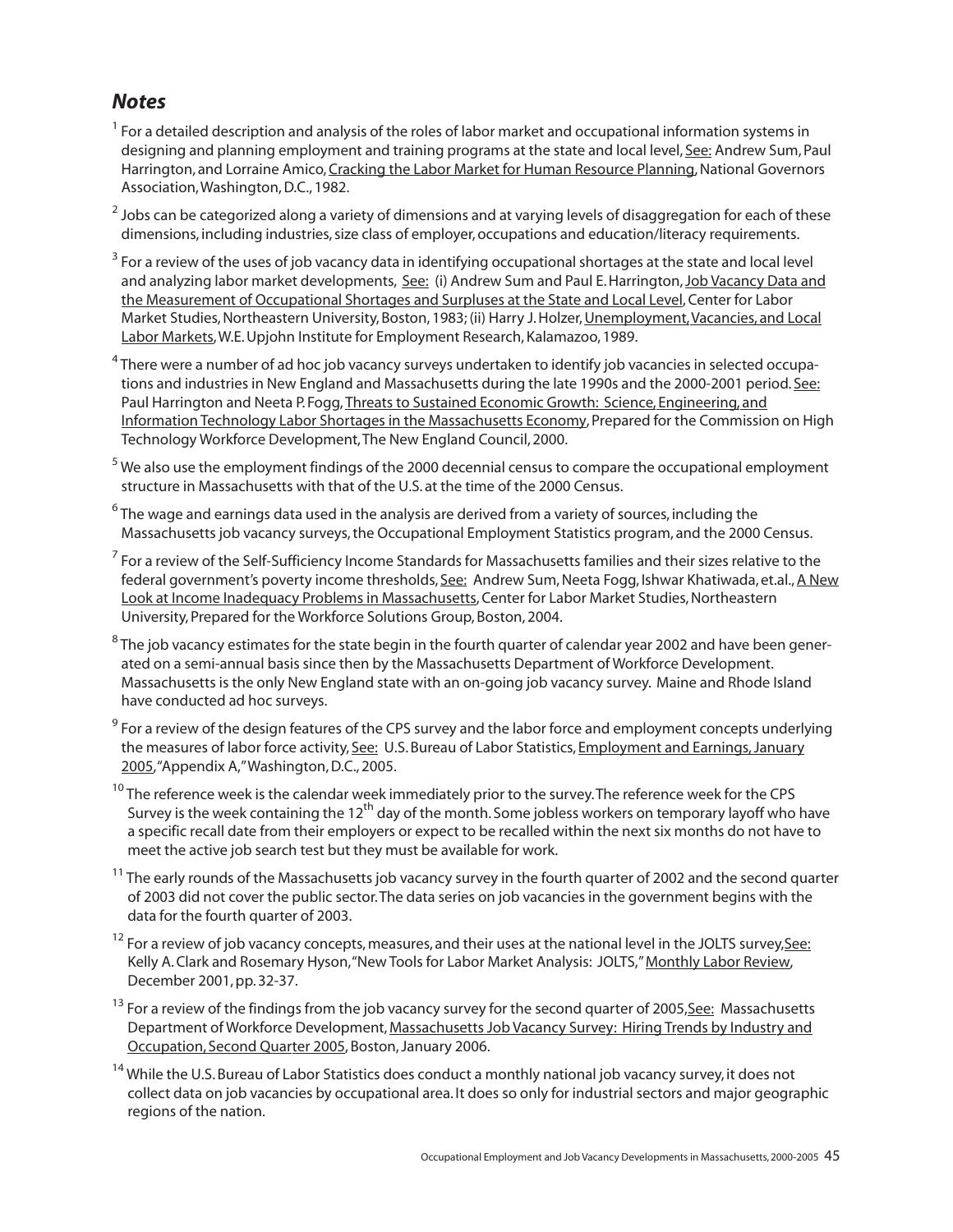## *Notes*

[1] For a detailed description and analysis of the roles of labor market and occupational information systems in designing and planning employment and training programs at the state and local level, See: Andrew Sum, Paul Harrington, and Lorraine Amico, Cracking the Labor Market for Human Resource Planning, National Governors Association, Washington, D.C., 1982.

[2] Jobs can be categorized along a variety of dimensions and at varying levels of disaggregation for each of these dimensions, including industries, size class of employer, occupations and education/literacy requirements.

[3] For a review of the uses of job vacancy data in identifying occupational shortages at the state and local level and analyzing labor market developments, See: (i) Andrew Sum and Paul E. Harrington, Job Vacancy Data and the Measurement of Occupational Shortages and Surpluses at the State and Local Level, Center for Labor Market Studies, Northeastern University, Boston, 1983; (ii) Harry J. Holzer, Unemployment, Vacancies, and Local Labor Markets, W.E. Upjohn Institute for Employment Research, Kalamazoo, 1989.

[4] There were a number of ad hoc job vacancy surveys undertaken to identify job vacancies in selected occupations and industries in New England and Massachusetts during the late 1990s and the 2000-2001 period. See: Paul Harrington and Neeta P. Fogg, Threats to Sustained Economic Growth: Science, Engineering, and Information Technology Labor Shortages in the Massachusetts Economy, Prepared for the Commission on High Technology Workforce Development, The New England Council, 2000.

[5] We also use the employment findings of the 2000 decennial census to compare the occupational employment structure in Massachusetts with that of the U.S. at the time of the 2000 Census.

[6] The wage and earnings data used in the analysis are derived from a variety of sources, including the Massachusetts job vacancy surveys, the Occupational Employment Statistics program, and the 2000 Census.

[7] For a review of the Self-Sufficiency Income Standards for Massachusetts families and their sizes relative to the federal government's poverty income thresholds, See: Andrew Sum, Neeta Fogg, Ishwar Khatiwada, et.al., A New Look at Income Inadequacy Problems in Massachusetts, Center for Labor Market Studies, Northeastern University, Prepared for the Workforce Solutions Group, Boston, 2004.

[8] The job vacancy estimates for the state begin in the fourth quarter of calendar year 2002 and have been generated on a semi-annual basis since then by the Massachusetts Department of Workforce Development. Massachusetts is the only New England state with an on-going job vacancy survey. Maine and Rhode Island have conducted ad hoc surveys.

[9] For a review of the design features of the CPS survey and the labor force and employment concepts underlying the measures of labor force activity, See: U.S. Bureau of Labor Statistics, Employment and Earnings, January 2005, "Appendix A," Washington, D.C., 2005.

[10] The reference week is the calendar week immediately prior to the survey. The reference week for the CPS Survey is the week containing the 12th day of the month. Some jobless workers on temporary layoff who have a specific recall date from their employers or expect to be recalled within the next six months do not have to meet the active job search test but they must be available for work.

[11] The early rounds of the Massachusetts job vacancy survey in the fourth quarter of 2002 and the second quarter of 2003 did not cover the public sector. The data series on job vacancies in the government begins with the data for the fourth quarter of 2003.

[12] For a review of job vacancy concepts, measures, and their uses at the national level in the JOLTS survey, See: Kelly A. Clark and Rosemary Hyson, "New Tools for Labor Market Analysis: JOLTS," Monthly Labor Review, December 2001, pp. 32-37.

[13] For a review of the findings from the job vacancy survey for the second quarter of 2005, See: Massachusetts Department of Workforce Development, Massachusetts Job Vacancy Survey: Hiring Trends by Industry and Occupation, Second Quarter 2005, Boston, January 2006.

[14] While the U.S. Bureau of Labor Statistics does conduct a monthly national job vacancy survey, it does not collect data on job vacancies by occupational area. It does so only for industrial sectors and major geographic regions of the nation.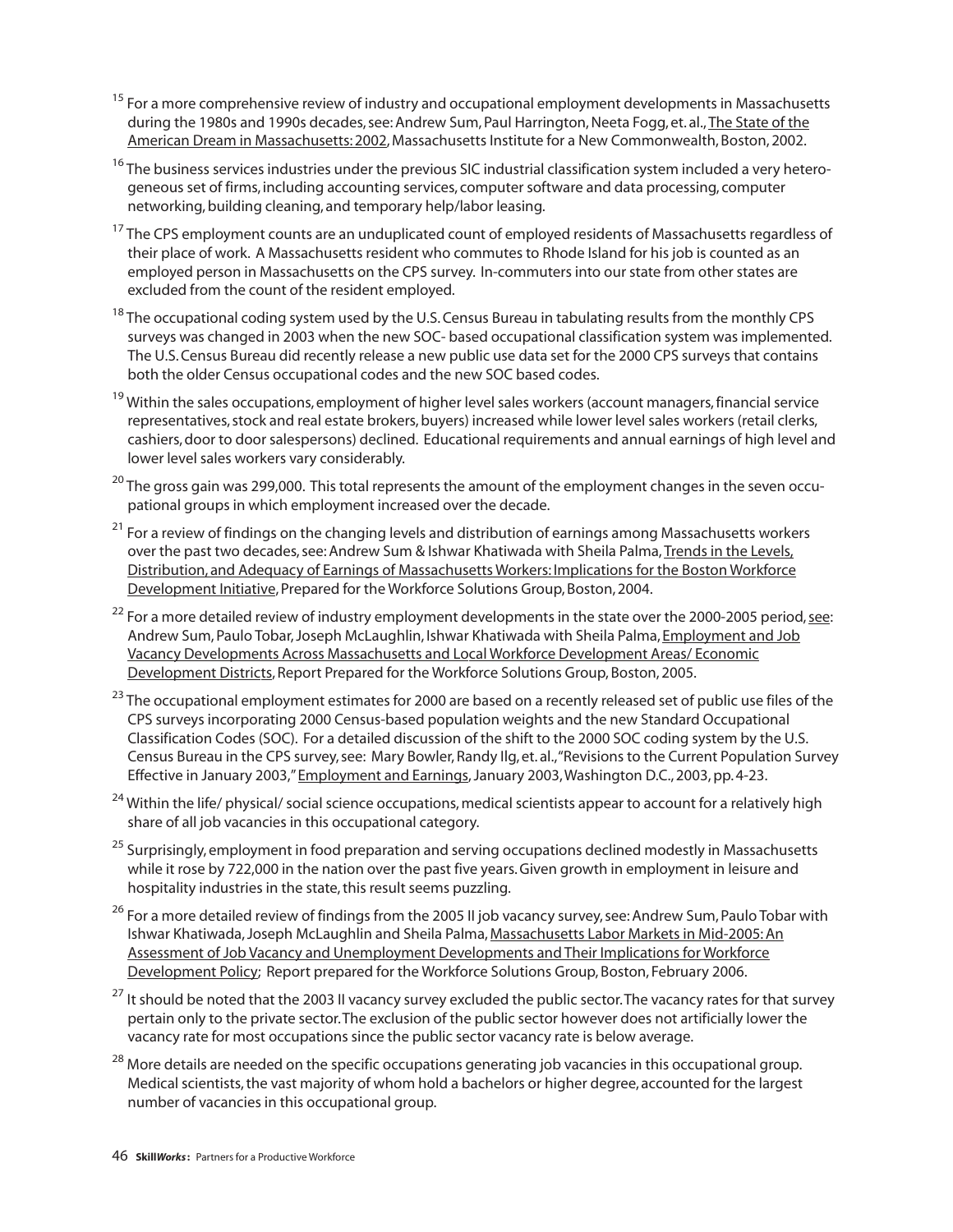[15] For a more comprehensive review of industry and occupational employment developments in Massachusetts during the 1980s and 1990s decades, see: Andrew Sum, Paul Harrington, Neeta Fogg, et. al., The State of the American Dream in Massachusetts: 2002, Massachusetts Institute for a New Commonwealth, Boston, 2002.

[16] The business services industries under the previous SIC industrial classification system included a very heterogeneous set of firms, including accounting services, computer software and data processing, computer networking, building cleaning, and temporary help/labor leasing.

[17] The CPS employment counts are an unduplicated count of employed residents of Massachusetts regardless of their place of work. A Massachusetts resident who commutes to Rhode Island for his job is counted as an employed person in Massachusetts on the CPS survey. In-commuters into our state from other states are excluded from the count of the resident employed.

[18] The occupational coding system used by the U.S. Census Bureau in tabulating results from the monthly CPS surveys was changed in 2003 when the new SOC- based occupational classification system was implemented. The U.S. Census Bureau did recently release a new public use data set for the 2000 CPS surveys that contains both the older Census occupational codes and the new SOC based codes.

[19] Within the sales occupations, employment of higher level sales workers (account managers, financial service representatives, stock and real estate brokers, buyers) increased while lower level sales workers (retail clerks, cashiers, door to door salespersons) declined. Educational requirements and annual earnings of high level and lower level sales workers vary considerably.

[20] The gross gain was 299,000. This total represents the amount of the employment changes in the seven occupational groups in which employment increased over the decade.

[21] For a review of findings on the changing levels and distribution of earnings among Massachusetts workers over the past two decades, see: Andrew Sum & Ishwar Khatiwada with Sheila Palma, Trends in the Levels, Distribution, and Adequacy of Earnings of Massachusetts Workers: Implications for the Boston Workforce Development Initiative, Prepared for the Workforce Solutions Group, Boston, 2004.

[22] For a more detailed review of industry employment developments in the state over the 2000-2005 period, see: Andrew Sum, Paulo Tobar, Joseph McLaughlin, Ishwar Khatiwada with Sheila Palma, Employment and Job Vacancy Developments Across Massachusetts and Local Workforce Development Areas/ Economic Development Districts, Report Prepared for the Workforce Solutions Group, Boston, 2005.

[23] The occupational employment estimates for 2000 are based on a recently released set of public use files of the CPS surveys incorporating 2000 Census-based population weights and the new Standard Occupational Classification Codes (SOC). For a detailed discussion of the shift to the 2000 SOC coding system by the U.S. Census Bureau in the CPS survey, see: Mary Bowler, Randy Ilg, et. al., "Revisions to the Current Population Survey Effective in January 2003," Employment and Earnings, January 2003, Washington D.C., 2003, pp. 4-23.

[24] Within the life/ physical/ social science occupations, medical scientists appear to account for a relatively high share of all job vacancies in this occupational category.

[25] Surprisingly, employment in food preparation and serving occupations declined modestly in Massachusetts while it rose by 722,000 in the nation over the past five years. Given growth in employment in leisure and hospitality industries in the state, this result seems puzzling.

[26] For a more detailed review of findings from the 2005 II job vacancy survey, see: Andrew Sum, Paulo Tobar with Ishwar Khatiwada, Joseph McLaughlin and Sheila Palma, Massachusetts Labor Markets in Mid-2005: An Assessment of Job Vacancy and Unemployment Developments and Their Implications for Workforce Development Policy; Report prepared for the Workforce Solutions Group, Boston, February 2006.

[27] It should be noted that the 2003 II vacancy survey excluded the public sector. The vacancy rates for that survey pertain only to the private sector. The exclusion of the public sector however does not artificially lower the vacancy rate for most occupations since the public sector vacancy rate is below average.

[28] More details are needed on the specific occupations generating job vacancies in this occupational group. Medical scientists, the vast majority of whom hold a bachelors or higher degree, accounted for the largest number of vacancies in this occupational group.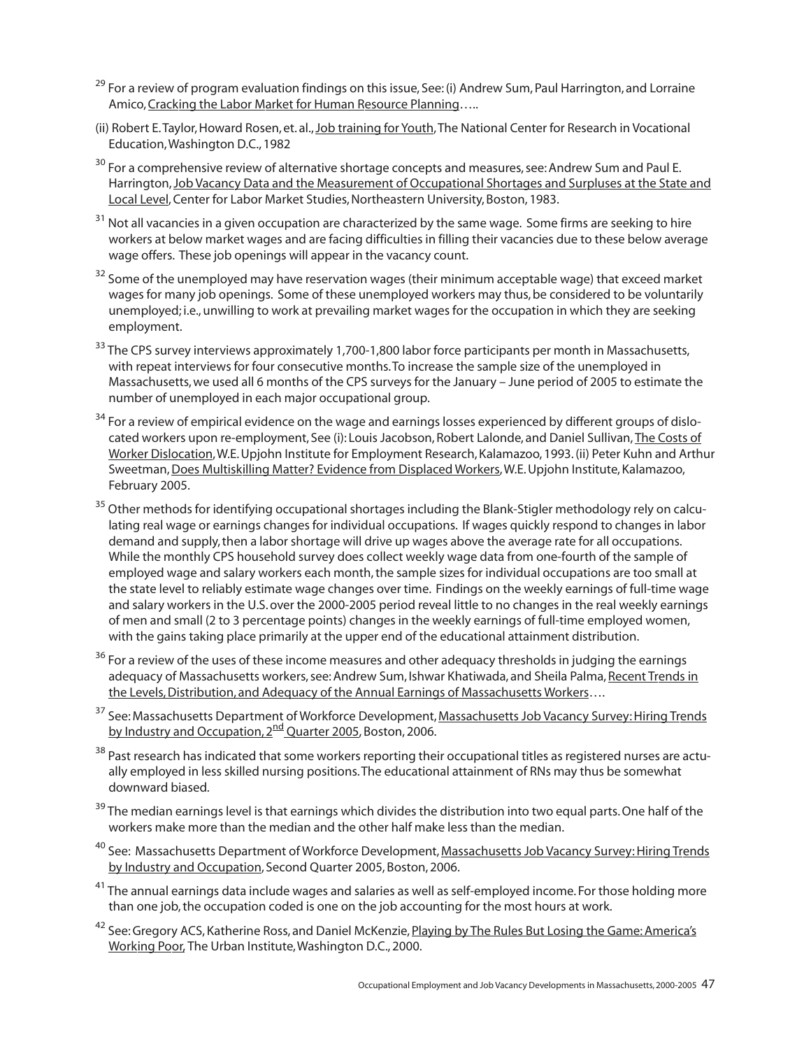[29] For a review of program evaluation findings on this issue, See: (i) Andrew Sum, Paul Harrington, and Lorraine Amico, Cracking the Labor Market for Human Resource Planning…..

(ii) Robert E. Taylor, Howard Rosen, et. al., Job training for Youth, The National Center for Research in Vocational Education, Washington D.C., 1982

[30] For a comprehensive review of alternative shortage concepts and measures, see: Andrew Sum and Paul E. Harrington, Job Vacancy Data and the Measurement of Occupational Shortages and Surpluses at the State and Local Level, Center for Labor Market Studies, Northeastern University, Boston, 1983.

[31] Not all vacancies in a given occupation are characterized by the same wage. Some firms are seeking to hire workers at below market wages and are facing difficulties in filling their vacancies due to these below average wage offers. These job openings will appear in the vacancy count.

[32] Some of the unemployed may have reservation wages (their minimum acceptable wage) that exceed market wages for many job openings. Some of these unemployed workers may thus, be considered to be voluntarily unemployed; i.e., unwilling to work at prevailing market wages for the occupation in which they are seeking employment.

[33] The CPS survey interviews approximately 1,700-1,800 labor force participants per month in Massachusetts, with repeat interviews for four consecutive months. To increase the sample size of the unemployed in Massachusetts, we used all 6 months of the CPS surveys for the January – June period of 2005 to estimate the number of unemployed in each major occupational group.

[34] For a review of empirical evidence on the wage and earnings losses experienced by different groups of dislocated workers upon re-employment, See (i): Louis Jacobson, Robert Lalonde, and Daniel Sullivan, The Costs of Worker Dislocation, W.E. Upjohn Institute for Employment Research, Kalamazoo, 1993. (ii) Peter Kuhn and Arthur Sweetman, Does Multiskilling Matter? Evidence from Displaced Workers, W.E. Upjohn Institute, Kalamazoo, February 2005.

[35] Other methods for identifying occupational shortages including the Blank-Stigler methodology rely on calculating real wage or earnings changes for individual occupations. If wages quickly respond to changes in labor demand and supply, then a labor shortage will drive up wages above the average rate for all occupations. While the monthly CPS household survey does collect weekly wage data from one-fourth of the sample of employed wage and salary workers each month, the sample sizes for individual occupations are too small at the state level to reliably estimate wage changes over time. Findings on the weekly earnings of full-time wage and salary workers in the U.S. over the 2000-2005 period reveal little to no changes in the real weekly earnings of men and small (2 to 3 percentage points) changes in the weekly earnings of full-time employed women, with the gains taking place primarily at the upper end of the educational attainment distribution.

[36] For a review of the uses of these income measures and other adequacy thresholds in judging the earnings adequacy of Massachusetts workers, see: Andrew Sum, Ishwar Khatiwada, and Sheila Palma, Recent Trends in the Levels, Distribution, and Adequacy of the Annual Earnings of Massachusetts Workers….

[37] See: Massachusetts Department of Workforce Development, Massachusetts Job Vacancy Survey: Hiring Trends by Industry and Occupation, 2nd Quarter 2005, Boston, 2006.

[38] Past research has indicated that some workers reporting their occupational titles as registered nurses are actually employed in less skilled nursing positions. The educational attainment of RNs may thus be somewhat downward biased.

[39] The median earnings level is that earnings which divides the distribution into two equal parts. One half of the workers make more than the median and the other half make less than the median.

[40] See: Massachusetts Department of Workforce Development, Massachusetts Job Vacancy Survey: Hiring Trends by Industry and Occupation, Second Quarter 2005, Boston, 2006.

[41] The annual earnings data include wages and salaries as well as self-employed income. For those holding more than one job, the occupation coded is one on the job accounting for the most hours at work.

[42] See: Gregory ACS, Katherine Ross, and Daniel McKenzie, Playing by The Rules But Losing the Game: America's Working Poor, The Urban Institute, Washington D.C., 2000.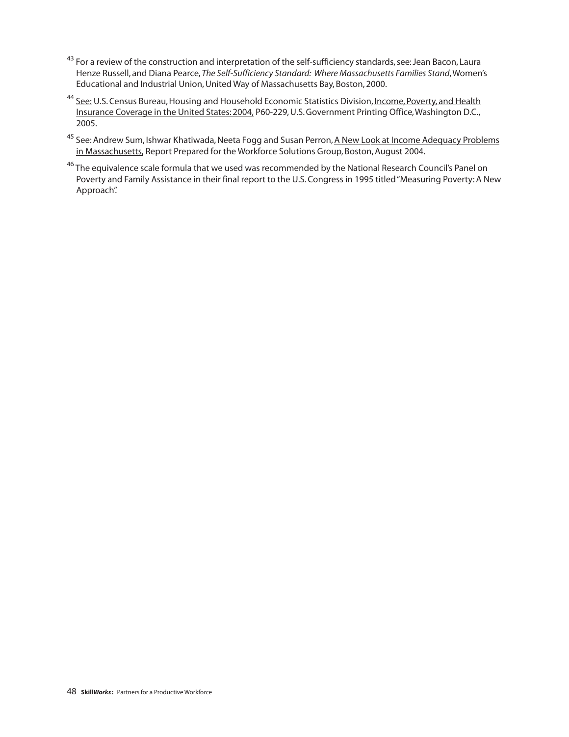[43] For a review of the construction and interpretation of the self-sufficiency standards, see: Jean Bacon, Laura Henze Russell, and Diana Pearce, *The Self-Sufficiency Standard: Where Massachusetts Families Stand*, Women's Educational and Industrial Union, United Way of Massachusetts Bay, Boston, 2000.

[44] See: U.S. Census Bureau, Housing and Household Economic Statistics Division, Income, Poverty, and Health Insurance Coverage in the United States: 2004, P60-229, U.S. Government Printing Office, Washington D.C., 2005.

[45] See: Andrew Sum, Ishwar Khatiwada, Neeta Fogg and Susan Perron, A New Look at Income Adequacy Problems in Massachusetts, Report Prepared for the Workforce Solutions Group, Boston, August 2004.

[46] The equivalence scale formula that we used was recommended by the National Research Council's Panel on Poverty and Family Assistance in their final report to the U.S. Congress in 1995 titled "Measuring Poverty: A New Approach".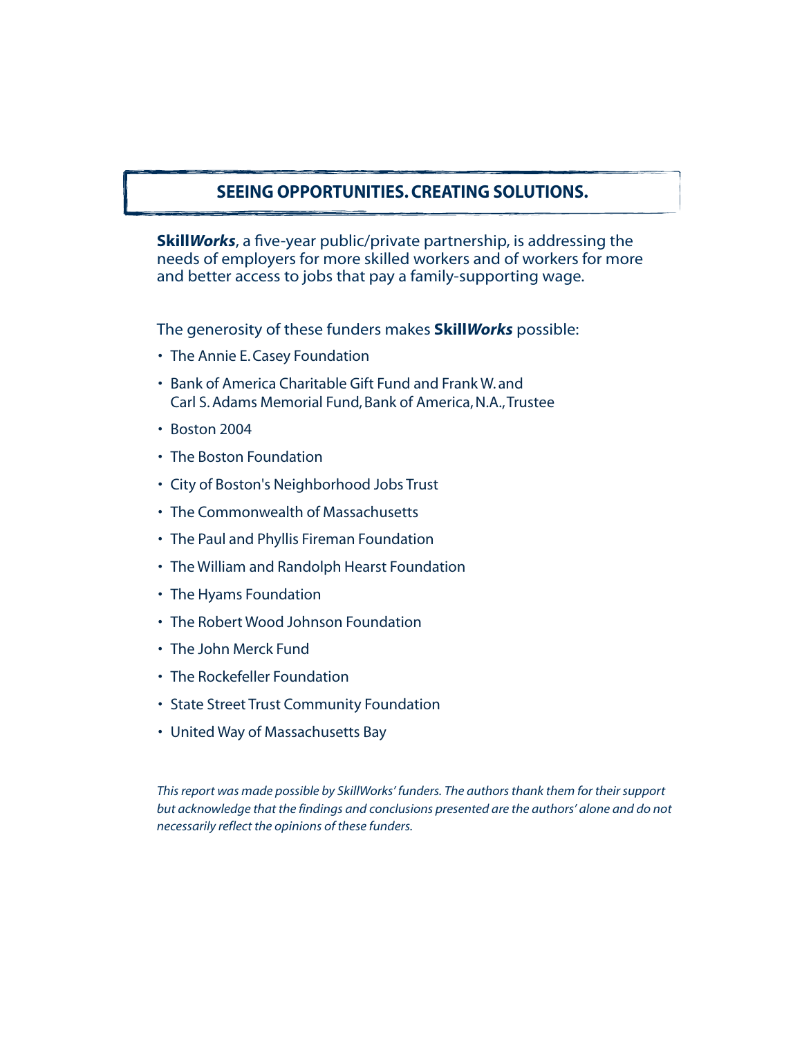## SEEING OPPORTUNITIES. CREATING SOLUTIONS.

**Skill*Works***, a five-year public/private partnership, is addressing the needs of employers for more skilled workers and of workers for more and better access to jobs that pay a family-supporting wage.

The generosity of these funders makes **Skill*Works*** possible:

- The Annie E. Casey Foundation
- Bank of America Charitable Gift Fund and Frank W. and Carl S. Adams Memorial Fund, Bank of America, N.A., Trustee
- Boston 2004
- The Boston Foundation
- City of Boston's Neighborhood Jobs Trust
- The Commonwealth of Massachusetts
- The Paul and Phyllis Fireman Foundation
- The William and Randolph Hearst Foundation
- The Hyams Foundation
- The Robert Wood Johnson Foundation
- The John Merck Fund
- The Rockefeller Foundation
- State Street Trust Community Foundation
- United Way of Massachusetts Bay

*This report was made possible by SkillWorks' funders. The authors thank them for their support but acknowledge that the findings and conclusions presented are the authors' alone and do not necessarily reflect the opinions of these funders.*